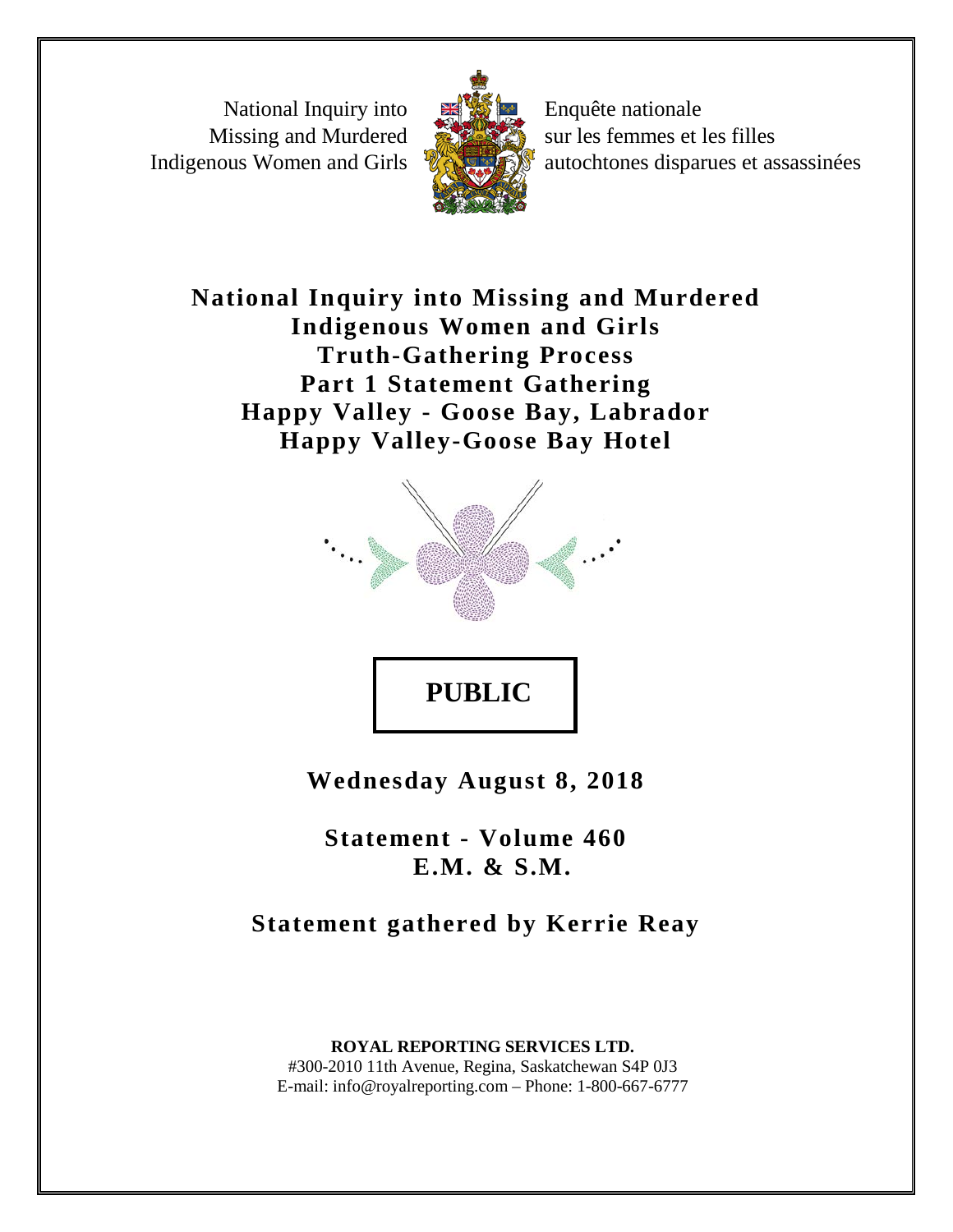National Inquiry into Missing and Murdered Indigenous Women and Girls

Enquête nationale sur les femmes et les filles autochtones disparues et assassinées

# National Inquiry into Missing and Murdered Indigenous Women and Girls
# Truth-Gathering Process
# Part 1 Statement Gathering
# Happy Valley - Goose Bay, Labrador
# Happy Valley-Goose Bay Hotel

**PUBLIC**

**Wednesday August 8, 2018**

**Statement - Volume 460**
**E.M. & S.M.**

**Statement gathered by Kerrie Reay**

**ROYAL REPORTING SERVICES LTD.**
#300-2010 11th Avenue, Regina, Saskatchewan S4P 0J3
E-mail: info@royalreporting.com – Phone: 1-800-667-6777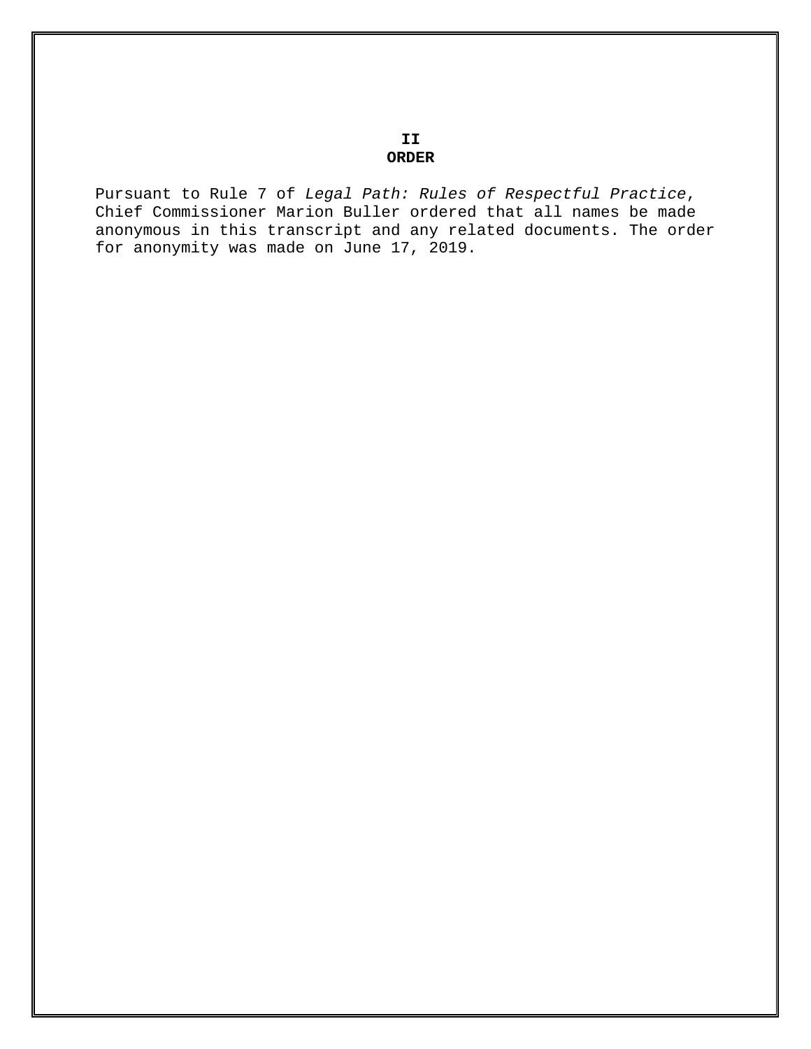**II**
**ORDER**

Pursuant to Rule 7 of *Legal Path: Rules of Respectful Practice*, Chief Commissioner Marion Buller ordered that all names be made anonymous in this transcript and any related documents. The order for anonymity was made on June 17, 2019.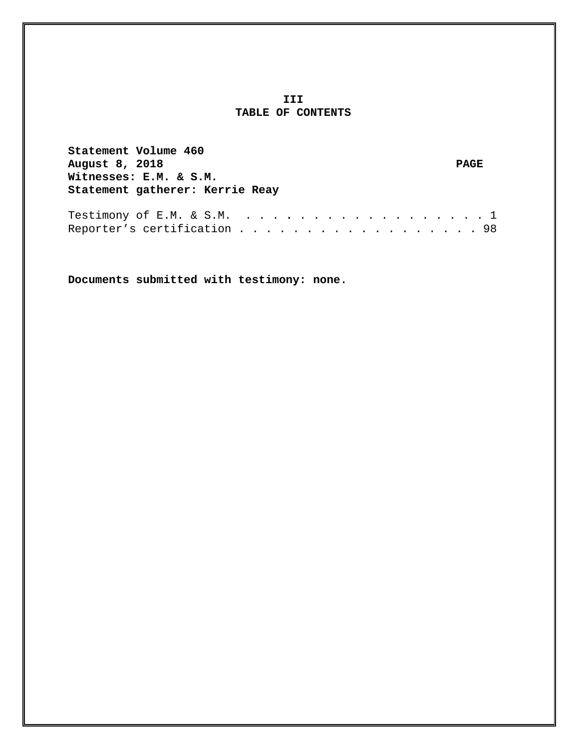III

# TABLE OF CONTENTS

**Statement Volume 460**
**August 8, 2018** **PAGE**
**Witnesses: E.M. & S.M.**
**Statement gatherer: Kerrie Reay**

| | |
|---|---|
| Testimony of E.M. & S.M. | 1 |
| Reporter's certification | 98 |

**Documents submitted with testimony: none.**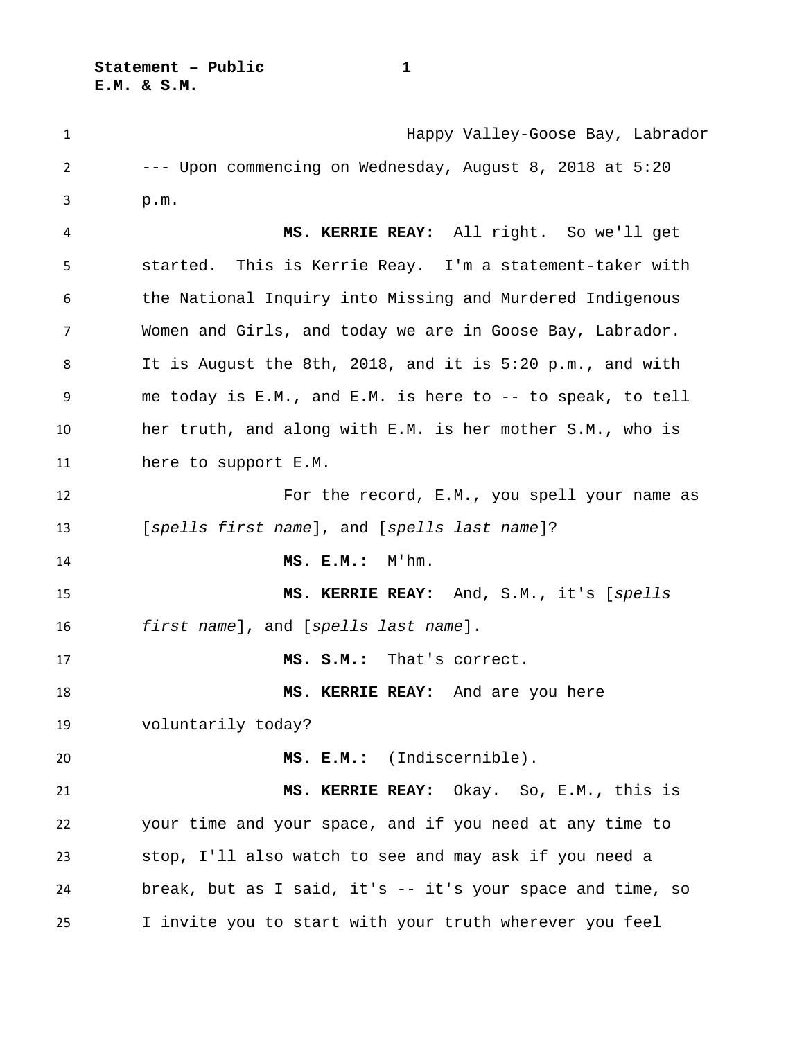Happy Valley-Goose Bay, Labrador

--- Upon commencing on Wednesday, August 8, 2018 at 5:20 p.m.

**MS. KERRIE REAY:** All right. So we'll get started. This is Kerrie Reay. I'm a statement-taker with the National Inquiry into Missing and Murdered Indigenous Women and Girls, and today we are in Goose Bay, Labrador. It is August the 8th, 2018, and it is 5:20 p.m., and with me today is E.M., and E.M. is here to -- to speak, to tell her truth, and along with E.M. is her mother S.M., who is here to support E.M.

For the record, E.M., you spell your name as [*spells first name*], and [*spells last name*]?

**MS. E.M.:** M'hm.

**MS. KERRIE REAY:** And, S.M., it's [*spells first name*], and [*spells last name*].

**MS. S.M.:** That's correct.

**MS. KERRIE REAY:** And are you here voluntarily today?

**MS. E.M.:** (Indiscernible).

**MS. KERRIE REAY:** Okay. So, E.M., this is your time and your space, and if you need at any time to stop, I'll also watch to see and may ask if you need a break, but as I said, it's -- it's your space and time, so I invite you to start with your truth wherever you feel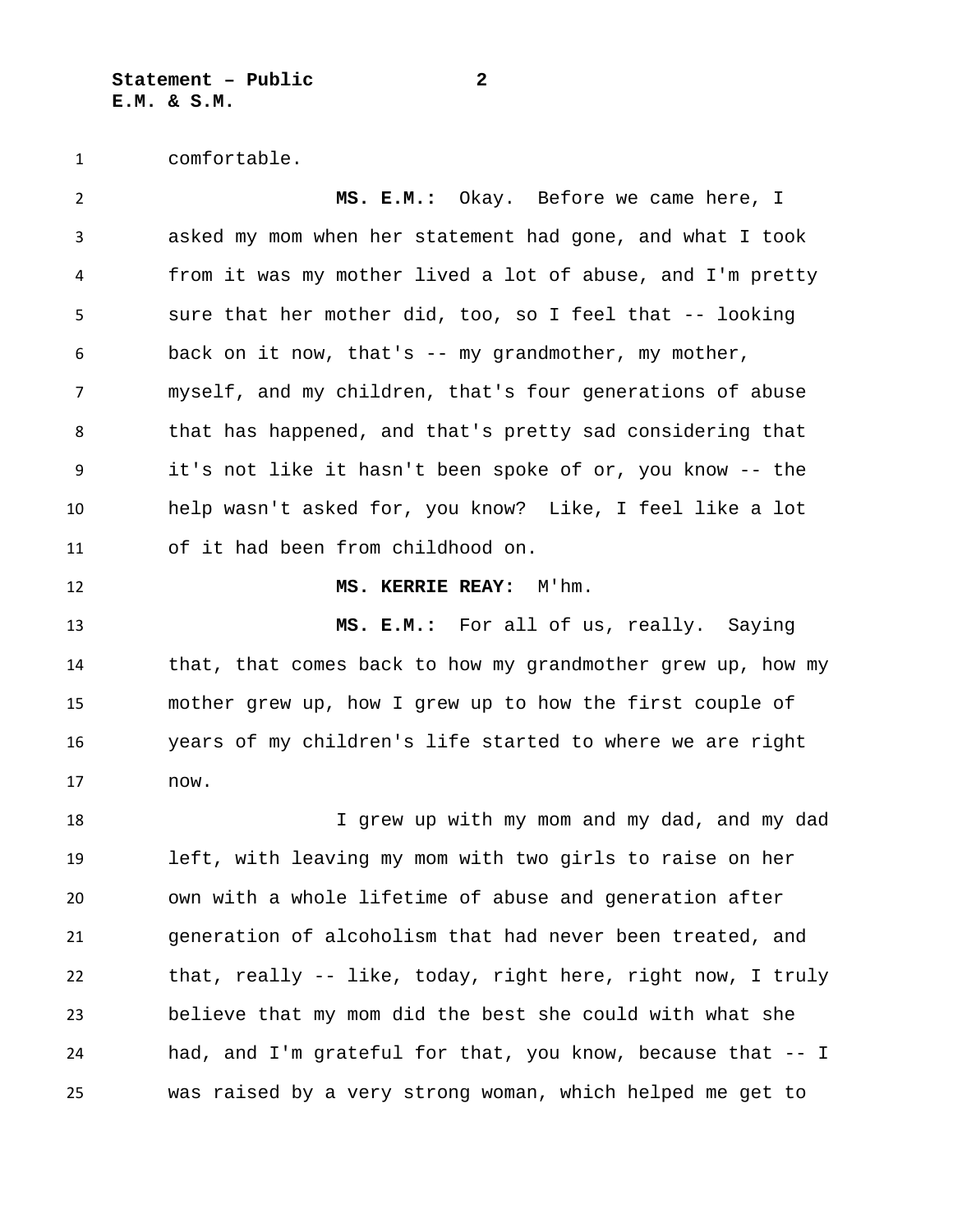comfortable.

**MS. E.M.:** Okay. Before we came here, I asked my mom when her statement had gone, and what I took from it was my mother lived a lot of abuse, and I'm pretty sure that her mother did, too, so I feel that -- looking back on it now, that's -- my grandmother, my mother, myself, and my children, that's four generations of abuse that has happened, and that's pretty sad considering that it's not like it hasn't been spoke of or, you know -- the help wasn't asked for, you know? Like, I feel like a lot of it had been from childhood on.

**MS. KERRIE REAY:** M'hm.

**MS. E.M.:** For all of us, really. Saying that, that comes back to how my grandmother grew up, how my mother grew up, how I grew up to how the first couple of years of my children's life started to where we are right now.

I grew up with my mom and my dad, and my dad left, with leaving my mom with two girls to raise on her own with a whole lifetime of abuse and generation after generation of alcoholism that had never been treated, and that, really -- like, today, right here, right now, I truly believe that my mom did the best she could with what she had, and I'm grateful for that, you know, because that -- I was raised by a very strong woman, which helped me get to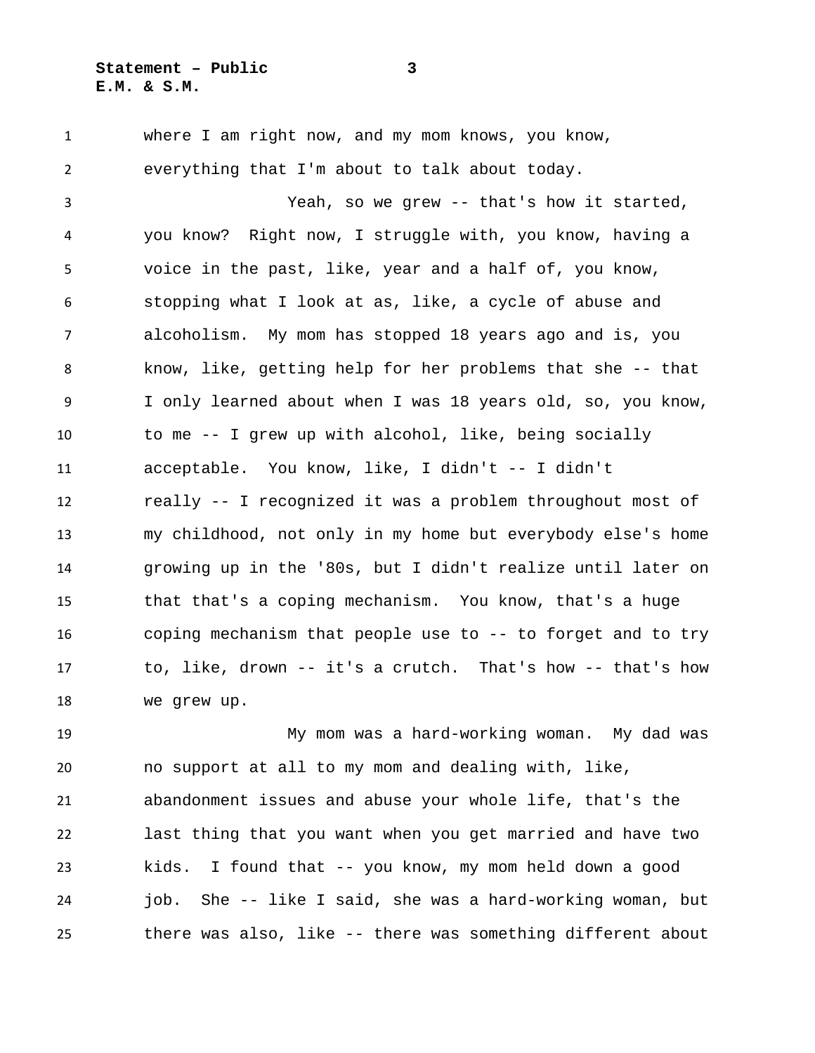where I am right now, and my mom knows, you know, everything that I'm about to talk about today.

Yeah, so we grew -- that's how it started, you know? Right now, I struggle with, you know, having a voice in the past, like, year and a half of, you know, stopping what I look at as, like, a cycle of abuse and alcoholism. My mom has stopped 18 years ago and is, you know, like, getting help for her problems that she -- that I only learned about when I was 18 years old, so, you know, to me -- I grew up with alcohol, like, being socially acceptable. You know, like, I didn't -- I didn't really -- I recognized it was a problem throughout most of my childhood, not only in my home but everybody else's home growing up in the '80s, but I didn't realize until later on that that's a coping mechanism. You know, that's a huge coping mechanism that people use to -- to forget and to try to, like, drown -- it's a crutch. That's how -- that's how we grew up.

My mom was a hard-working woman. My dad was no support at all to my mom and dealing with, like, abandonment issues and abuse your whole life, that's the last thing that you want when you get married and have two kids. I found that -- you know, my mom held down a good job. She -- like I said, she was a hard-working woman, but there was also, like -- there was something different about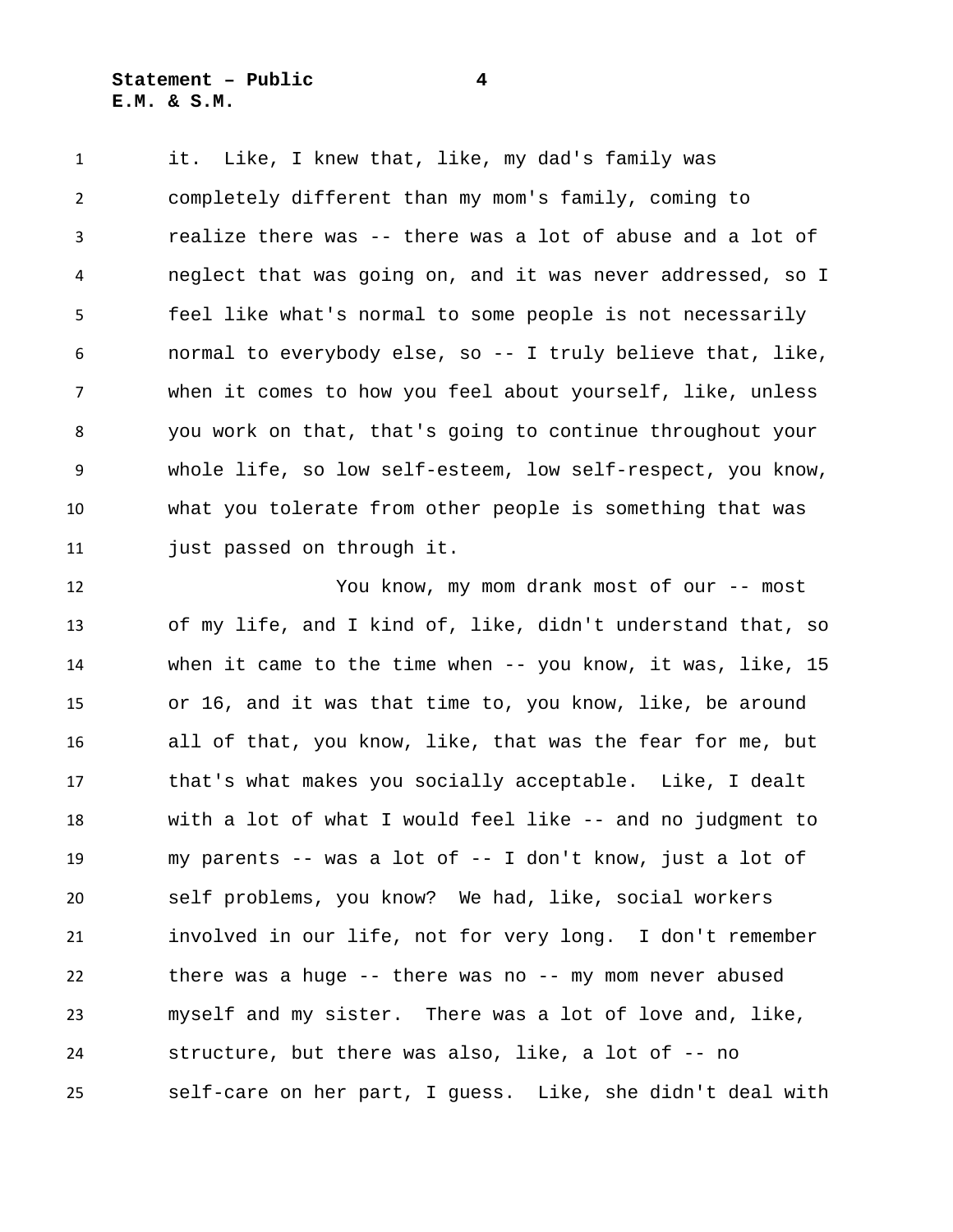it. Like, I knew that, like, my dad's family was completely different than my mom's family, coming to realize there was -- there was a lot of abuse and a lot of neglect that was going on, and it was never addressed, so I feel like what's normal to some people is not necessarily normal to everybody else, so -- I truly believe that, like, when it comes to how you feel about yourself, like, unless you work on that, that's going to continue throughout your whole life, so low self-esteem, low self-respect, you know, what you tolerate from other people is something that was just passed on through it.

You know, my mom drank most of our -- most of my life, and I kind of, like, didn't understand that, so when it came to the time when -- you know, it was, like, 15 or 16, and it was that time to, you know, like, be around all of that, you know, like, that was the fear for me, but that's what makes you socially acceptable. Like, I dealt with a lot of what I would feel like -- and no judgment to my parents -- was a lot of -- I don't know, just a lot of self problems, you know? We had, like, social workers involved in our life, not for very long. I don't remember there was a huge -- there was no -- my mom never abused myself and my sister. There was a lot of love and, like, structure, but there was also, like, a lot of -- no self-care on her part, I guess. Like, she didn't deal with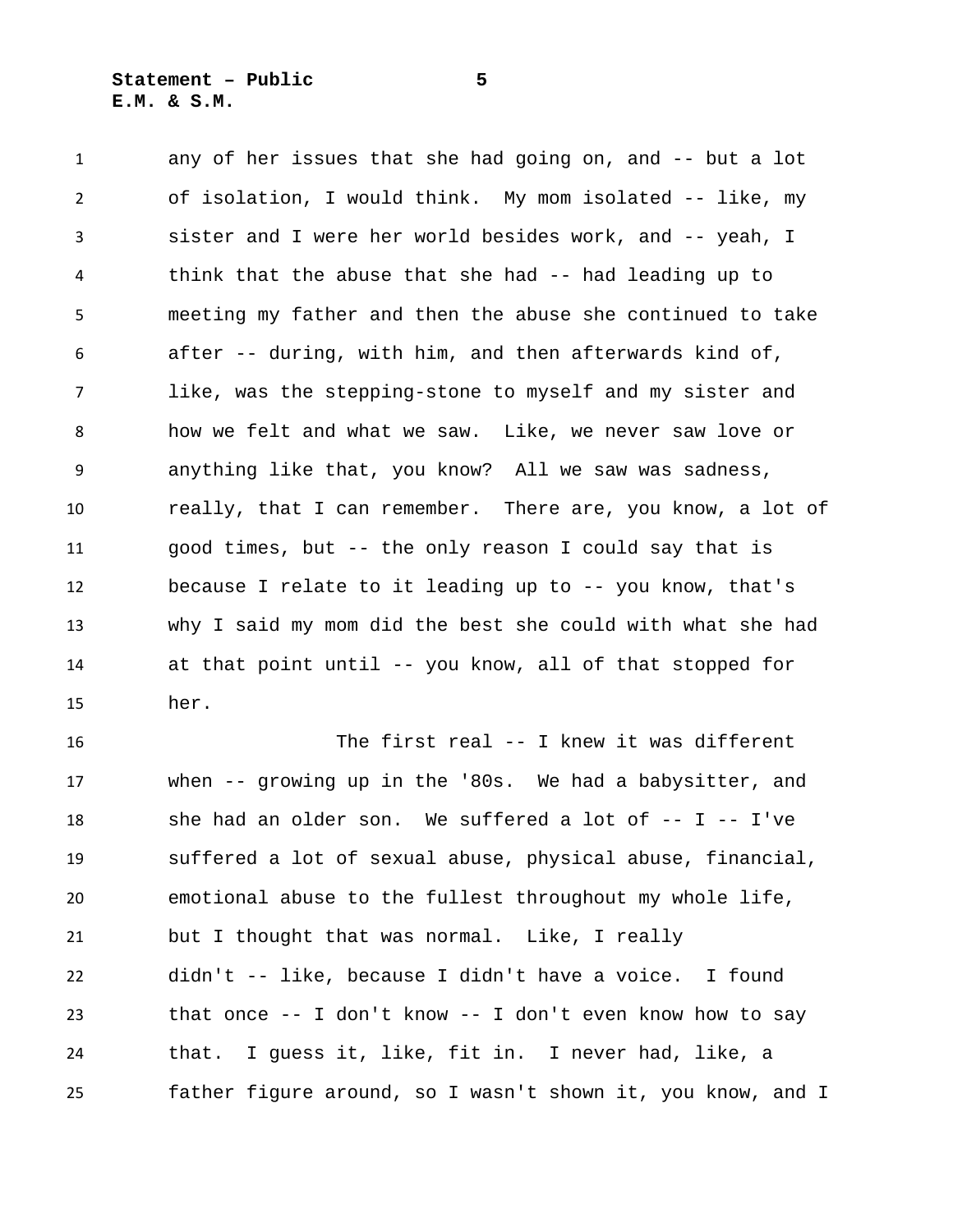any of her issues that she had going on, and -- but a lot of isolation, I would think. My mom isolated -- like, my sister and I were her world besides work, and -- yeah, I think that the abuse that she had -- had leading up to meeting my father and then the abuse she continued to take after -- during, with him, and then afterwards kind of, like, was the stepping-stone to myself and my sister and how we felt and what we saw. Like, we never saw love or anything like that, you know? All we saw was sadness, really, that I can remember. There are, you know, a lot of good times, but -- the only reason I could say that is because I relate to it leading up to -- you know, that's why I said my mom did the best she could with what she had at that point until -- you know, all of that stopped for her.

The first real -- I knew it was different when -- growing up in the '80s. We had a babysitter, and she had an older son. We suffered a lot of -- I -- I've suffered a lot of sexual abuse, physical abuse, financial, emotional abuse to the fullest throughout my whole life, but I thought that was normal. Like, I really didn't -- like, because I didn't have a voice. I found that once -- I don't know -- I don't even know how to say that. I guess it, like, fit in. I never had, like, a father figure around, so I wasn't shown it, you know, and I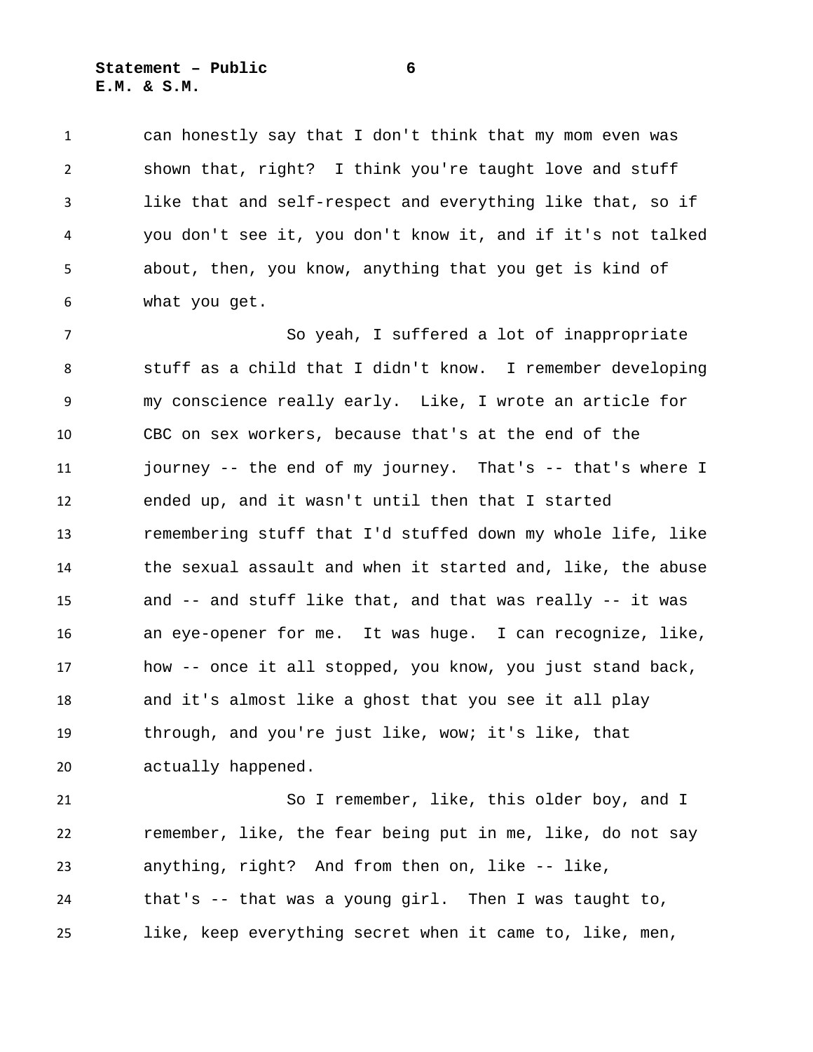can honestly say that I don't think that my mom even was shown that, right? I think you're taught love and stuff like that and self-respect and everything like that, so if you don't see it, you don't know it, and if it's not talked about, then, you know, anything that you get is kind of what you get.

So yeah, I suffered a lot of inappropriate stuff as a child that I didn't know. I remember developing my conscience really early. Like, I wrote an article for CBC on sex workers, because that's at the end of the journey -- the end of my journey. That's -- that's where I ended up, and it wasn't until then that I started remembering stuff that I'd stuffed down my whole life, like the sexual assault and when it started and, like, the abuse and -- and stuff like that, and that was really -- it was an eye-opener for me. It was huge. I can recognize, like, how -- once it all stopped, you know, you just stand back, and it's almost like a ghost that you see it all play through, and you're just like, wow; it's like, that actually happened.

So I remember, like, this older boy, and I remember, like, the fear being put in me, like, do not say anything, right? And from then on, like -- like, that's -- that was a young girl. Then I was taught to, like, keep everything secret when it came to, like, men,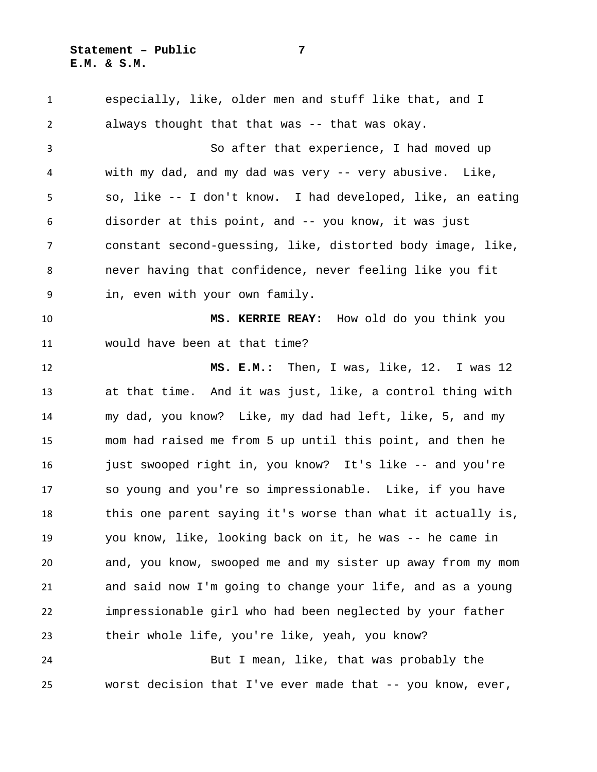especially, like, older men and stuff like that, and I always thought that that was -- that was okay.

So after that experience, I had moved up with my dad, and my dad was very -- very abusive. Like, so, like -- I don't know. I had developed, like, an eating disorder at this point, and -- you know, it was just constant second-guessing, like, distorted body image, like, never having that confidence, never feeling like you fit in, even with your own family.

**MS. KERRIE REAY:** How old do you think you would have been at that time?

**MS. E.M.:** Then, I was, like, 12. I was 12 at that time. And it was just, like, a control thing with my dad, you know? Like, my dad had left, like, 5, and my mom had raised me from 5 up until this point, and then he just swooped right in, you know? It's like -- and you're so young and you're so impressionable. Like, if you have this one parent saying it's worse than what it actually is, you know, like, looking back on it, he was -- he came in and, you know, swooped me and my sister up away from my mom and said now I'm going to change your life, and as a young impressionable girl who had been neglected by your father their whole life, you're like, yeah, you know?

But I mean, like, that was probably the worst decision that I've ever made that -- you know, ever,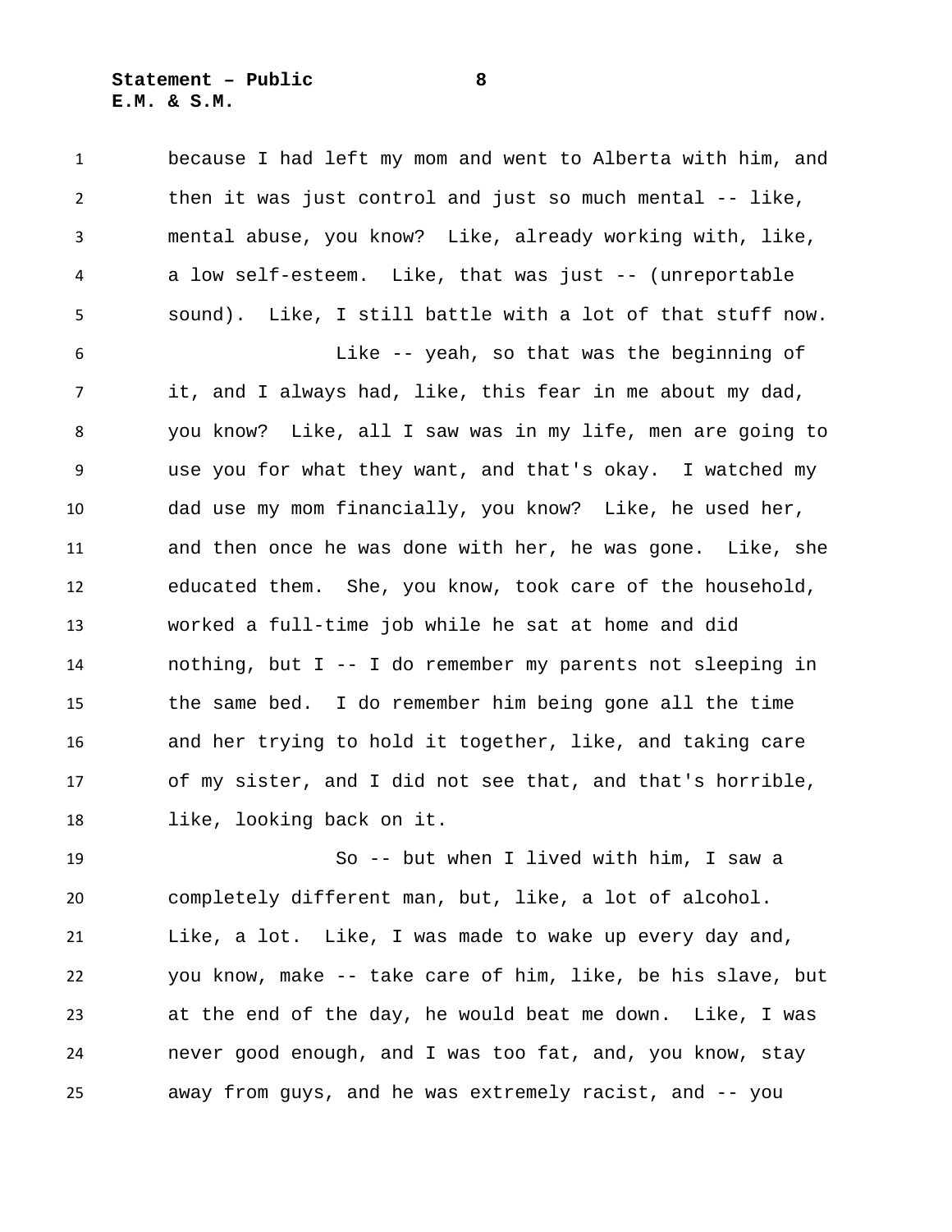because I had left my mom and went to Alberta with him, and then it was just control and just so much mental -- like, mental abuse, you know? Like, already working with, like, a low self-esteem. Like, that was just -- (unreportable sound). Like, I still battle with a lot of that stuff now.

Like -- yeah, so that was the beginning of it, and I always had, like, this fear in me about my dad, you know? Like, all I saw was in my life, men are going to use you for what they want, and that's okay. I watched my dad use my mom financially, you know? Like, he used her, and then once he was done with her, he was gone. Like, she educated them. She, you know, took care of the household, worked a full-time job while he sat at home and did nothing, but I -- I do remember my parents not sleeping in the same bed. I do remember him being gone all the time and her trying to hold it together, like, and taking care of my sister, and I did not see that, and that's horrible, like, looking back on it.

So -- but when I lived with him, I saw a completely different man, but, like, a lot of alcohol. Like, a lot. Like, I was made to wake up every day and, you know, make -- take care of him, like, be his slave, but at the end of the day, he would beat me down. Like, I was never good enough, and I was too fat, and, you know, stay away from guys, and he was extremely racist, and -- you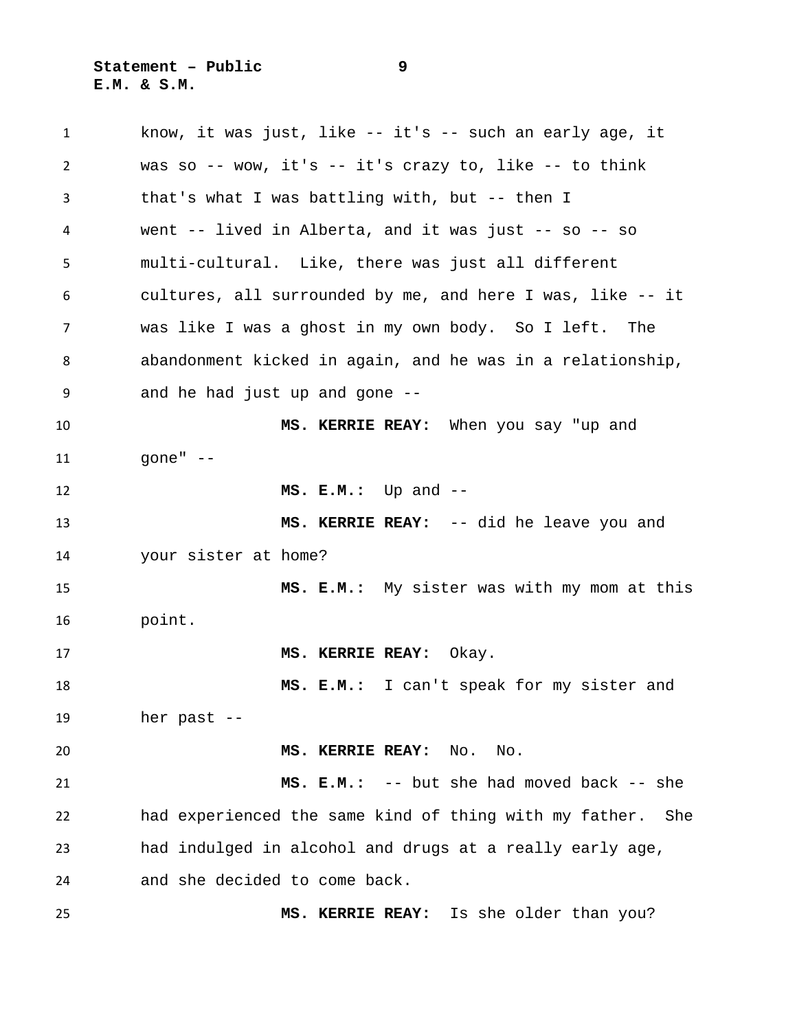know, it was just, like -- it's -- such an early age, it was so -- wow, it's -- it's crazy to, like -- to think that's what I was battling with, but -- then I went -- lived in Alberta, and it was just -- so -- so multi-cultural. Like, there was just all different cultures, all surrounded by me, and here I was, like -- it was like I was a ghost in my own body. So I left. The abandonment kicked in again, and he was in a relationship, and he had just up and gone --

**MS. KERRIE REAY:** When you say "up and gone" --

**MS. E.M.:** Up and --

**MS. KERRIE REAY:** -- did he leave you and your sister at home?

**MS. E.M.:** My sister was with my mom at this point.

**MS. KERRIE REAY:** Okay.

**MS. E.M.:** I can't speak for my sister and her past --

**MS. KERRIE REAY:** No. No.

**MS. E.M.:** -- but she had moved back -- she had experienced the same kind of thing with my father. She had indulged in alcohol and drugs at a really early age, and she decided to come back.

**MS. KERRIE REAY:** Is she older than you?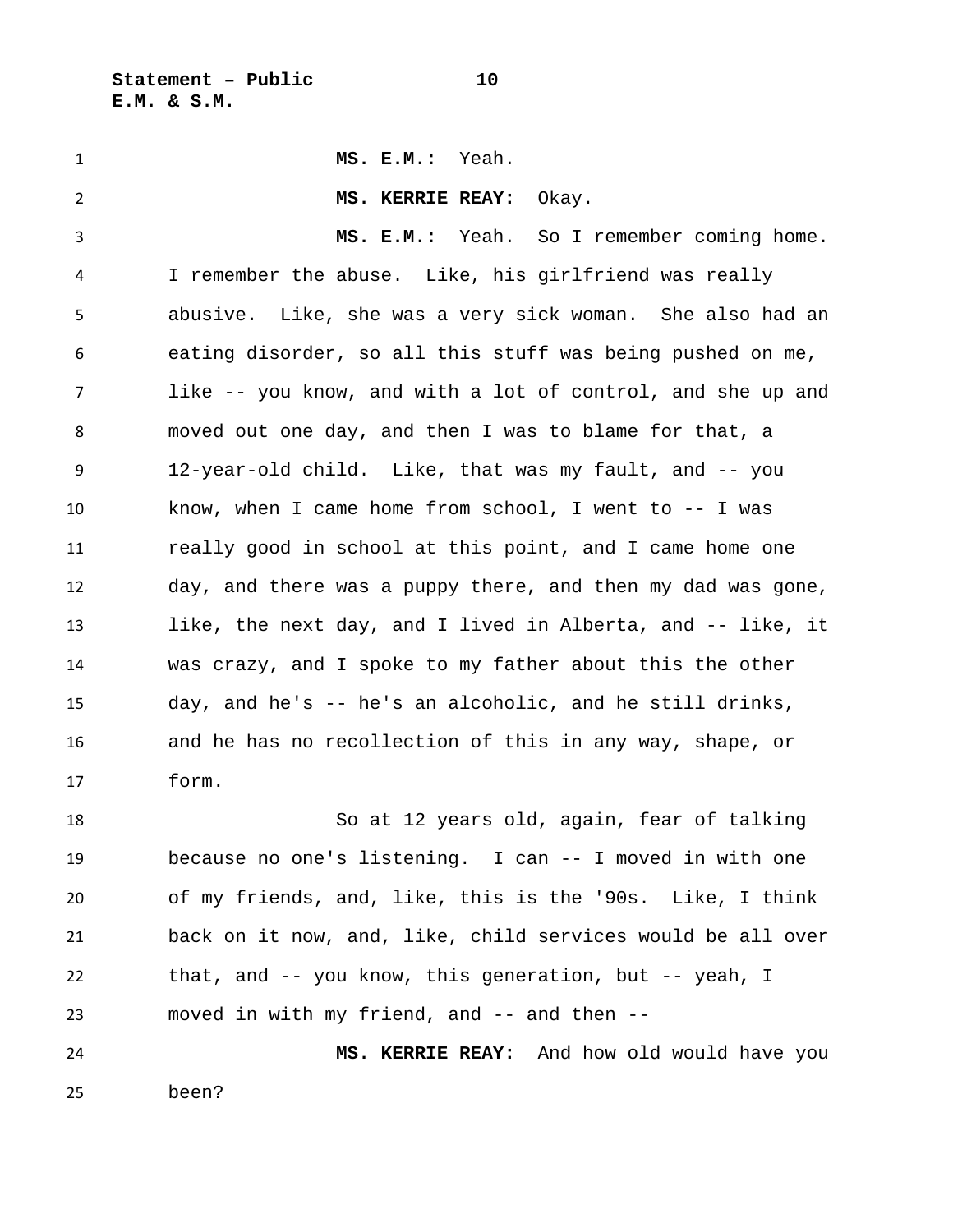**MS. E.M.:** Yeah.

**MS. KERRIE REAY:** Okay.

**MS. E.M.:** Yeah. So I remember coming home. I remember the abuse. Like, his girlfriend was really abusive. Like, she was a very sick woman. She also had an eating disorder, so all this stuff was being pushed on me, like -- you know, and with a lot of control, and she up and moved out one day, and then I was to blame for that, a 12-year-old child. Like, that was my fault, and -- you know, when I came home from school, I went to -- I was really good in school at this point, and I came home one day, and there was a puppy there, and then my dad was gone, like, the next day, and I lived in Alberta, and -- like, it was crazy, and I spoke to my father about this the other day, and he's -- he's an alcoholic, and he still drinks, and he has no recollection of this in any way, shape, or form.

So at 12 years old, again, fear of talking because no one's listening. I can -- I moved in with one of my friends, and, like, this is the '90s. Like, I think back on it now, and, like, child services would be all over that, and -- you know, this generation, but -- yeah, I moved in with my friend, and -- and then --

**MS. KERRIE REAY:** And how old would have you been?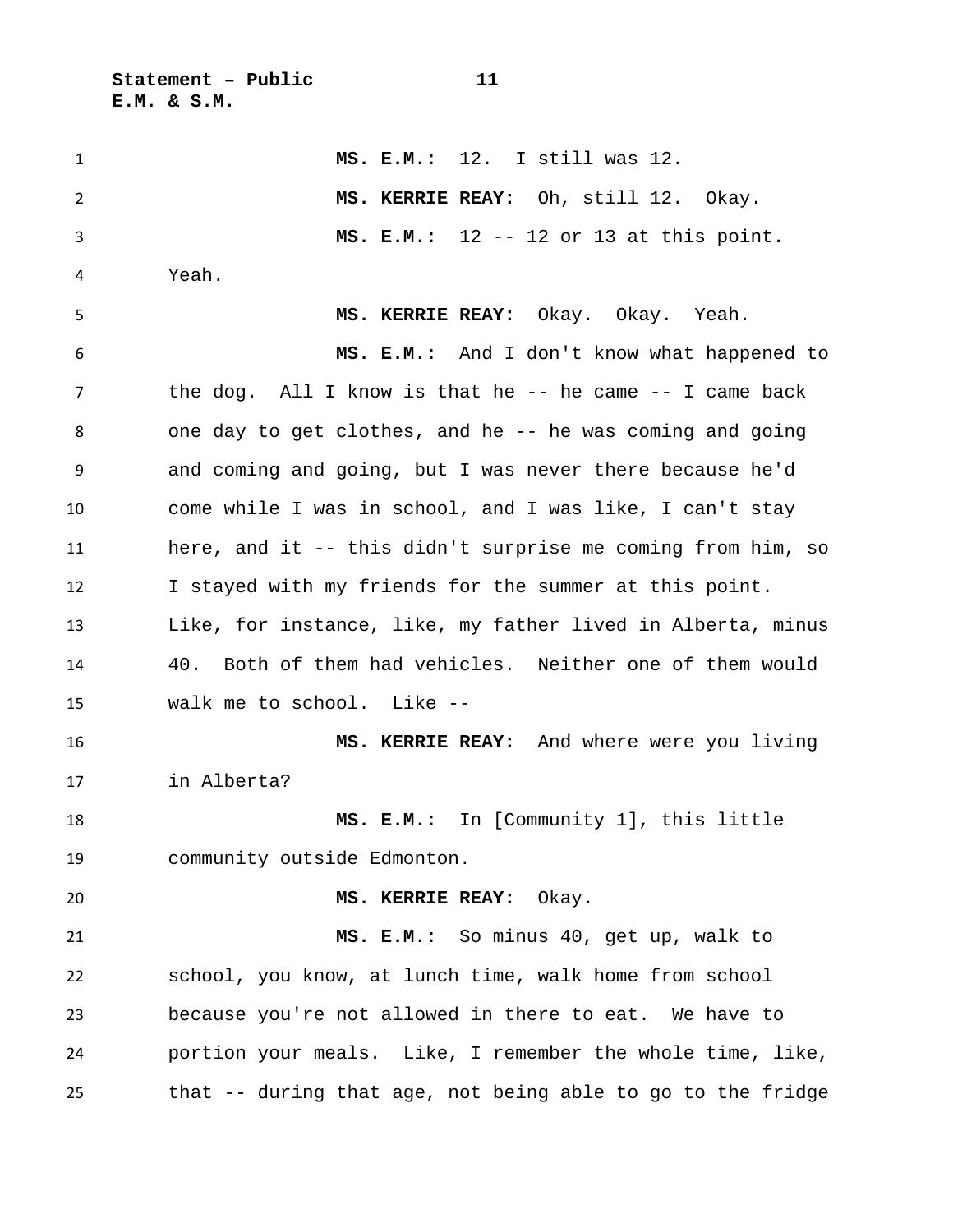**MS. E.M.:** 12. I still was 12.

**MS. KERRIE REAY:** Oh, still 12. Okay.

**MS. E.M.:** 12 -- 12 or 13 at this point. Yeah.

**MS. KERRIE REAY:** Okay. Okay. Yeah.

**MS. E.M.:** And I don't know what happened to the dog. All I know is that he -- he came -- I came back one day to get clothes, and he -- he was coming and going and coming and going, but I was never there because he'd come while I was in school, and I was like, I can't stay here, and it -- this didn't surprise me coming from him, so I stayed with my friends for the summer at this point. Like, for instance, like, my father lived in Alberta, minus 40. Both of them had vehicles. Neither one of them would walk me to school. Like --

**MS. KERRIE REAY:** And where were you living in Alberta?

**MS. E.M.:** In [Community 1], this little community outside Edmonton.

**MS. KERRIE REAY:** Okay.

**MS. E.M.:** So minus 40, get up, walk to school, you know, at lunch time, walk home from school because you're not allowed in there to eat. We have to portion your meals. Like, I remember the whole time, like, that -- during that age, not being able to go to the fridge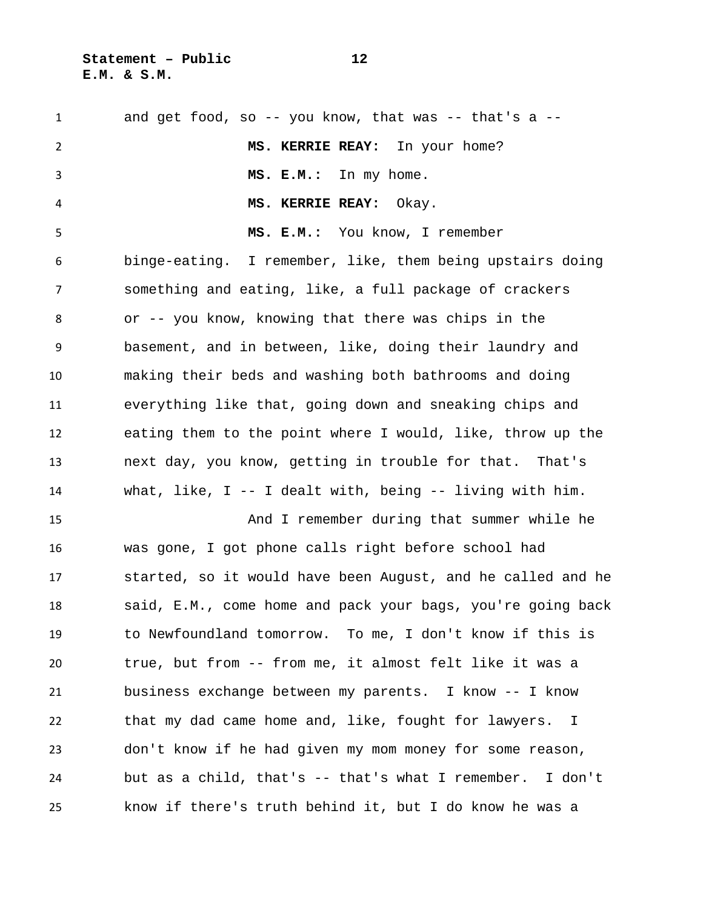and get food, so -- you know, that was -- that's a --

**MS. KERRIE REAY:** In your home?

**MS. E.M.:** In my home.

**MS. KERRIE REAY:** Okay.

**MS. E.M.:** You know, I remember binge-eating. I remember, like, them being upstairs doing something and eating, like, a full package of crackers or -- you know, knowing that there was chips in the basement, and in between, like, doing their laundry and making their beds and washing both bathrooms and doing everything like that, going down and sneaking chips and eating them to the point where I would, like, throw up the next day, you know, getting in trouble for that. That's what, like, I -- I dealt with, being -- living with him.

And I remember during that summer while he was gone, I got phone calls right before school had started, so it would have been August, and he called and he said, E.M., come home and pack your bags, you're going back to Newfoundland tomorrow. To me, I don't know if this is true, but from -- from me, it almost felt like it was a business exchange between my parents. I know -- I know that my dad came home and, like, fought for lawyers. I don't know if he had given my mom money for some reason, but as a child, that's -- that's what I remember. I don't know if there's truth behind it, but I do know he was a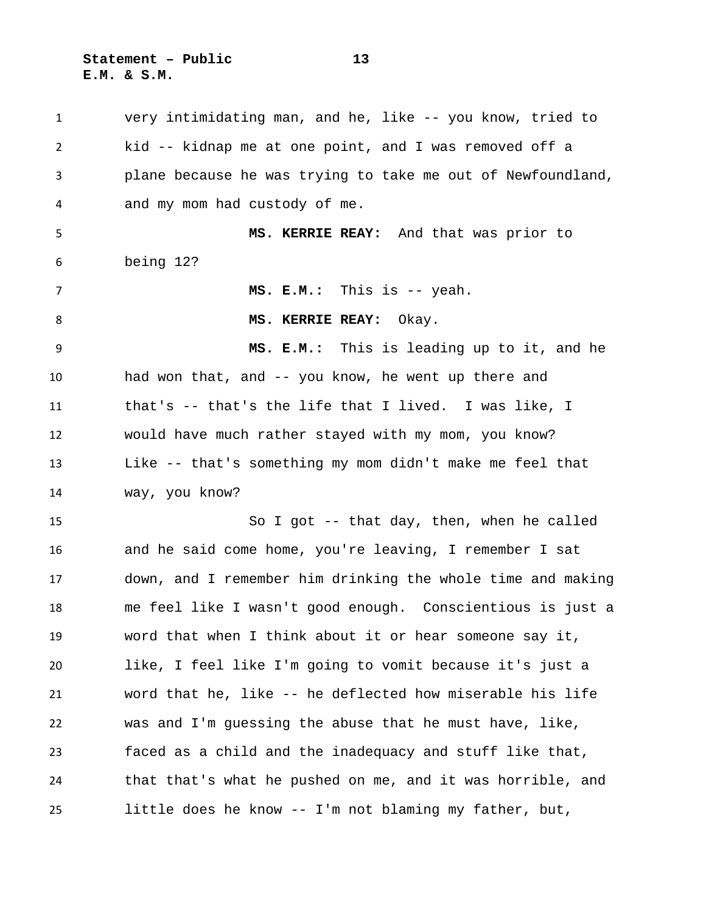very intimidating man, and he, like -- you know, tried to kid -- kidnap me at one point, and I was removed off a plane because he was trying to take me out of Newfoundland, and my mom had custody of me.

**MS. KERRIE REAY:** And that was prior to being 12?

**MS. E.M.:** This is -- yeah.

**MS. KERRIE REAY:** Okay.

**MS. E.M.:** This is leading up to it, and he had won that, and -- you know, he went up there and that's -- that's the life that I lived. I was like, I would have much rather stayed with my mom, you know? Like -- that's something my mom didn't make me feel that way, you know?

So I got -- that day, then, when he called and he said come home, you're leaving, I remember I sat down, and I remember him drinking the whole time and making me feel like I wasn't good enough. Conscientious is just a word that when I think about it or hear someone say it, like, I feel like I'm going to vomit because it's just a word that he, like -- he deflected how miserable his life was and I'm guessing the abuse that he must have, like, faced as a child and the inadequacy and stuff like that, that that's what he pushed on me, and it was horrible, and little does he know -- I'm not blaming my father, but,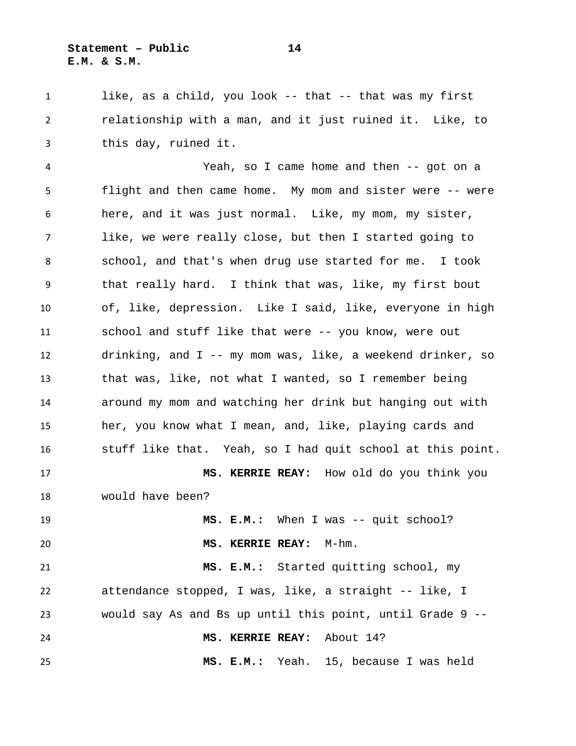like, as a child, you look -- that -- that was my first relationship with a man, and it just ruined it. Like, to this day, ruined it.

Yeah, so I came home and then -- got on a flight and then came home. My mom and sister were -- were here, and it was just normal. Like, my mom, my sister, like, we were really close, but then I started going to school, and that's when drug use started for me. I took that really hard. I think that was, like, my first bout of, like, depression. Like I said, like, everyone in high school and stuff like that were -- you know, were out drinking, and I -- my mom was, like, a weekend drinker, so that was, like, not what I wanted, so I remember being around my mom and watching her drink but hanging out with her, you know what I mean, and, like, playing cards and stuff like that. Yeah, so I had quit school at this point.

**MS. KERRIE REAY:** How old do you think you would have been?

**MS. E.M.:** When I was -- quit school?

**MS. KERRIE REAY:** M-hm.

**MS. E.M.:** Started quitting school, my attendance stopped, I was, like, a straight -- like, I would say As and Bs up until this point, until Grade 9 --

**MS. KERRIE REAY:** About 14?

**MS. E.M.:** Yeah. 15, because I was held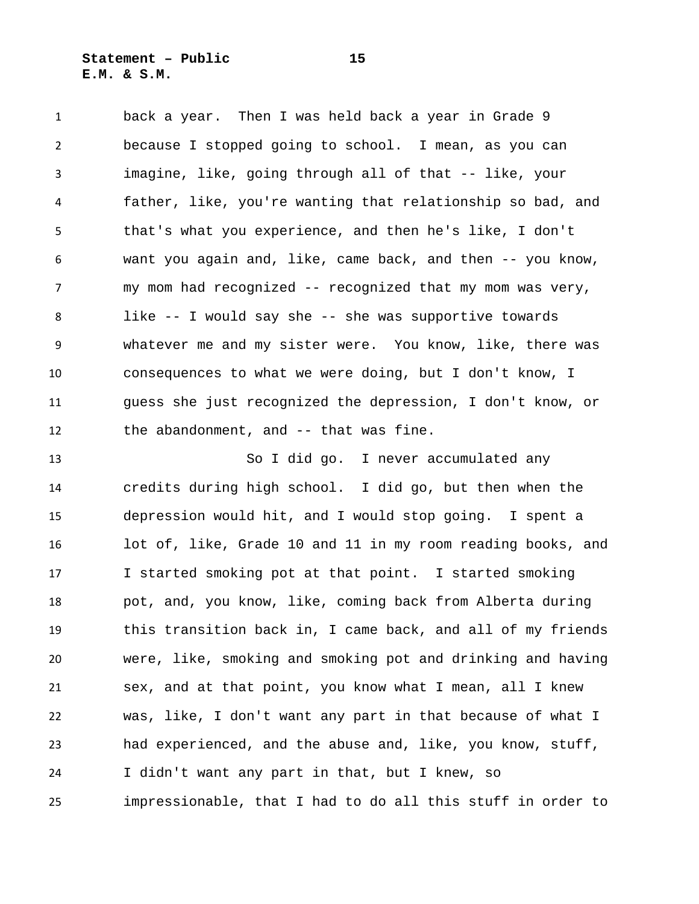back a year. Then I was held back a year in Grade 9 because I stopped going to school. I mean, as you can imagine, like, going through all of that -- like, your father, like, you're wanting that relationship so bad, and that's what you experience, and then he's like, I don't want you again and, like, came back, and then -- you know, my mom had recognized -- recognized that my mom was very, like -- I would say she -- she was supportive towards whatever me and my sister were. You know, like, there was consequences to what we were doing, but I don't know, I guess she just recognized the depression, I don't know, or the abandonment, and -- that was fine.

So I did go. I never accumulated any credits during high school. I did go, but then when the depression would hit, and I would stop going. I spent a lot of, like, Grade 10 and 11 in my room reading books, and I started smoking pot at that point. I started smoking pot, and, you know, like, coming back from Alberta during this transition back in, I came back, and all of my friends were, like, smoking and smoking pot and drinking and having sex, and at that point, you know what I mean, all I knew was, like, I don't want any part in that because of what I had experienced, and the abuse and, like, you know, stuff, I didn't want any part in that, but I knew, so impressionable, that I had to do all this stuff in order to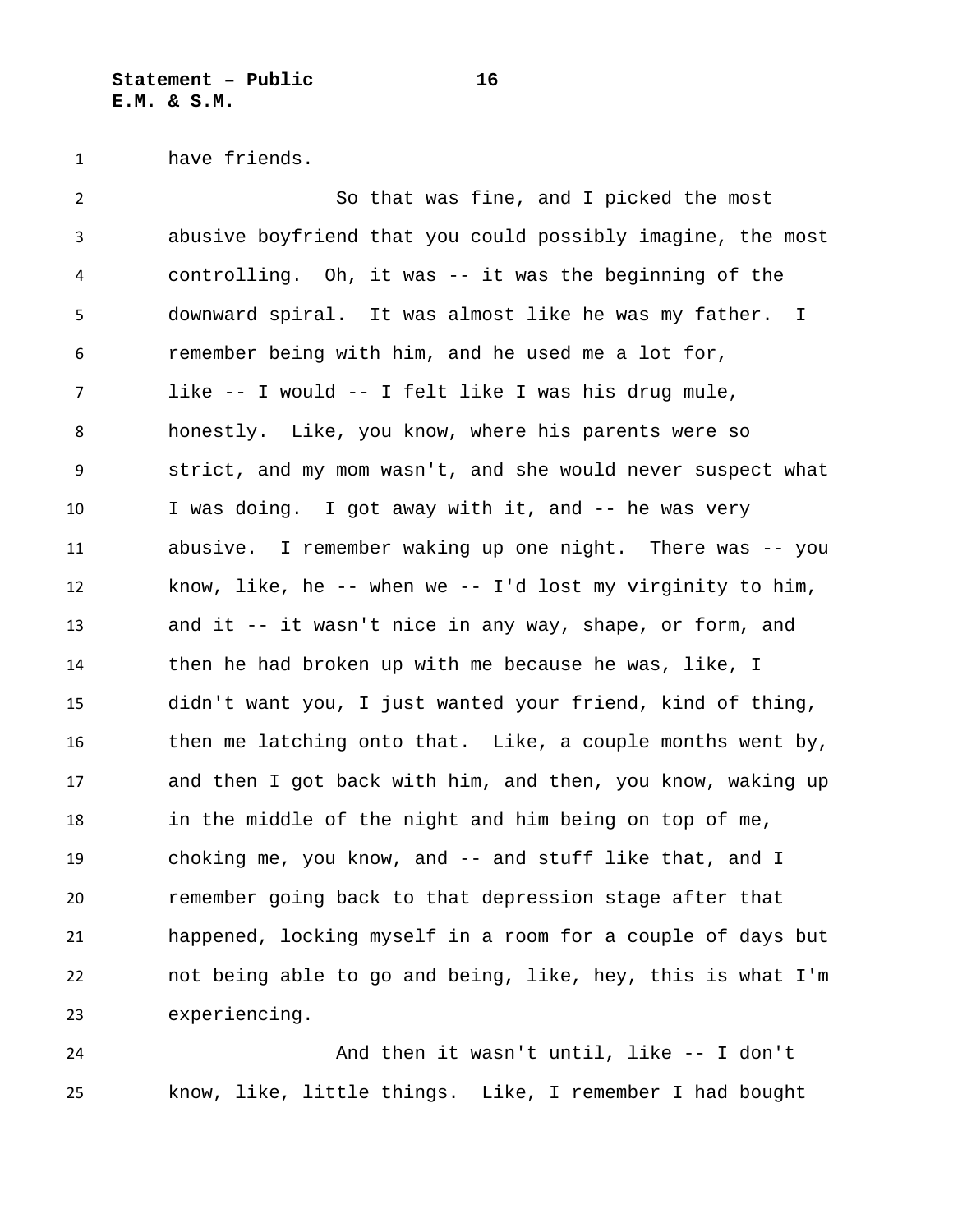have friends.

So that was fine, and I picked the most abusive boyfriend that you could possibly imagine, the most controlling. Oh, it was -- it was the beginning of the downward spiral. It was almost like he was my father. I remember being with him, and he used me a lot for, like -- I would -- I felt like I was his drug mule, honestly. Like, you know, where his parents were so strict, and my mom wasn't, and she would never suspect what I was doing. I got away with it, and -- he was very abusive. I remember waking up one night. There was -- you know, like, he -- when we -- I'd lost my virginity to him, and it -- it wasn't nice in any way, shape, or form, and then he had broken up with me because he was, like, I didn't want you, I just wanted your friend, kind of thing, then me latching onto that. Like, a couple months went by, and then I got back with him, and then, you know, waking up in the middle of the night and him being on top of me, choking me, you know, and -- and stuff like that, and I remember going back to that depression stage after that happened, locking myself in a room for a couple of days but not being able to go and being, like, hey, this is what I'm experiencing.

And then it wasn't until, like -- I don't know, like, little things. Like, I remember I had bought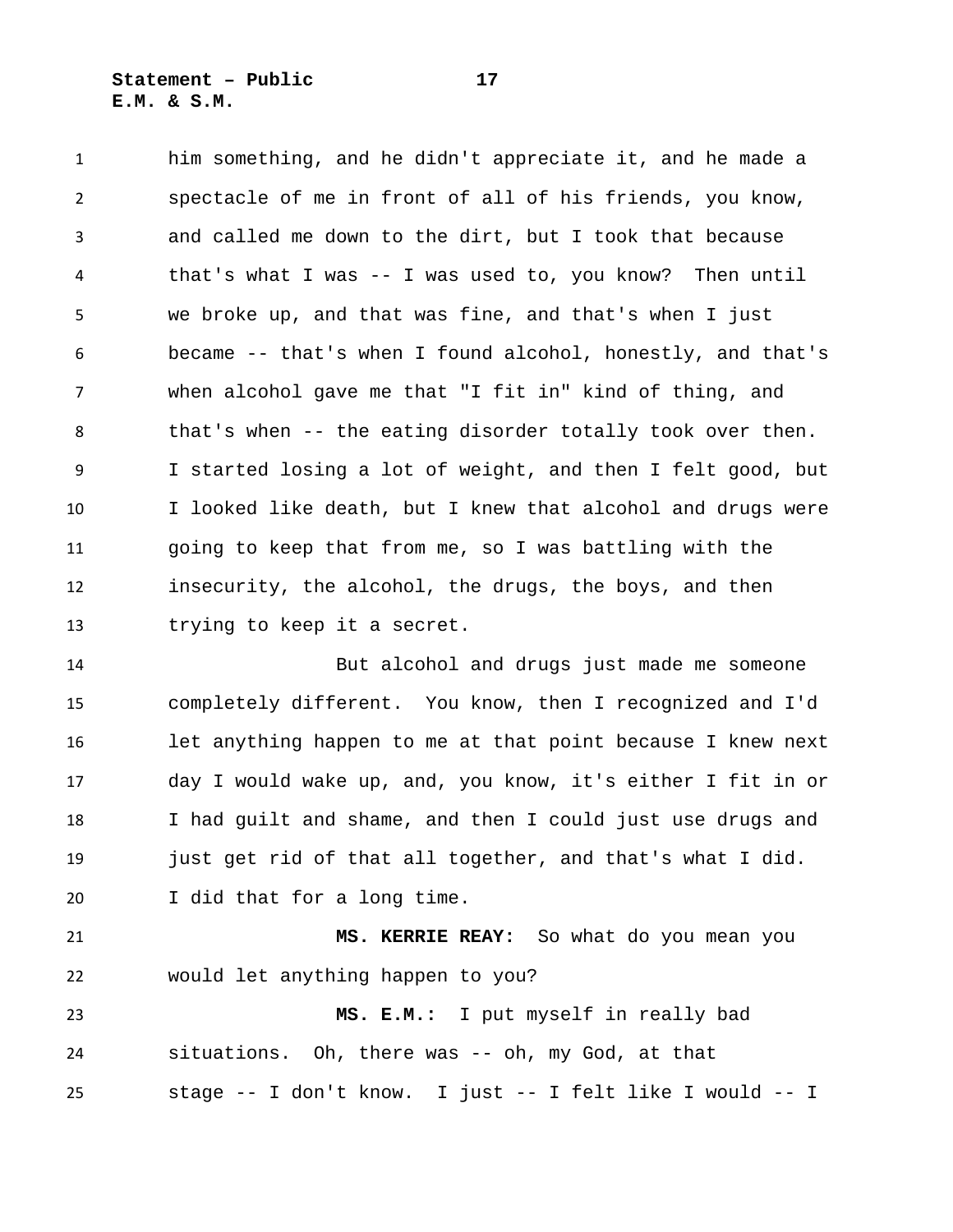him something, and he didn't appreciate it, and he made a spectacle of me in front of all of his friends, you know, and called me down to the dirt, but I took that because that's what I was -- I was used to, you know? Then until we broke up, and that was fine, and that's when I just became -- that's when I found alcohol, honestly, and that's when alcohol gave me that "I fit in" kind of thing, and that's when -- the eating disorder totally took over then. I started losing a lot of weight, and then I felt good, but I looked like death, but I knew that alcohol and drugs were going to keep that from me, so I was battling with the insecurity, the alcohol, the drugs, the boys, and then trying to keep it a secret.

But alcohol and drugs just made me someone completely different. You know, then I recognized and I'd let anything happen to me at that point because I knew next day I would wake up, and, you know, it's either I fit in or I had guilt and shame, and then I could just use drugs and just get rid of that all together, and that's what I did. I did that for a long time.

**MS. KERRIE REAY:** So what do you mean you would let anything happen to you?

**MS. E.M.:** I put myself in really bad situations. Oh, there was -- oh, my God, at that stage -- I don't know. I just -- I felt like I would -- I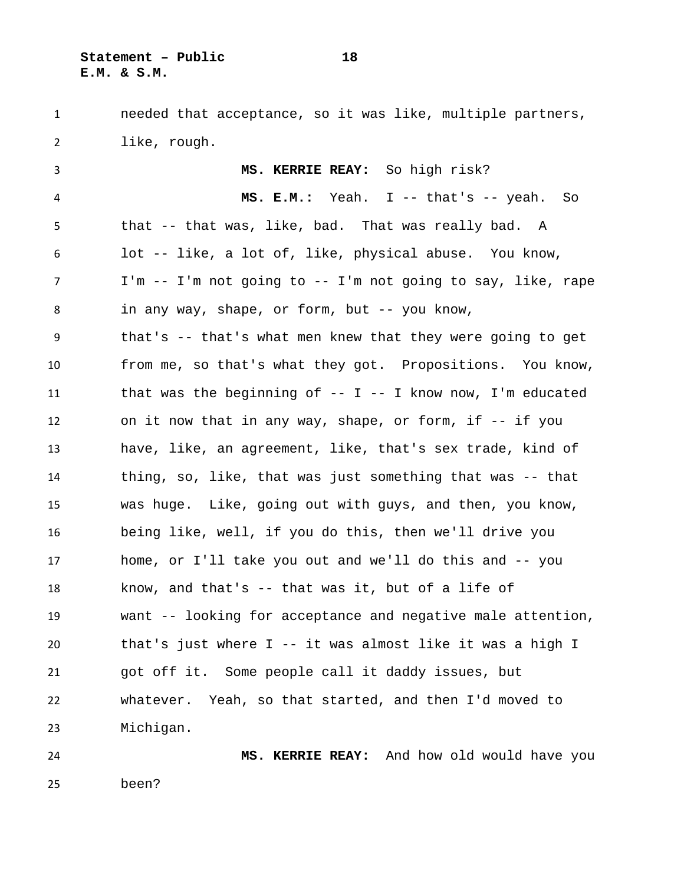needed that acceptance, so it was like, multiple partners, like, rough.

**MS. KERRIE REAY:** So high risk?

**MS. E.M.:** Yeah. I -- that's -- yeah. So that -- that was, like, bad. That was really bad. A lot -- like, a lot of, like, physical abuse. You know, I'm -- I'm not going to -- I'm not going to say, like, rape in any way, shape, or form, but -- you know, that's -- that's what men knew that they were going to get from me, so that's what they got. Propositions. You know, that was the beginning of -- I -- I know now, I'm educated on it now that in any way, shape, or form, if -- if you have, like, an agreement, like, that's sex trade, kind of thing, so, like, that was just something that was -- that was huge. Like, going out with guys, and then, you know, being like, well, if you do this, then we'll drive you home, or I'll take you out and we'll do this and -- you know, and that's -- that was it, but of a life of want -- looking for acceptance and negative male attention, that's just where I -- it was almost like it was a high I got off it. Some people call it daddy issues, but whatever. Yeah, so that started, and then I'd moved to Michigan.

**MS. KERRIE REAY:** And how old would have you been?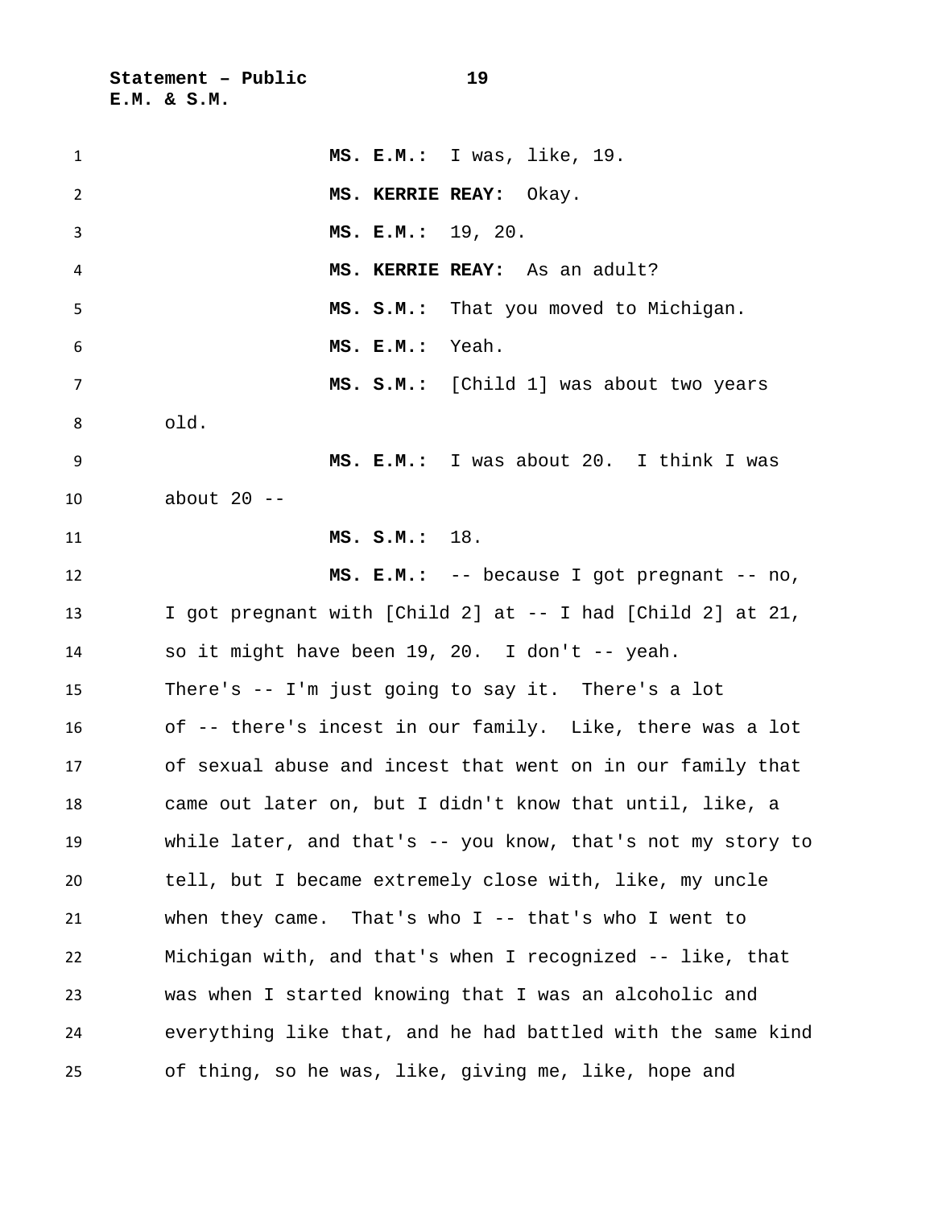**MS. E.M.:** I was, like, 19.

**MS. KERRIE REAY:** Okay.

**MS. E.M.:** 19, 20.

**MS. KERRIE REAY:** As an adult?

**MS. S.M.:** That you moved to Michigan.

**MS. E.M.:** Yeah.

**MS. S.M.:** [Child 1] was about two years old.

**MS. E.M.:** I was about 20. I think I was about 20 --

**MS. S.M.:** 18.

**MS. E.M.:** -- because I got pregnant -- no, I got pregnant with [Child 2] at -- I had [Child 2] at 21, so it might have been 19, 20. I don't -- yeah. There's -- I'm just going to say it. There's a lot of -- there's incest in our family. Like, there was a lot of sexual abuse and incest that went on in our family that came out later on, but I didn't know that until, like, a while later, and that's -- you know, that's not my story to tell, but I became extremely close with, like, my uncle when they came. That's who I -- that's who I went to Michigan with, and that's when I recognized -- like, that was when I started knowing that I was an alcoholic and everything like that, and he had battled with the same kind of thing, so he was, like, giving me, like, hope and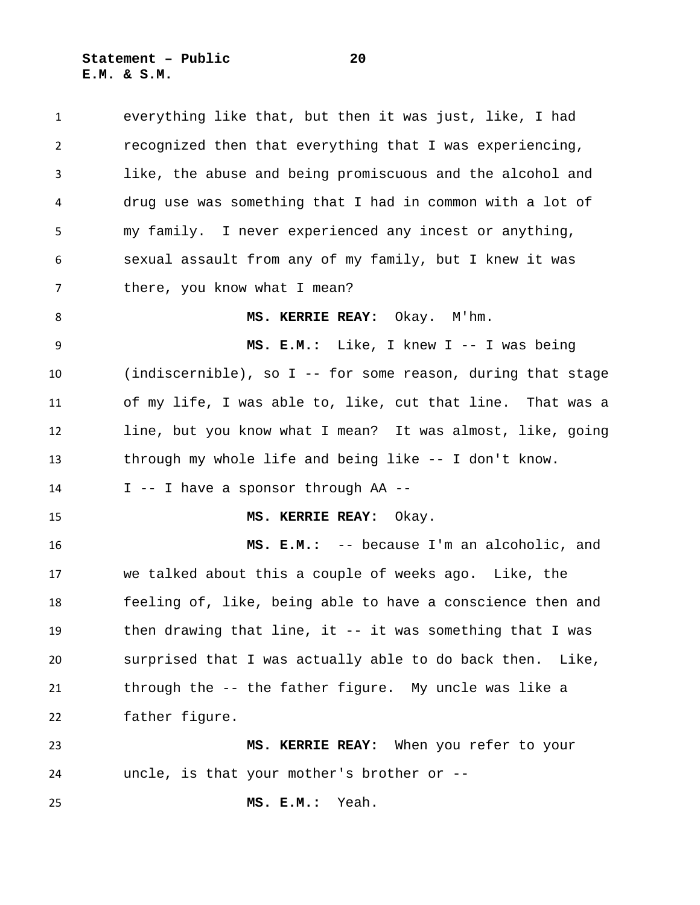everything like that, but then it was just, like, I had recognized then that everything that I was experiencing, like, the abuse and being promiscuous and the alcohol and drug use was something that I had in common with a lot of my family. I never experienced any incest or anything, sexual assault from any of my family, but I knew it was there, you know what I mean?

**MS. KERRIE REAY:** Okay. M'hm.

**MS. E.M.:** Like, I knew I -- I was being (indiscernible), so I -- for some reason, during that stage of my life, I was able to, like, cut that line. That was a line, but you know what I mean? It was almost, like, going through my whole life and being like -- I don't know. I -- I have a sponsor through AA --

**MS. KERRIE REAY:** Okay.

**MS. E.M.:** -- because I'm an alcoholic, and we talked about this a couple of weeks ago. Like, the feeling of, like, being able to have a conscience then and then drawing that line, it -- it was something that I was surprised that I was actually able to do back then. Like, through the -- the father figure. My uncle was like a father figure.

**MS. KERRIE REAY:** When you refer to your uncle, is that your mother's brother or --

**MS. E.M.:** Yeah.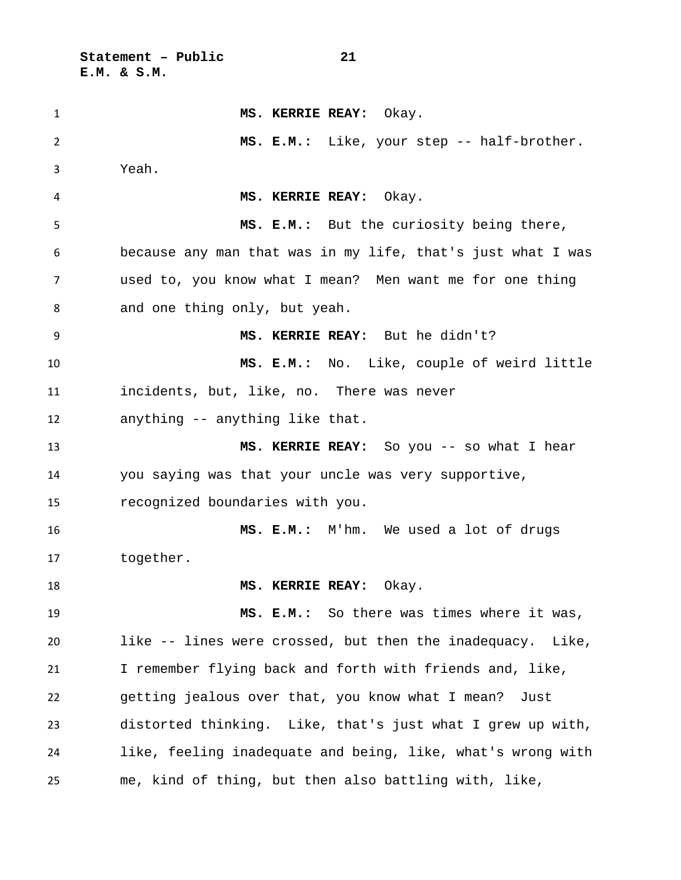**MS. KERRIE REAY:** Okay.

**MS. E.M.:** Like, your step -- half-brother. Yeah.

**MS. KERRIE REAY:** Okay.

**MS. E.M.:** But the curiosity being there, because any man that was in my life, that's just what I was used to, you know what I mean? Men want me for one thing and one thing only, but yeah.

**MS. KERRIE REAY:** But he didn't?

**MS. E.M.:** No. Like, couple of weird little incidents, but, like, no. There was never anything -- anything like that.

**MS. KERRIE REAY:** So you -- so what I hear you saying was that your uncle was very supportive, recognized boundaries with you.

**MS. E.M.:** M'hm. We used a lot of drugs together.

**MS. KERRIE REAY:** Okay.

**MS. E.M.:** So there was times where it was, like -- lines were crossed, but then the inadequacy. Like, I remember flying back and forth with friends and, like, getting jealous over that, you know what I mean? Just distorted thinking. Like, that's just what I grew up with, like, feeling inadequate and being, like, what's wrong with me, kind of thing, but then also battling with, like,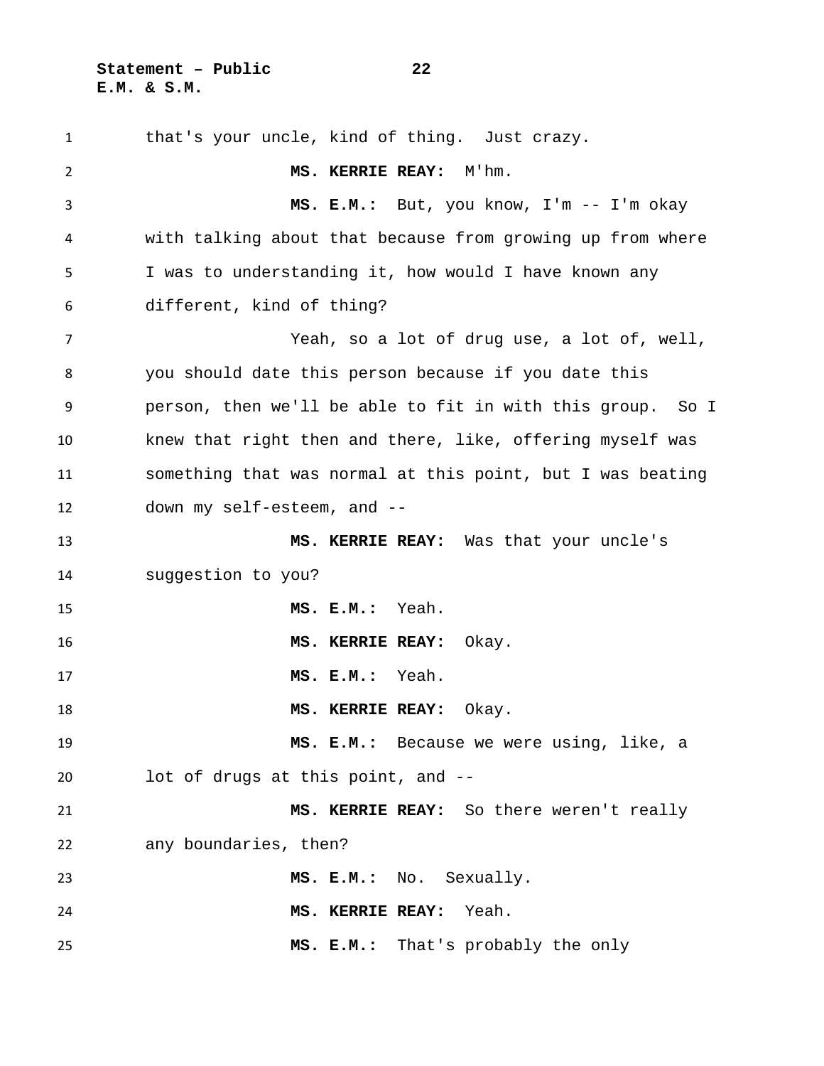that's your uncle, kind of thing. Just crazy.

**MS. KERRIE REAY:** M'hm.

**MS. E.M.:** But, you know, I'm -- I'm okay with talking about that because from growing up from where I was to understanding it, how would I have known any different, kind of thing?

Yeah, so a lot of drug use, a lot of, well, you should date this person because if you date this person, then we'll be able to fit in with this group. So I knew that right then and there, like, offering myself was something that was normal at this point, but I was beating down my self-esteem, and --

**MS. KERRIE REAY:** Was that your uncle's suggestion to you?

**MS. E.M.:** Yeah.

**MS. KERRIE REAY:** Okay.

**MS. E.M.:** Yeah.

**MS. KERRIE REAY:** Okay.

**MS. E.M.:** Because we were using, like, a lot of drugs at this point, and --

**MS. KERRIE REAY:** So there weren't really any boundaries, then?

**MS. E.M.:** No. Sexually.

**MS. KERRIE REAY:** Yeah.

**MS. E.M.:** That's probably the only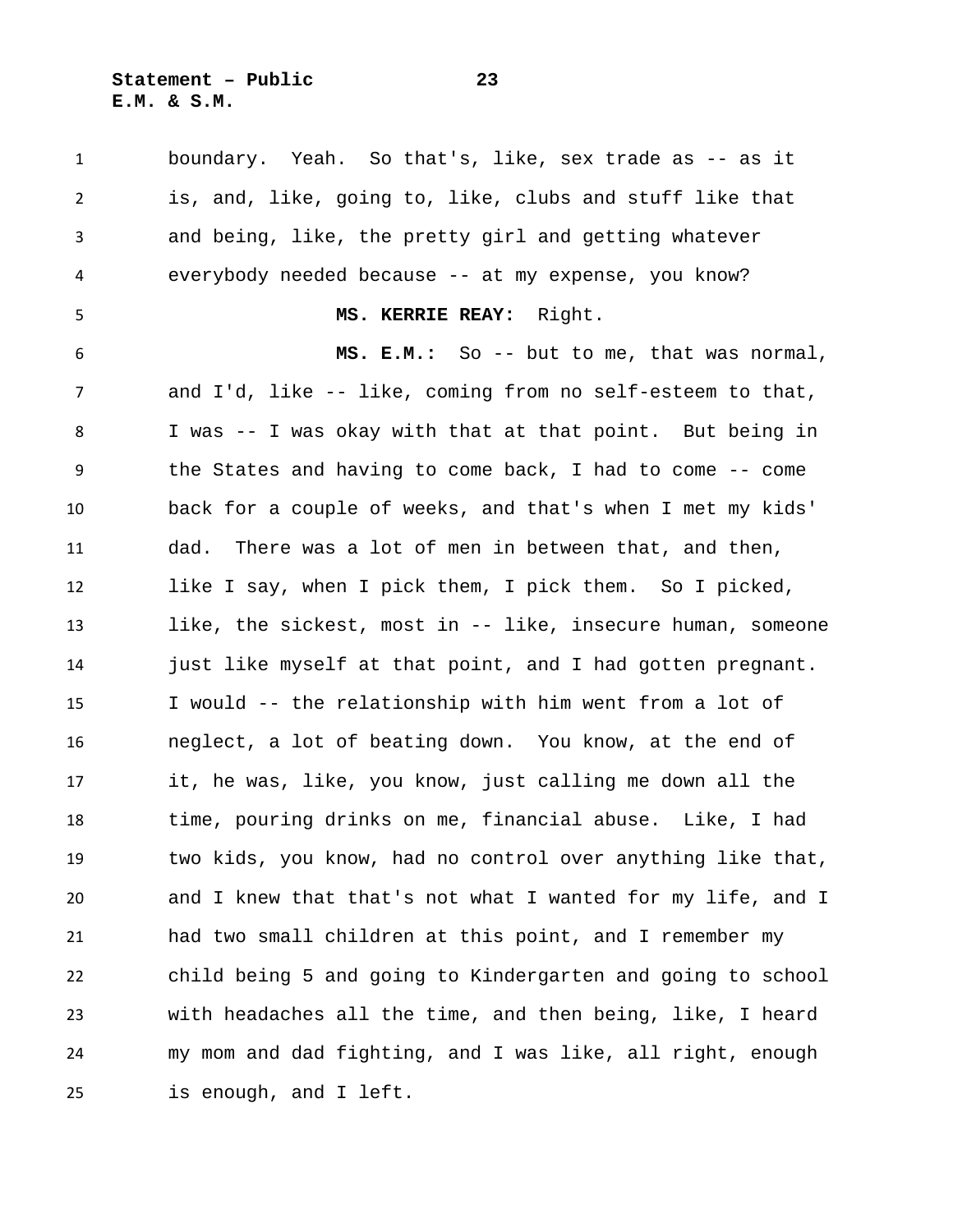boundary. Yeah. So that's, like, sex trade as -- as it is, and, like, going to, like, clubs and stuff like that and being, like, the pretty girl and getting whatever everybody needed because -- at my expense, you know?

**MS. KERRIE REAY:** Right.

**MS. E.M.:** So -- but to me, that was normal, and I'd, like -- like, coming from no self-esteem to that, I was -- I was okay with that at that point. But being in the States and having to come back, I had to come -- come back for a couple of weeks, and that's when I met my kids' dad. There was a lot of men in between that, and then, like I say, when I pick them, I pick them. So I picked, like, the sickest, most in -- like, insecure human, someone just like myself at that point, and I had gotten pregnant. I would -- the relationship with him went from a lot of neglect, a lot of beating down. You know, at the end of it, he was, like, you know, just calling me down all the time, pouring drinks on me, financial abuse. Like, I had two kids, you know, had no control over anything like that, and I knew that that's not what I wanted for my life, and I had two small children at this point, and I remember my child being 5 and going to Kindergarten and going to school with headaches all the time, and then being, like, I heard my mom and dad fighting, and I was like, all right, enough is enough, and I left.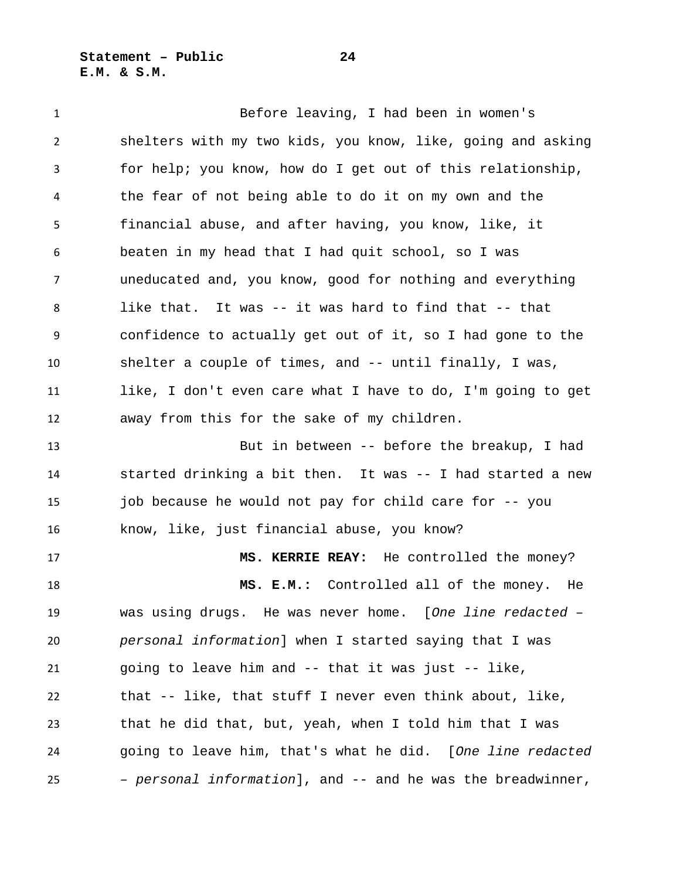Before leaving, I had been in women's shelters with my two kids, you know, like, going and asking for help; you know, how do I get out of this relationship, the fear of not being able to do it on my own and the financial abuse, and after having, you know, like, it beaten in my head that I had quit school, so I was uneducated and, you know, good for nothing and everything like that. It was -- it was hard to find that -- that confidence to actually get out of it, so I had gone to the shelter a couple of times, and -- until finally, I was, like, I don't even care what I have to do, I'm going to get away from this for the sake of my children.

But in between -- before the breakup, I had started drinking a bit then. It was -- I had started a new job because he would not pay for child care for -- you know, like, just financial abuse, you know?

**MS. KERRIE REAY:** He controlled the money?

**MS. E.M.:** Controlled all of the money. He was using drugs. He was never home. [*One line redacted – personal information*] when I started saying that I was going to leave him and -- that it was just -- like, that -- like, that stuff I never even think about, like, that he did that, but, yeah, when I told him that I was going to leave him, that's what he did. [*One line redacted – personal information*], and -- and he was the breadwinner,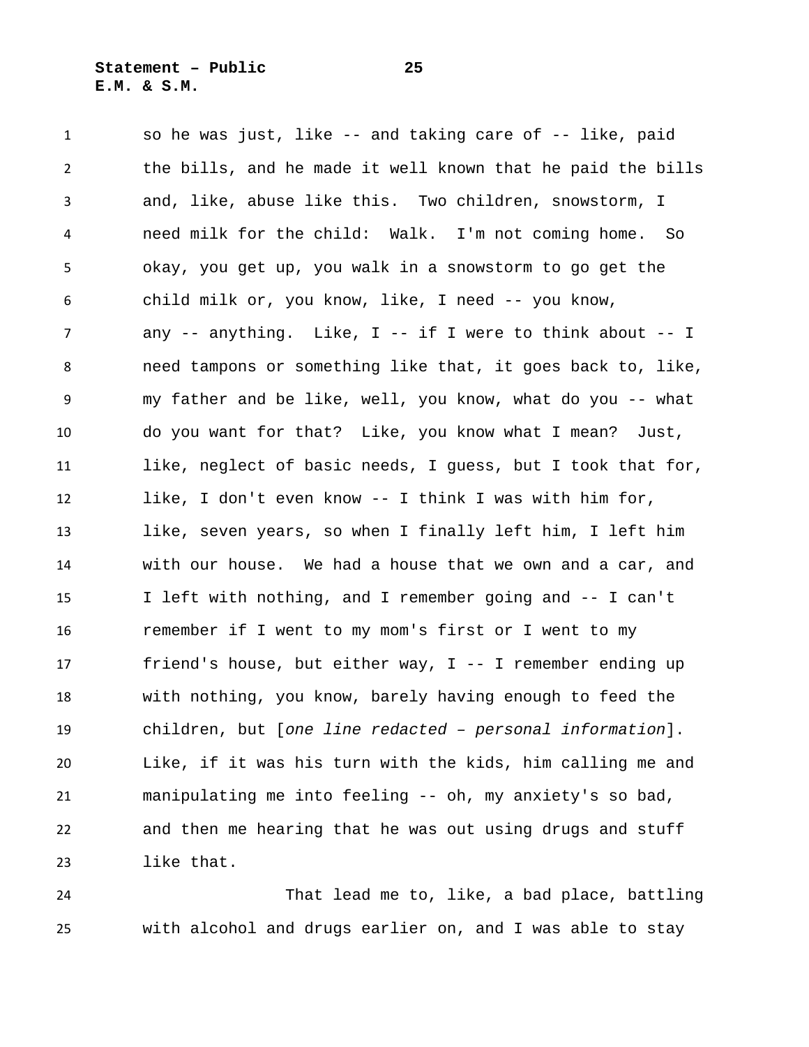so he was just, like -- and taking care of -- like, paid the bills, and he made it well known that he paid the bills and, like, abuse like this. Two children, snowstorm, I need milk for the child: Walk. I'm not coming home. So okay, you get up, you walk in a snowstorm to go get the child milk or, you know, like, I need -- you know, any -- anything. Like, I -- if I were to think about -- I need tampons or something like that, it goes back to, like, my father and be like, well, you know, what do you -- what do you want for that? Like, you know what I mean? Just, like, neglect of basic needs, I guess, but I took that for, like, I don't even know -- I think I was with him for, like, seven years, so when I finally left him, I left him with our house. We had a house that we own and a car, and I left with nothing, and I remember going and -- I can't remember if I went to my mom's first or I went to my friend's house, but either way, I -- I remember ending up with nothing, you know, barely having enough to feed the children, but [*one line redacted – personal information*]. Like, if it was his turn with the kids, him calling me and manipulating me into feeling -- oh, my anxiety's so bad, and then me hearing that he was out using drugs and stuff like that.

That lead me to, like, a bad place, battling with alcohol and drugs earlier on, and I was able to stay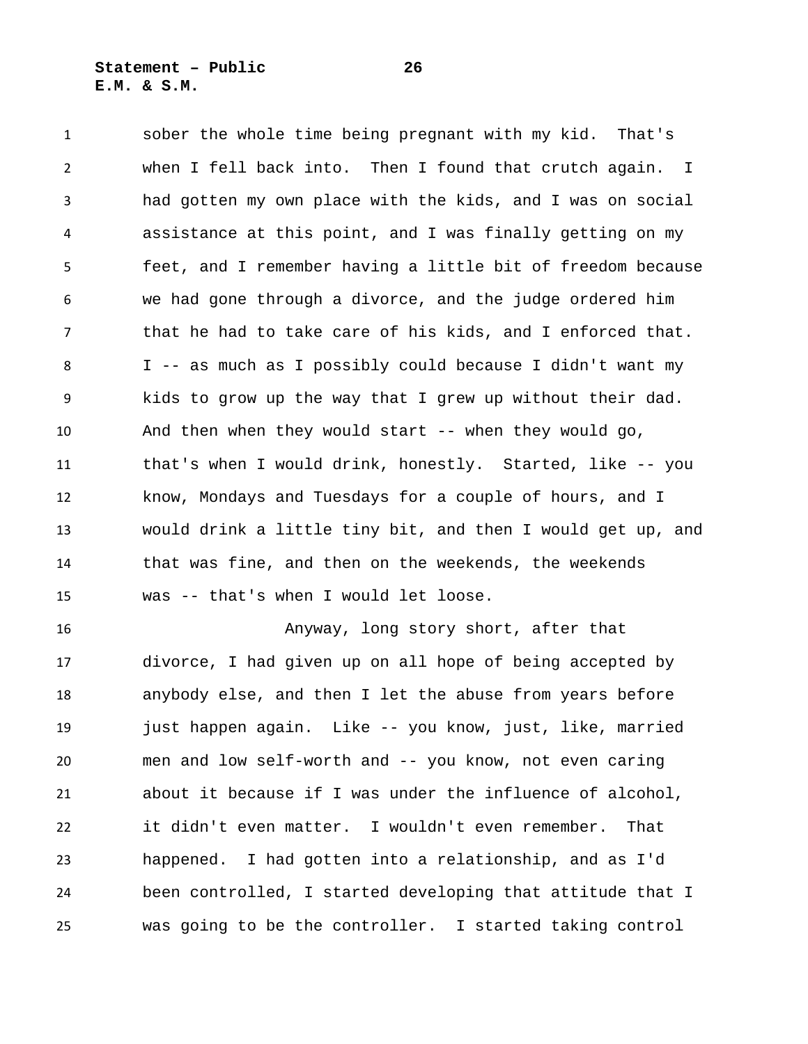sober the whole time being pregnant with my kid. That's when I fell back into. Then I found that crutch again. I had gotten my own place with the kids, and I was on social assistance at this point, and I was finally getting on my feet, and I remember having a little bit of freedom because we had gone through a divorce, and the judge ordered him that he had to take care of his kids, and I enforced that. I -- as much as I possibly could because I didn't want my kids to grow up the way that I grew up without their dad. And then when they would start -- when they would go, that's when I would drink, honestly. Started, like -- you know, Mondays and Tuesdays for a couple of hours, and I would drink a little tiny bit, and then I would get up, and that was fine, and then on the weekends, the weekends was -- that's when I would let loose.

Anyway, long story short, after that divorce, I had given up on all hope of being accepted by anybody else, and then I let the abuse from years before just happen again. Like -- you know, just, like, married men and low self-worth and -- you know, not even caring about it because if I was under the influence of alcohol, it didn't even matter. I wouldn't even remember. That happened. I had gotten into a relationship, and as I'd been controlled, I started developing that attitude that I was going to be the controller. I started taking control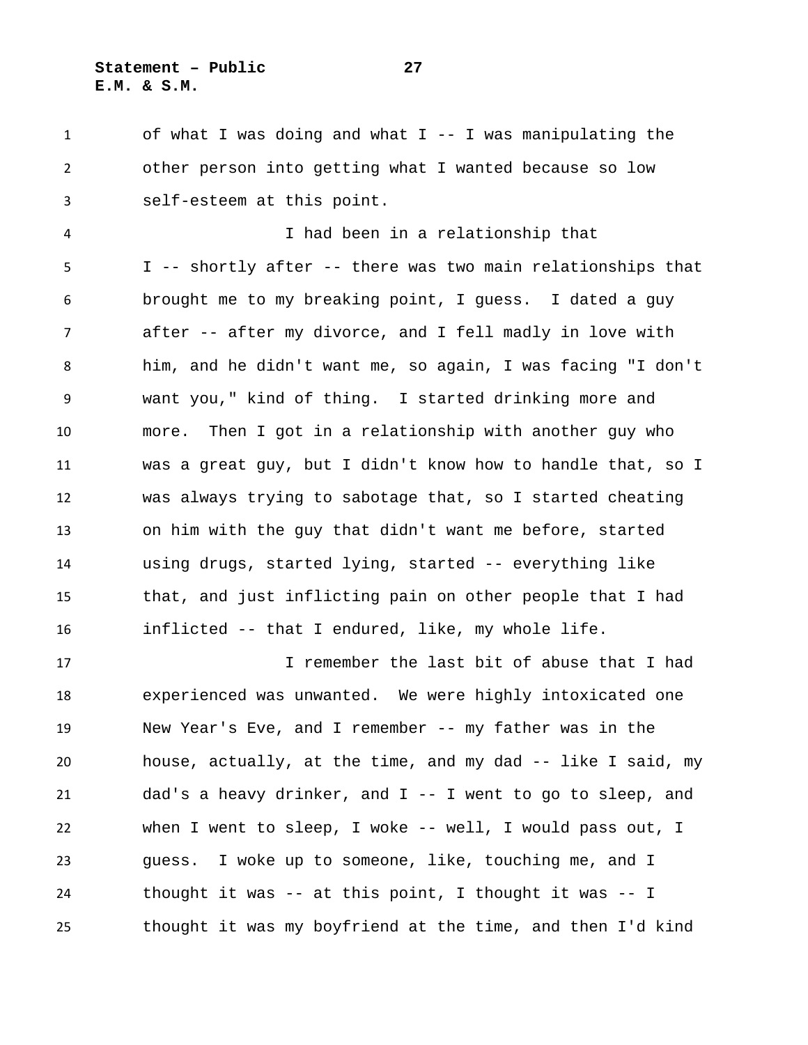of what I was doing and what I -- I was manipulating the other person into getting what I wanted because so low self-esteem at this point.

I had been in a relationship that I -- shortly after -- there was two main relationships that brought me to my breaking point, I guess. I dated a guy after -- after my divorce, and I fell madly in love with him, and he didn't want me, so again, I was facing "I don't want you," kind of thing. I started drinking more and more. Then I got in a relationship with another guy who was a great guy, but I didn't know how to handle that, so I was always trying to sabotage that, so I started cheating on him with the guy that didn't want me before, started using drugs, started lying, started -- everything like that, and just inflicting pain on other people that I had inflicted -- that I endured, like, my whole life.

I remember the last bit of abuse that I had experienced was unwanted. We were highly intoxicated one New Year's Eve, and I remember -- my father was in the house, actually, at the time, and my dad -- like I said, my dad's a heavy drinker, and I -- I went to go to sleep, and when I went to sleep, I woke -- well, I would pass out, I guess. I woke up to someone, like, touching me, and I thought it was -- at this point, I thought it was -- I thought it was my boyfriend at the time, and then I'd kind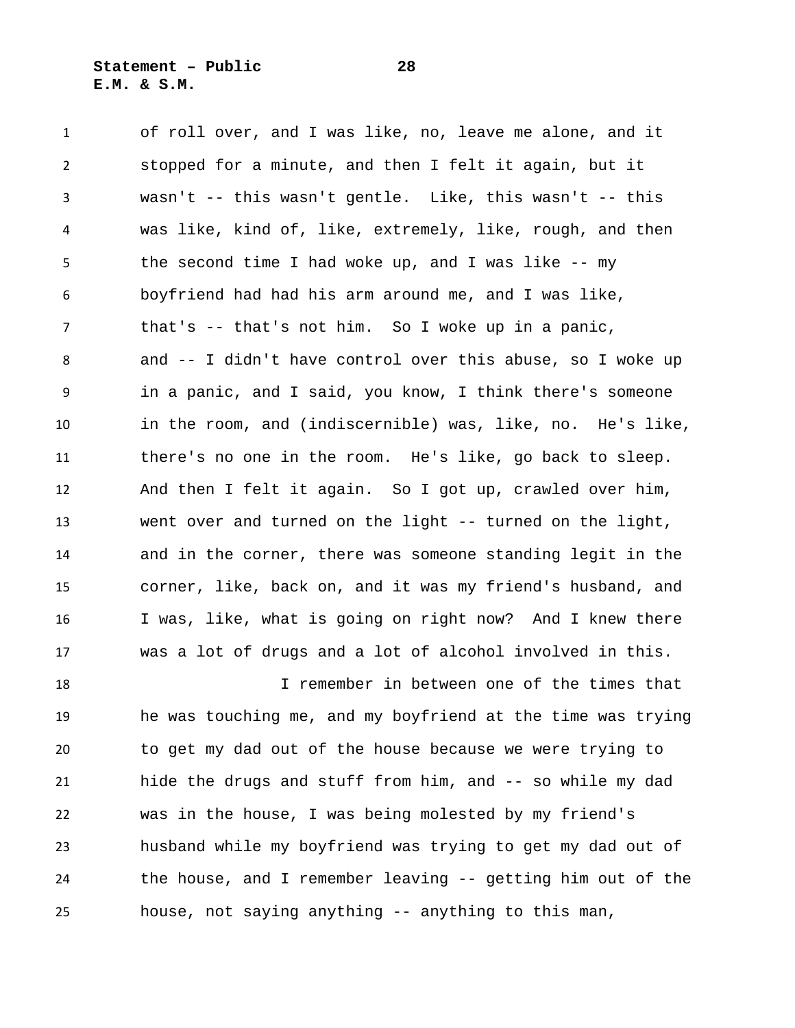of roll over, and I was like, no, leave me alone, and it stopped for a minute, and then I felt it again, but it wasn't -- this wasn't gentle. Like, this wasn't -- this was like, kind of, like, extremely, like, rough, and then the second time I had woke up, and I was like -- my boyfriend had had his arm around me, and I was like, that's -- that's not him. So I woke up in a panic, and -- I didn't have control over this abuse, so I woke up in a panic, and I said, you know, I think there's someone in the room, and (indiscernible) was, like, no. He's like, there's no one in the room. He's like, go back to sleep. And then I felt it again. So I got up, crawled over him, went over and turned on the light -- turned on the light, and in the corner, there was someone standing legit in the corner, like, back on, and it was my friend's husband, and I was, like, what is going on right now? And I knew there was a lot of drugs and a lot of alcohol involved in this.

I remember in between one of the times that he was touching me, and my boyfriend at the time was trying to get my dad out of the house because we were trying to hide the drugs and stuff from him, and -- so while my dad was in the house, I was being molested by my friend's husband while my boyfriend was trying to get my dad out of the house, and I remember leaving -- getting him out of the house, not saying anything -- anything to this man,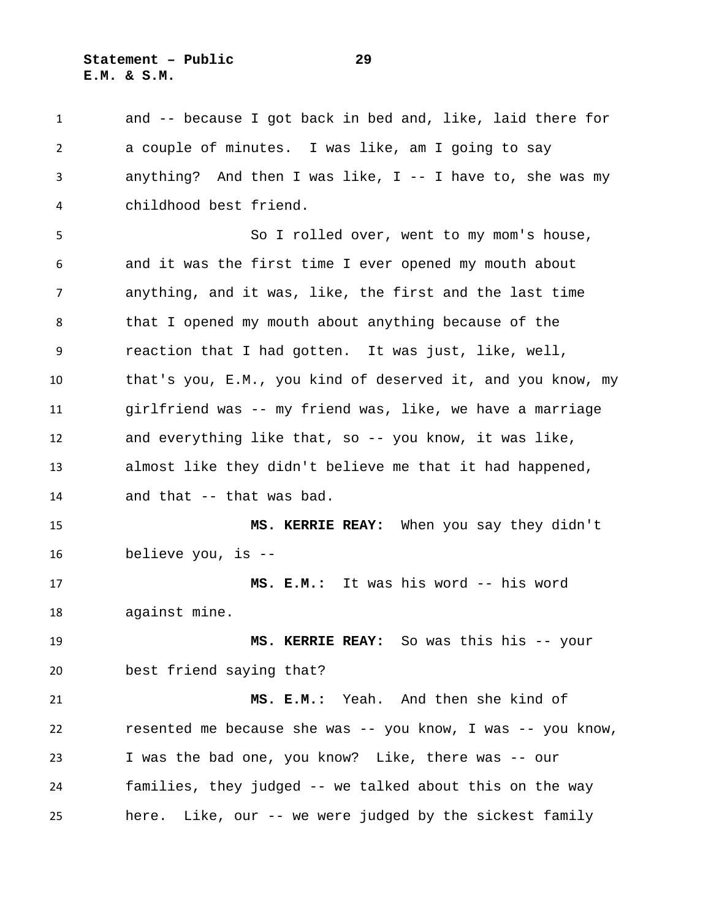and -- because I got back in bed and, like, laid there for a couple of minutes. I was like, am I going to say anything? And then I was like, I -- I have to, she was my childhood best friend.

So I rolled over, went to my mom's house, and it was the first time I ever opened my mouth about anything, and it was, like, the first and the last time that I opened my mouth about anything because of the reaction that I had gotten. It was just, like, well, that's you, E.M., you kind of deserved it, and you know, my girlfriend was -- my friend was, like, we have a marriage and everything like that, so -- you know, it was like, almost like they didn't believe me that it had happened, and that -- that was bad.

**MS. KERRIE REAY:** When you say they didn't believe you, is --

**MS. E.M.:** It was his word -- his word against mine.

**MS. KERRIE REAY:** So was this his -- your best friend saying that?

**MS. E.M.:** Yeah. And then she kind of resented me because she was -- you know, I was -- you know, I was the bad one, you know? Like, there was -- our families, they judged -- we talked about this on the way here. Like, our -- we were judged by the sickest family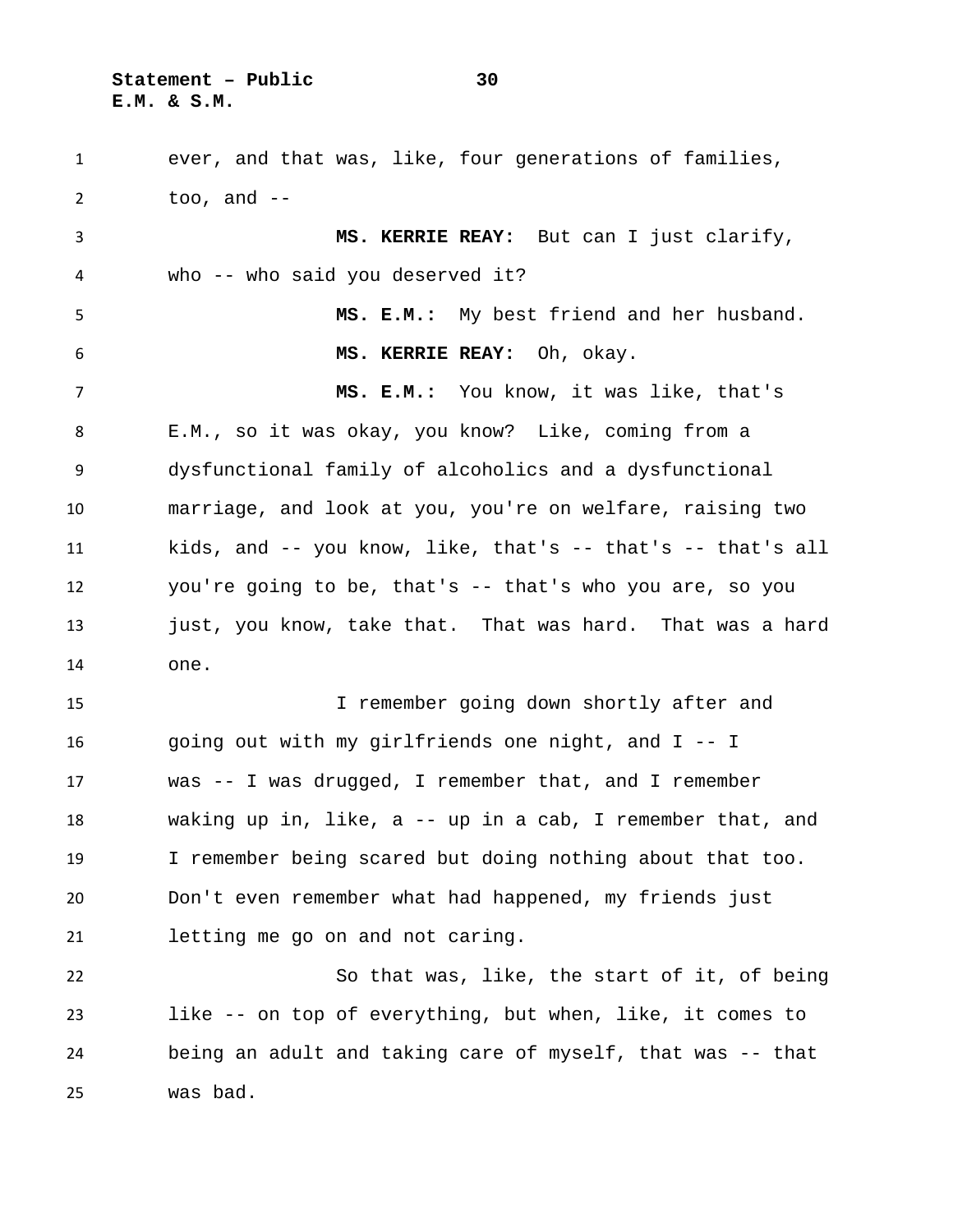ever, and that was, like, four generations of families, too, and --

**MS. KERRIE REAY:** But can I just clarify, who -- who said you deserved it?

**MS. E.M.:** My best friend and her husband.

**MS. KERRIE REAY:** Oh, okay.

**MS. E.M.:** You know, it was like, that's E.M., so it was okay, you know? Like, coming from a dysfunctional family of alcoholics and a dysfunctional marriage, and look at you, you're on welfare, raising two kids, and -- you know, like, that's -- that's -- that's all you're going to be, that's -- that's who you are, so you just, you know, take that. That was hard. That was a hard one.

I remember going down shortly after and going out with my girlfriends one night, and I -- I was -- I was drugged, I remember that, and I remember waking up in, like, a -- up in a cab, I remember that, and I remember being scared but doing nothing about that too. Don't even remember what had happened, my friends just letting me go on and not caring.

So that was, like, the start of it, of being like -- on top of everything, but when, like, it comes to being an adult and taking care of myself, that was -- that was bad.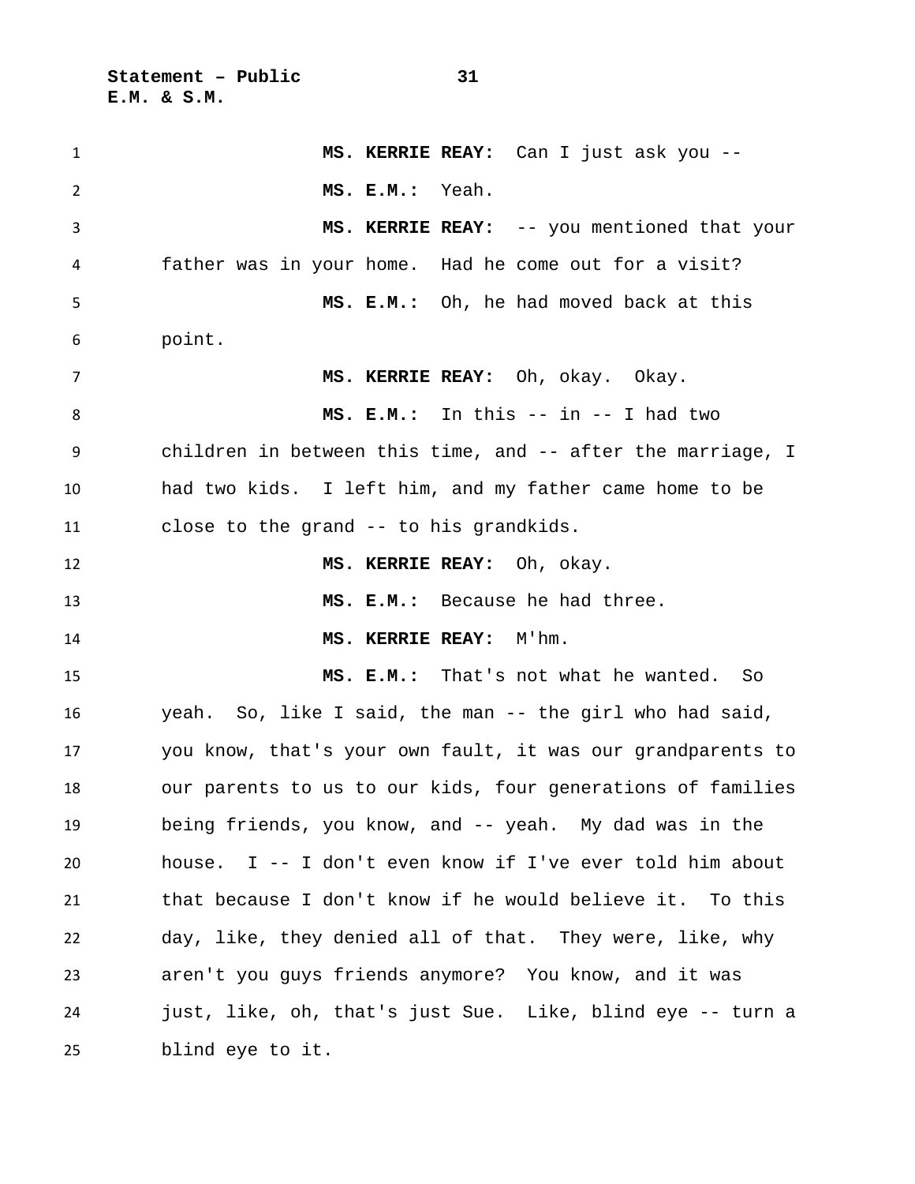**MS. KERRIE REAY:** Can I just ask you --

**MS. E.M.:** Yeah.

**MS. KERRIE REAY:** -- you mentioned that your father was in your home. Had he come out for a visit?

**MS. E.M.:** Oh, he had moved back at this point.

**MS. KERRIE REAY:** Oh, okay. Okay.

**MS. E.M.:** In this -- in -- I had two children in between this time, and -- after the marriage, I had two kids. I left him, and my father came home to be close to the grand -- to his grandkids.

**MS. KERRIE REAY:** Oh, okay.

**MS. E.M.:** Because he had three.

**MS. KERRIE REAY:** M'hm.

**MS. E.M.:** That's not what he wanted. So yeah. So, like I said, the man -- the girl who had said, you know, that's your own fault, it was our grandparents to our parents to us to our kids, four generations of families being friends, you know, and -- yeah. My dad was in the house. I -- I don't even know if I've ever told him about that because I don't know if he would believe it. To this day, like, they denied all of that. They were, like, why aren't you guys friends anymore? You know, and it was just, like, oh, that's just Sue. Like, blind eye -- turn a blind eye to it.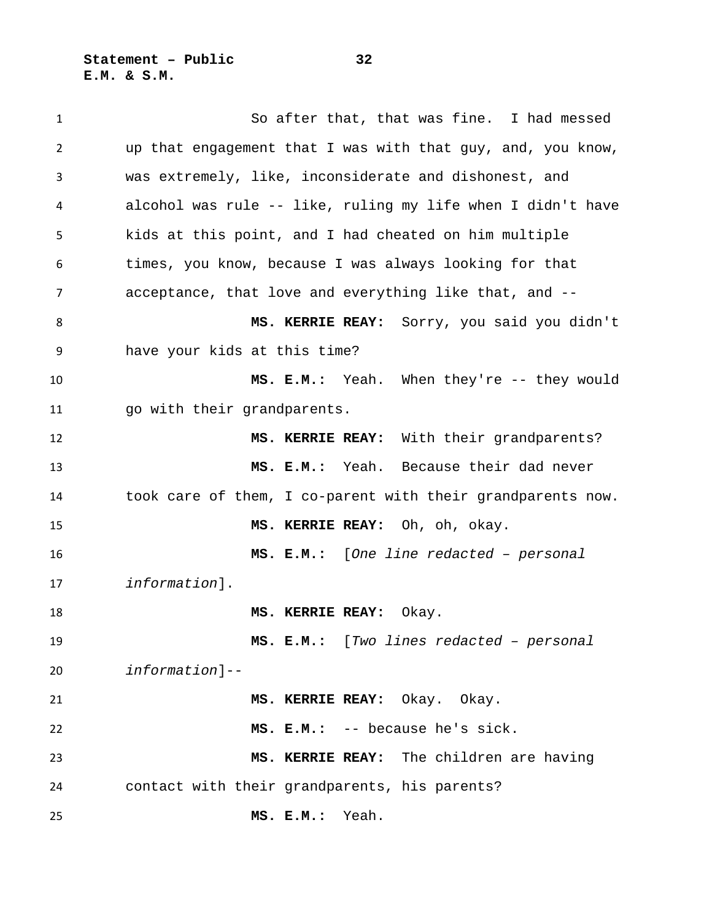So after that, that was fine. I had messed up that engagement that I was with that guy, and, you know, was extremely, like, inconsiderate and dishonest, and alcohol was rule -- like, ruling my life when I didn't have kids at this point, and I had cheated on him multiple times, you know, because I was always looking for that acceptance, that love and everything like that, and --

**MS. KERRIE REAY:** Sorry, you said you didn't have your kids at this time?

**MS. E.M.:** Yeah. When they're -- they would go with their grandparents.

**MS. KERRIE REAY:** With their grandparents?

**MS. E.M.:** Yeah. Because their dad never took care of them, I co-parent with their grandparents now.

**MS. KERRIE REAY:** Oh, oh, okay.

**MS. E.M.:** [*One line redacted – personal information*].

**MS. KERRIE REAY:** Okay.

**MS. E.M.:** [*Two lines redacted – personal information*]--

**MS. KERRIE REAY:** Okay. Okay.

**MS. E.M.:** -- because he's sick.

**MS. KERRIE REAY:** The children are having contact with their grandparents, his parents?

**MS. E.M.:** Yeah.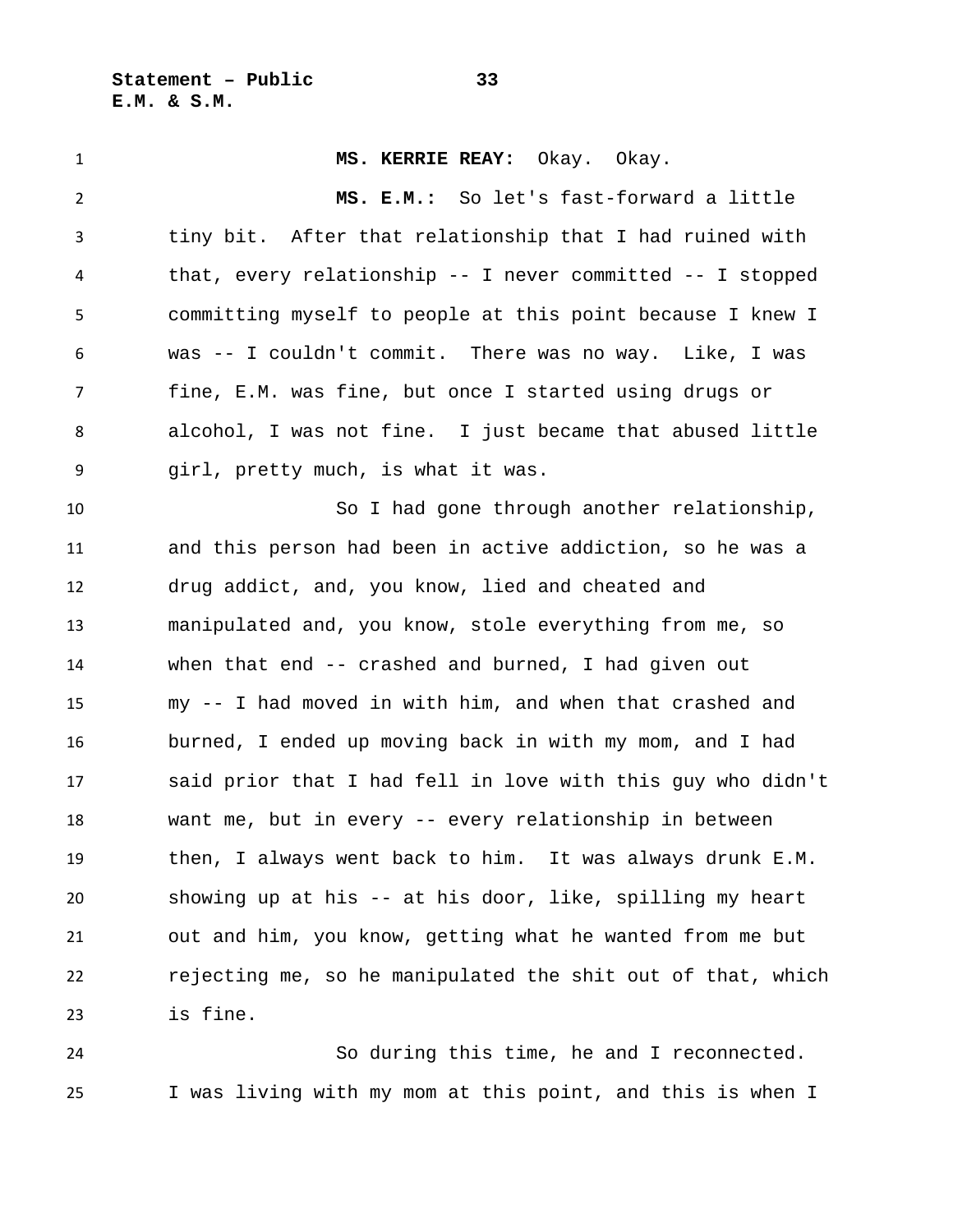**MS. KERRIE REAY:** Okay. Okay.

**MS. E.M.:** So let's fast-forward a little tiny bit. After that relationship that I had ruined with that, every relationship -- I never committed -- I stopped committing myself to people at this point because I knew I was -- I couldn't commit. There was no way. Like, I was fine, E.M. was fine, but once I started using drugs or alcohol, I was not fine. I just became that abused little girl, pretty much, is what it was.

So I had gone through another relationship, and this person had been in active addiction, so he was a drug addict, and, you know, lied and cheated and manipulated and, you know, stole everything from me, so when that end -- crashed and burned, I had given out my -- I had moved in with him, and when that crashed and burned, I ended up moving back in with my mom, and I had said prior that I had fell in love with this guy who didn't want me, but in every -- every relationship in between then, I always went back to him. It was always drunk E.M. showing up at his -- at his door, like, spilling my heart out and him, you know, getting what he wanted from me but rejecting me, so he manipulated the shit out of that, which is fine.

So during this time, he and I reconnected. I was living with my mom at this point, and this is when I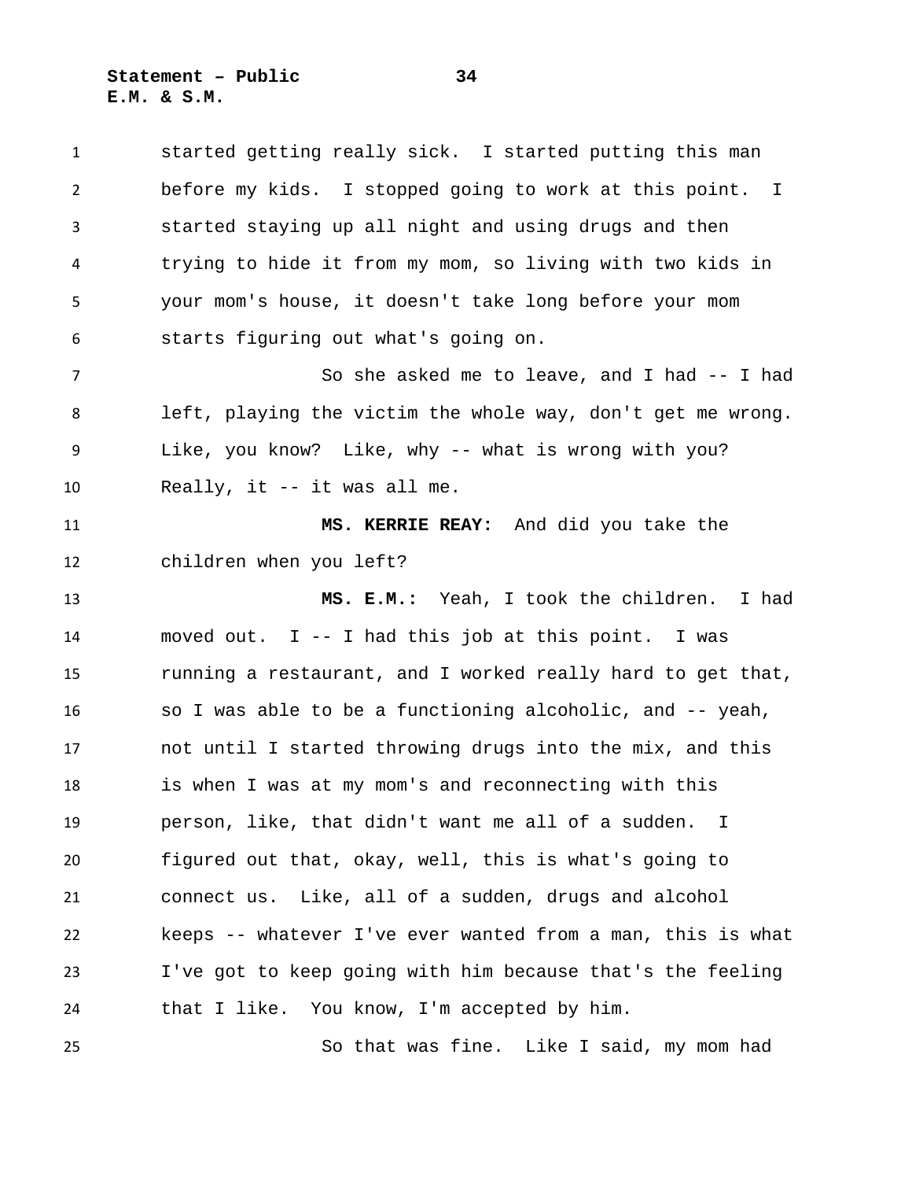started getting really sick. I started putting this man before my kids. I stopped going to work at this point. I started staying up all night and using drugs and then trying to hide it from my mom, so living with two kids in your mom's house, it doesn't take long before your mom starts figuring out what's going on.

So she asked me to leave, and I had -- I had left, playing the victim the whole way, don't get me wrong. Like, you know? Like, why -- what is wrong with you? Really, it -- it was all me.

**MS. KERRIE REAY:** And did you take the children when you left?

**MS. E.M.:** Yeah, I took the children. I had moved out. I -- I had this job at this point. I was running a restaurant, and I worked really hard to get that, so I was able to be a functioning alcoholic, and -- yeah, not until I started throwing drugs into the mix, and this is when I was at my mom's and reconnecting with this person, like, that didn't want me all of a sudden. I figured out that, okay, well, this is what's going to connect us. Like, all of a sudden, drugs and alcohol keeps -- whatever I've ever wanted from a man, this is what I've got to keep going with him because that's the feeling that I like. You know, I'm accepted by him.

So that was fine. Like I said, my mom had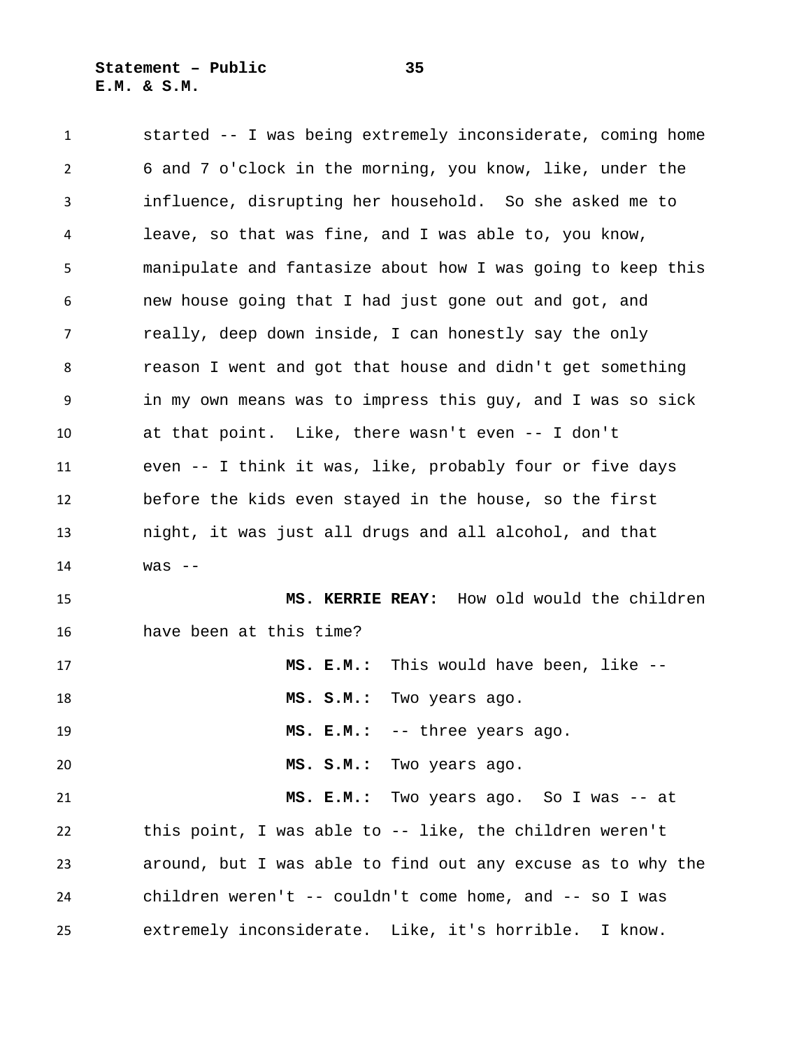started -- I was being extremely inconsiderate, coming home 6 and 7 o'clock in the morning, you know, like, under the influence, disrupting her household. So she asked me to leave, so that was fine, and I was able to, you know, manipulate and fantasize about how I was going to keep this new house going that I had just gone out and got, and really, deep down inside, I can honestly say the only reason I went and got that house and didn't get something in my own means was to impress this guy, and I was so sick at that point. Like, there wasn't even -- I don't even -- I think it was, like, probably four or five days before the kids even stayed in the house, so the first night, it was just all drugs and all alcohol, and that was --

**MS. KERRIE REAY:** How old would the children have been at this time?

**MS. E.M.:** This would have been, like --

**MS. S.M.:** Two years ago.

**MS. E.M.:** -- three years ago.

**MS. S.M.:** Two years ago.

**MS. E.M.:** Two years ago. So I was -- at this point, I was able to -- like, the children weren't around, but I was able to find out any excuse as to why the children weren't -- couldn't come home, and -- so I was extremely inconsiderate. Like, it's horrible. I know.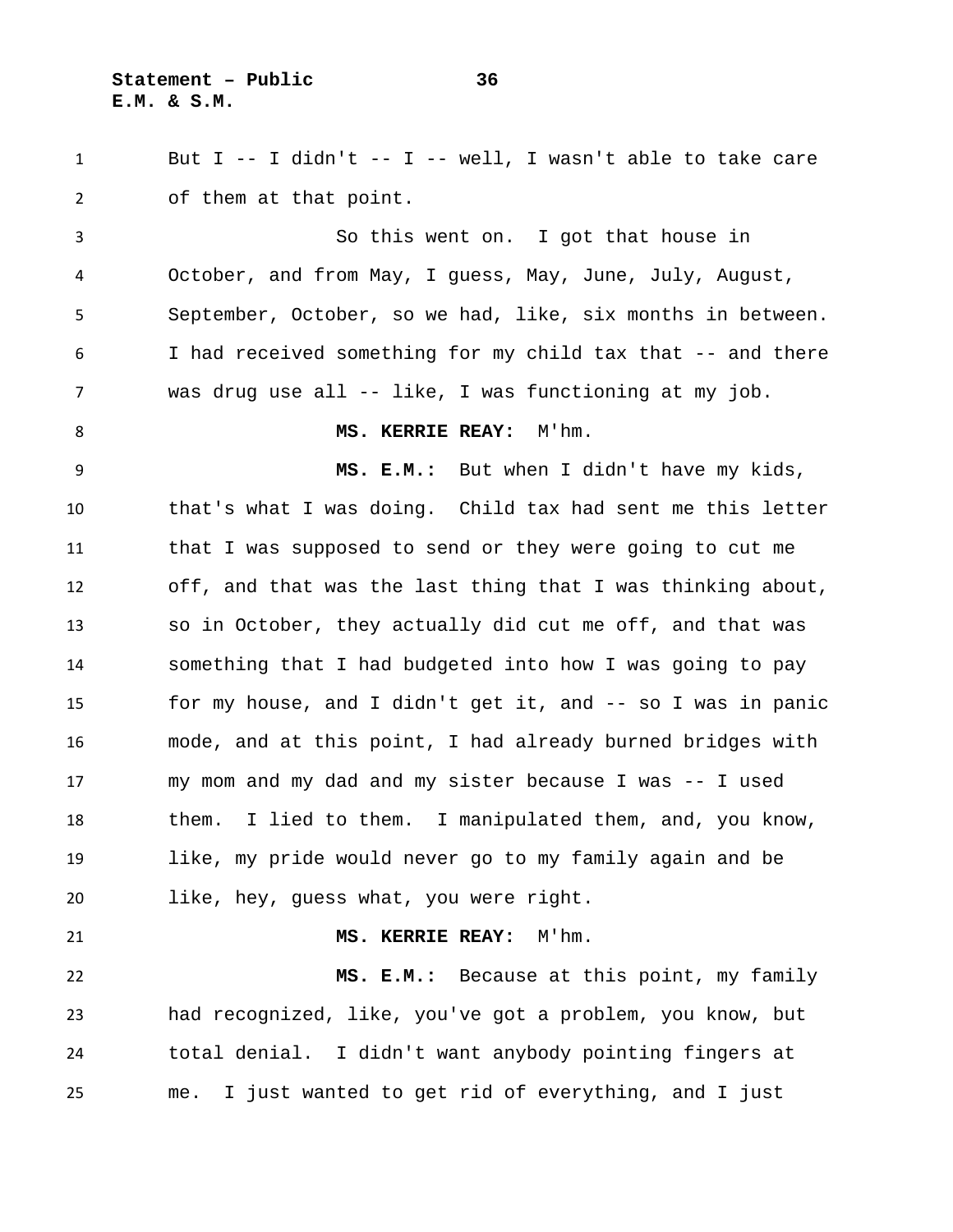But I -- I didn't -- I -- well, I wasn't able to take care of them at that point.

So this went on. I got that house in October, and from May, I guess, May, June, July, August, September, October, so we had, like, six months in between. I had received something for my child tax that -- and there was drug use all -- like, I was functioning at my job.

**MS. KERRIE REAY:** M'hm.

**MS. E.M.:** But when I didn't have my kids, that's what I was doing. Child tax had sent me this letter that I was supposed to send or they were going to cut me off, and that was the last thing that I was thinking about, so in October, they actually did cut me off, and that was something that I had budgeted into how I was going to pay for my house, and I didn't get it, and -- so I was in panic mode, and at this point, I had already burned bridges with my mom and my dad and my sister because I was -- I used them. I lied to them. I manipulated them, and, you know, like, my pride would never go to my family again and be like, hey, guess what, you were right.

**MS. KERRIE REAY:** M'hm.

**MS. E.M.:** Because at this point, my family had recognized, like, you've got a problem, you know, but total denial. I didn't want anybody pointing fingers at me. I just wanted to get rid of everything, and I just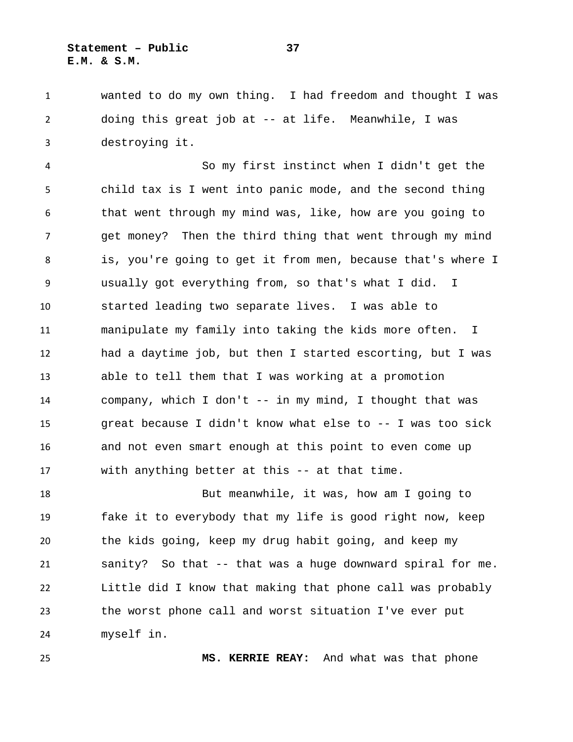wanted to do my own thing. I had freedom and thought I was doing this great job at -- at life. Meanwhile, I was destroying it.

So my first instinct when I didn't get the child tax is I went into panic mode, and the second thing that went through my mind was, like, how are you going to get money? Then the third thing that went through my mind is, you're going to get it from men, because that's where I usually got everything from, so that's what I did. I started leading two separate lives. I was able to manipulate my family into taking the kids more often. I had a daytime job, but then I started escorting, but I was able to tell them that I was working at a promotion company, which I don't -- in my mind, I thought that was great because I didn't know what else to -- I was too sick and not even smart enough at this point to even come up with anything better at this -- at that time.

But meanwhile, it was, how am I going to fake it to everybody that my life is good right now, keep the kids going, keep my drug habit going, and keep my sanity? So that -- that was a huge downward spiral for me. Little did I know that making that phone call was probably the worst phone call and worst situation I've ever put myself in.

**MS. KERRIE REAY:** And what was that phone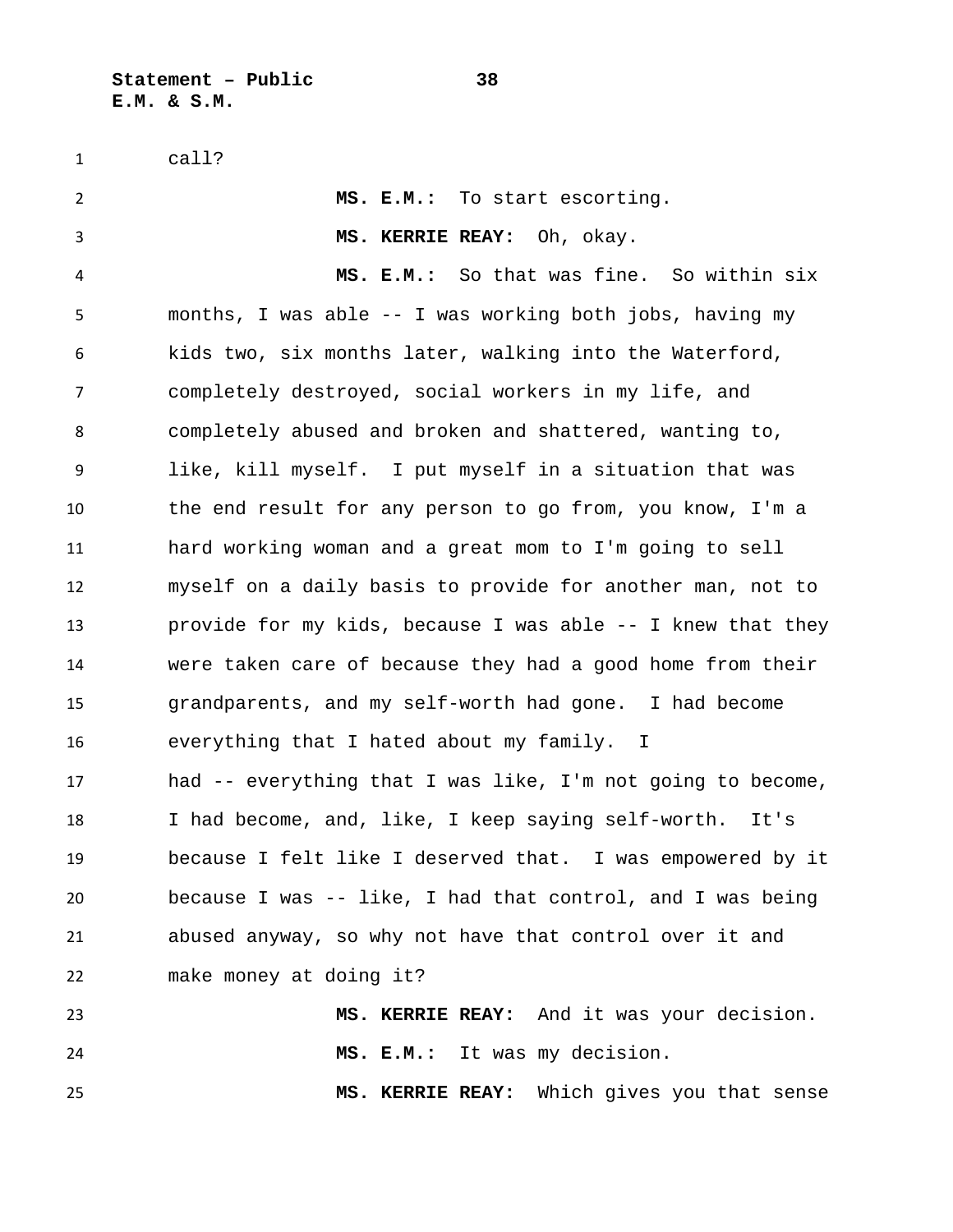call?

**MS. E.M.:** To start escorting.

**MS. KERRIE REAY:** Oh, okay.

**MS. E.M.:** So that was fine. So within six months, I was able -- I was working both jobs, having my kids two, six months later, walking into the Waterford, completely destroyed, social workers in my life, and completely abused and broken and shattered, wanting to, like, kill myself. I put myself in a situation that was the end result for any person to go from, you know, I'm a hard working woman and a great mom to I'm going to sell myself on a daily basis to provide for another man, not to provide for my kids, because I was able -- I knew that they were taken care of because they had a good home from their grandparents, and my self-worth had gone. I had become everything that I hated about my family. I had -- everything that I was like, I'm not going to become, I had become, and, like, I keep saying self-worth. It's because I felt like I deserved that. I was empowered by it because I was -- like, I had that control, and I was being abused anyway, so why not have that control over it and make money at doing it?

**MS. KERRIE REAY:** And it was your decision.

**MS. E.M.:** It was my decision.

**MS. KERRIE REAY:** Which gives you that sense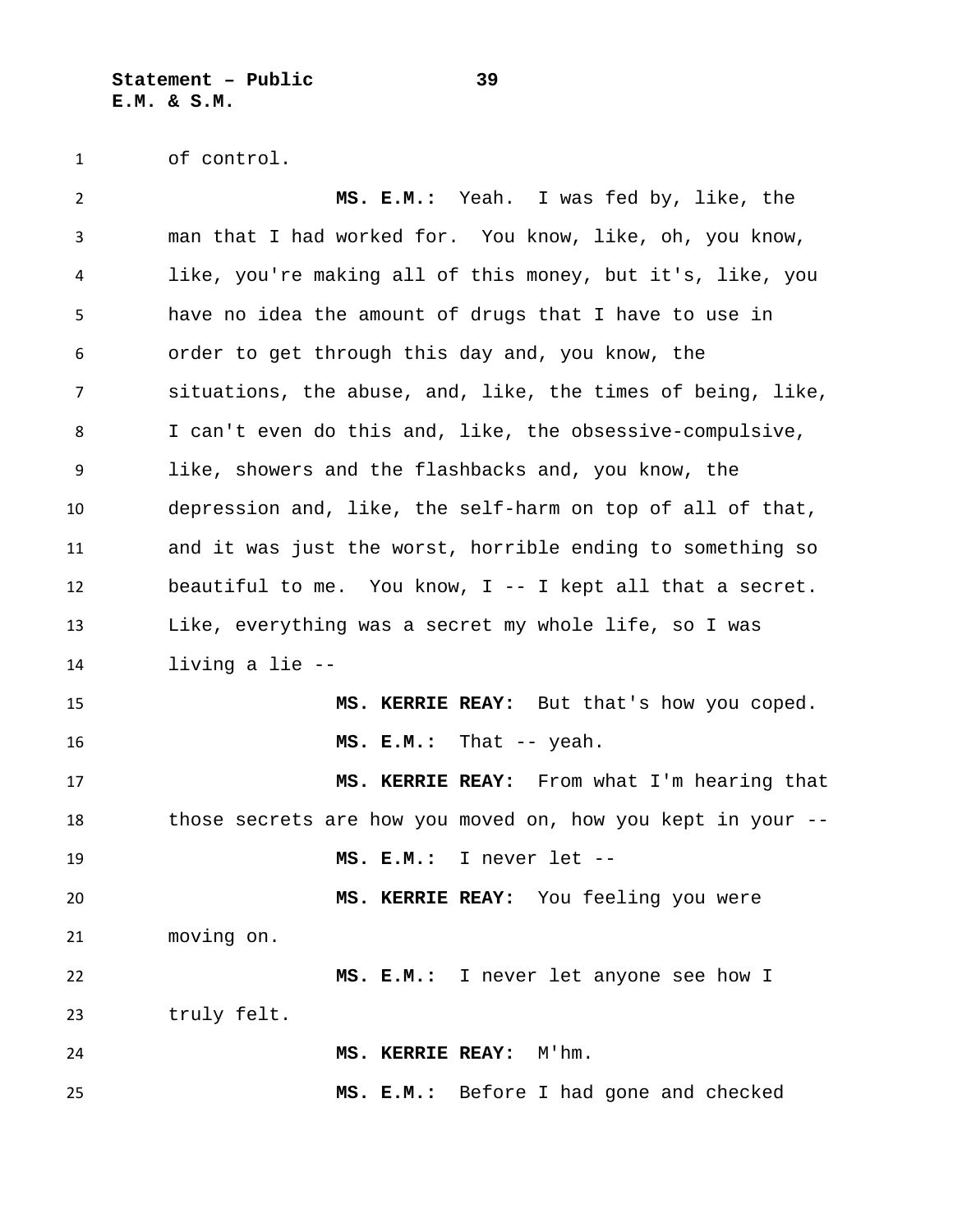of control.

**MS. E.M.:** Yeah. I was fed by, like, the man that I had worked for. You know, like, oh, you know, like, you're making all of this money, but it's, like, you have no idea the amount of drugs that I have to use in order to get through this day and, you know, the situations, the abuse, and, like, the times of being, like, I can't even do this and, like, the obsessive-compulsive, like, showers and the flashbacks and, you know, the depression and, like, the self-harm on top of all of that, and it was just the worst, horrible ending to something so beautiful to me. You know, I -- I kept all that a secret. Like, everything was a secret my whole life, so I was living a lie --

**MS. KERRIE REAY:** But that's how you coped.

**MS. E.M.:** That -- yeah.

**MS. KERRIE REAY:** From what I'm hearing that those secrets are how you moved on, how you kept in your --

**MS. E.M.:** I never let --

**MS. KERRIE REAY:** You feeling you were moving on.

**MS. E.M.:** I never let anyone see how I truly felt.

**MS. KERRIE REAY:** M'hm.

**MS. E.M.:** Before I had gone and checked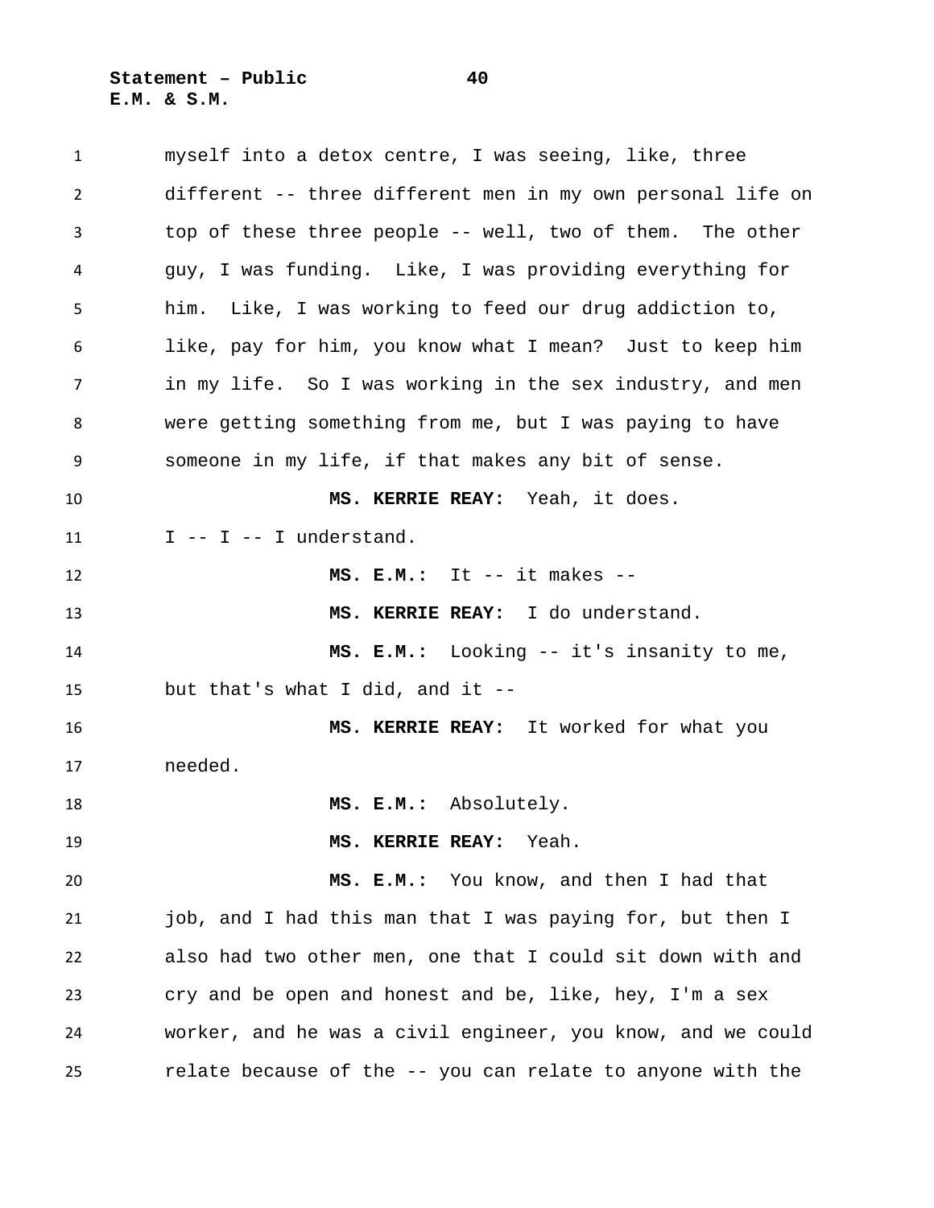myself into a detox centre, I was seeing, like, three different -- three different men in my own personal life on top of these three people -- well, two of them. The other guy, I was funding. Like, I was providing everything for him. Like, I was working to feed our drug addiction to, like, pay for him, you know what I mean? Just to keep him in my life. So I was working in the sex industry, and men were getting something from me, but I was paying to have someone in my life, if that makes any bit of sense.

**MS. KERRIE REAY:** Yeah, it does. I -- I -- I understand.

**MS. E.M.:** It -- it makes --

**MS. KERRIE REAY:** I do understand.

**MS. E.M.:** Looking -- it's insanity to me, but that's what I did, and it --

**MS. KERRIE REAY:** It worked for what you needed.

**MS. E.M.:** Absolutely.

**MS. KERRIE REAY:** Yeah.

**MS. E.M.:** You know, and then I had that job, and I had this man that I was paying for, but then I also had two other men, one that I could sit down with and cry and be open and honest and be, like, hey, I'm a sex worker, and he was a civil engineer, you know, and we could relate because of the -- you can relate to anyone with the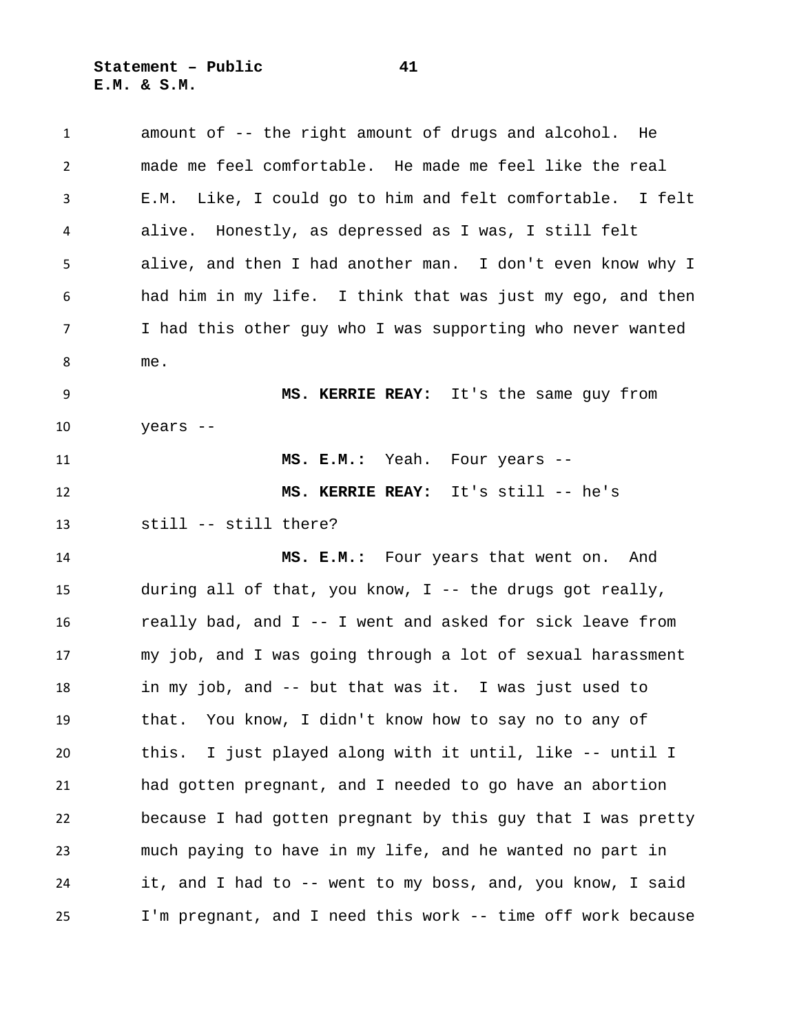amount of -- the right amount of drugs and alcohol. He made me feel comfortable. He made me feel like the real E.M. Like, I could go to him and felt comfortable. I felt alive. Honestly, as depressed as I was, I still felt alive, and then I had another man. I don't even know why I had him in my life. I think that was just my ego, and then I had this other guy who I was supporting who never wanted me.

**MS. KERRIE REAY:** It's the same guy from years --

**MS. E.M.:** Yeah. Four years --

**MS. KERRIE REAY:** It's still -- he's still -- still there?

**MS. E.M.:** Four years that went on. And during all of that, you know, I -- the drugs got really, really bad, and I -- I went and asked for sick leave from my job, and I was going through a lot of sexual harassment in my job, and -- but that was it. I was just used to that. You know, I didn't know how to say no to any of this. I just played along with it until, like -- until I had gotten pregnant, and I needed to go have an abortion because I had gotten pregnant by this guy that I was pretty much paying to have in my life, and he wanted no part in it, and I had to -- went to my boss, and, you know, I said I'm pregnant, and I need this work -- time off work because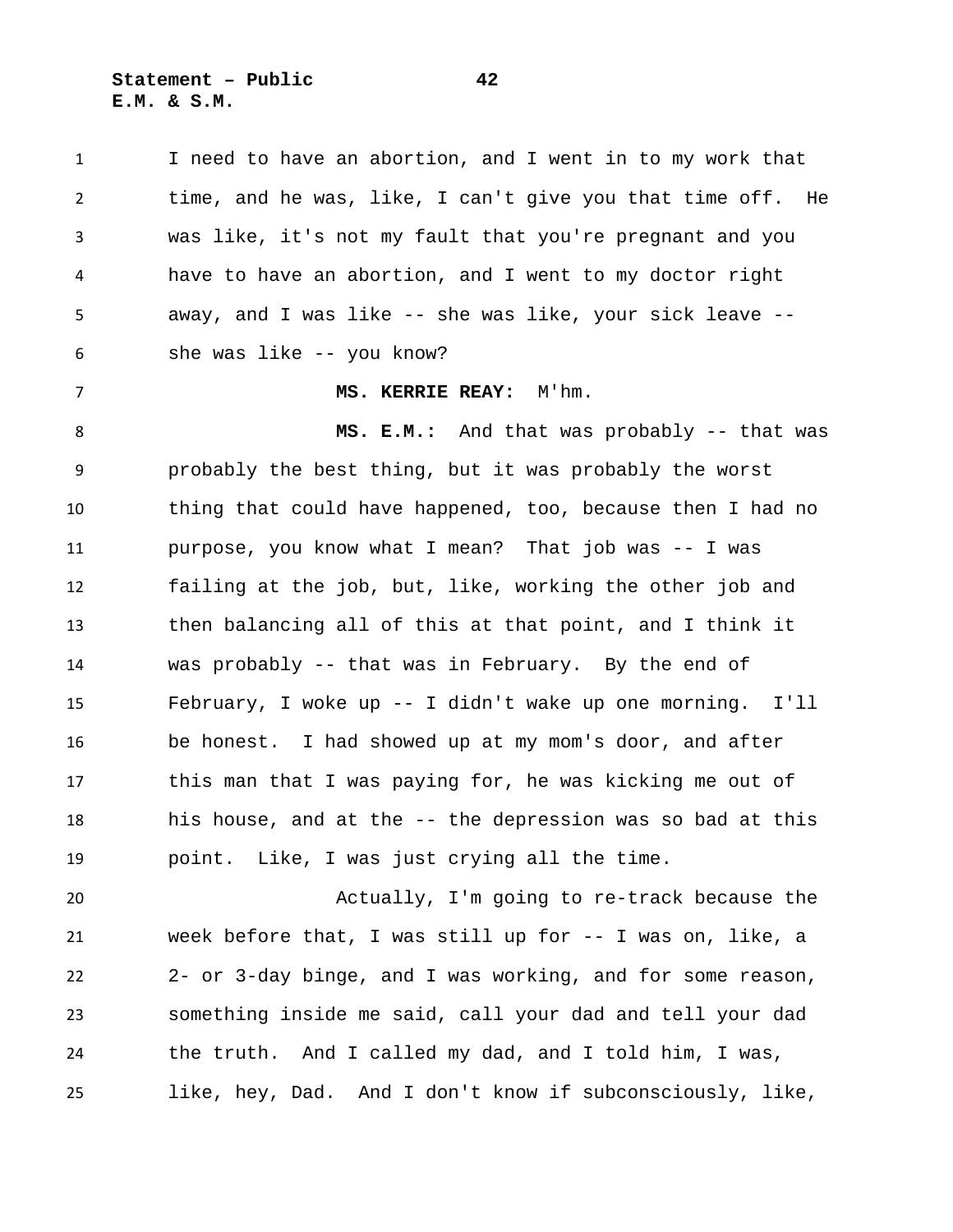I need to have an abortion, and I went in to my work that time, and he was, like, I can't give you that time off. He was like, it's not my fault that you're pregnant and you have to have an abortion, and I went to my doctor right away, and I was like -- she was like, your sick leave -- she was like -- you know?

**MS. KERRIE REAY:** M'hm.

**MS. E.M.:** And that was probably -- that was probably the best thing, but it was probably the worst thing that could have happened, too, because then I had no purpose, you know what I mean? That job was -- I was failing at the job, but, like, working the other job and then balancing all of this at that point, and I think it was probably -- that was in February. By the end of February, I woke up -- I didn't wake up one morning. I'll be honest. I had showed up at my mom's door, and after this man that I was paying for, he was kicking me out of his house, and at the -- the depression was so bad at this point. Like, I was just crying all the time.

Actually, I'm going to re-track because the week before that, I was still up for -- I was on, like, a 2- or 3-day binge, and I was working, and for some reason, something inside me said, call your dad and tell your dad the truth. And I called my dad, and I told him, I was, like, hey, Dad. And I don't know if subconsciously, like,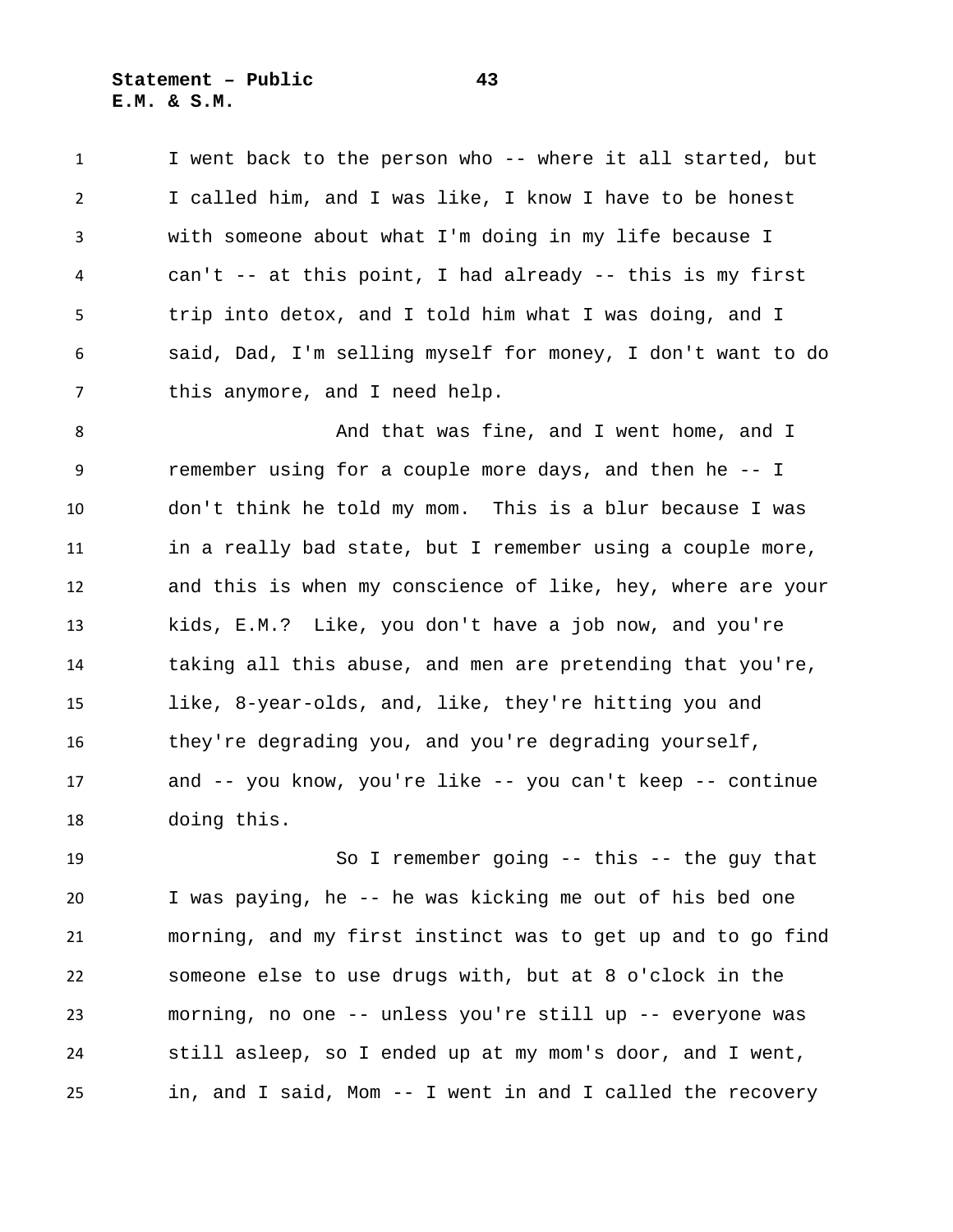I went back to the person who -- where it all started, but I called him, and I was like, I know I have to be honest with someone about what I'm doing in my life because I can't -- at this point, I had already -- this is my first trip into detox, and I told him what I was doing, and I said, Dad, I'm selling myself for money, I don't want to do this anymore, and I need help.

And that was fine, and I went home, and I remember using for a couple more days, and then he -- I don't think he told my mom. This is a blur because I was in a really bad state, but I remember using a couple more, and this is when my conscience of like, hey, where are your kids, E.M.? Like, you don't have a job now, and you're taking all this abuse, and men are pretending that you're, like, 8-year-olds, and, like, they're hitting you and they're degrading you, and you're degrading yourself, and -- you know, you're like -- you can't keep -- continue doing this.

So I remember going -- this -- the guy that I was paying, he -- he was kicking me out of his bed one morning, and my first instinct was to get up and to go find someone else to use drugs with, but at 8 o'clock in the morning, no one -- unless you're still up -- everyone was still asleep, so I ended up at my mom's door, and I went, in, and I said, Mom -- I went in and I called the recovery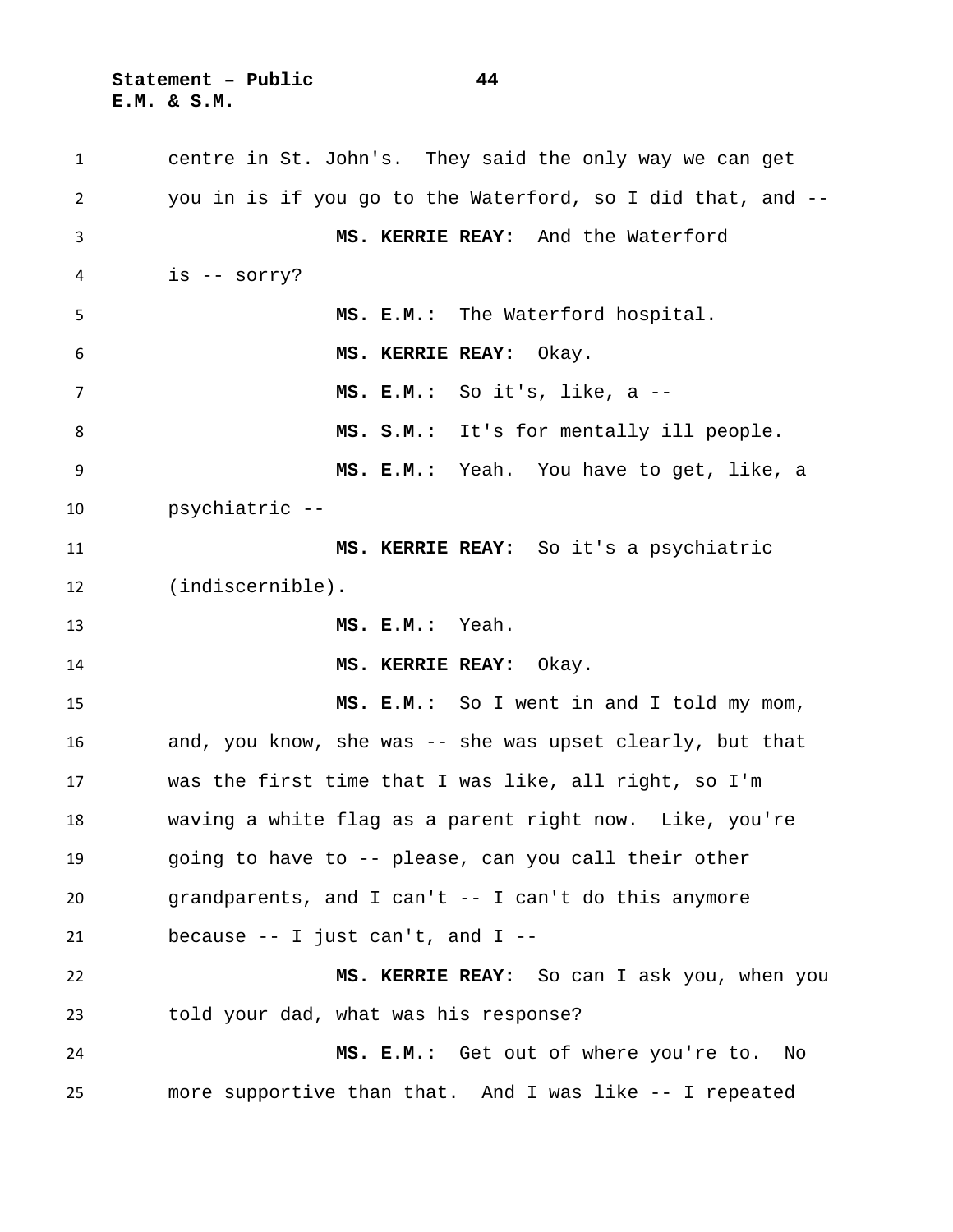centre in St. John's. They said the only way we can get you in is if you go to the Waterford, so I did that, and --

**MS. KERRIE REAY:** And the Waterford is -- sorry?

**MS. E.M.:** The Waterford hospital.

**MS. KERRIE REAY:** Okay.

**MS. E.M.:** So it's, like, a --

**MS. S.M.:** It's for mentally ill people.

**MS. E.M.:** Yeah. You have to get, like, a psychiatric --

**MS. KERRIE REAY:** So it's a psychiatric (indiscernible).

**MS. E.M.:** Yeah.

**MS. KERRIE REAY:** Okay.

**MS. E.M.:** So I went in and I told my mom, and, you know, she was -- she was upset clearly, but that was the first time that I was like, all right, so I'm waving a white flag as a parent right now. Like, you're going to have to -- please, can you call their other grandparents, and I can't -- I can't do this anymore because -- I just can't, and I --

**MS. KERRIE REAY:** So can I ask you, when you told your dad, what was his response?

**MS. E.M.:** Get out of where you're to. No more supportive than that. And I was like -- I repeated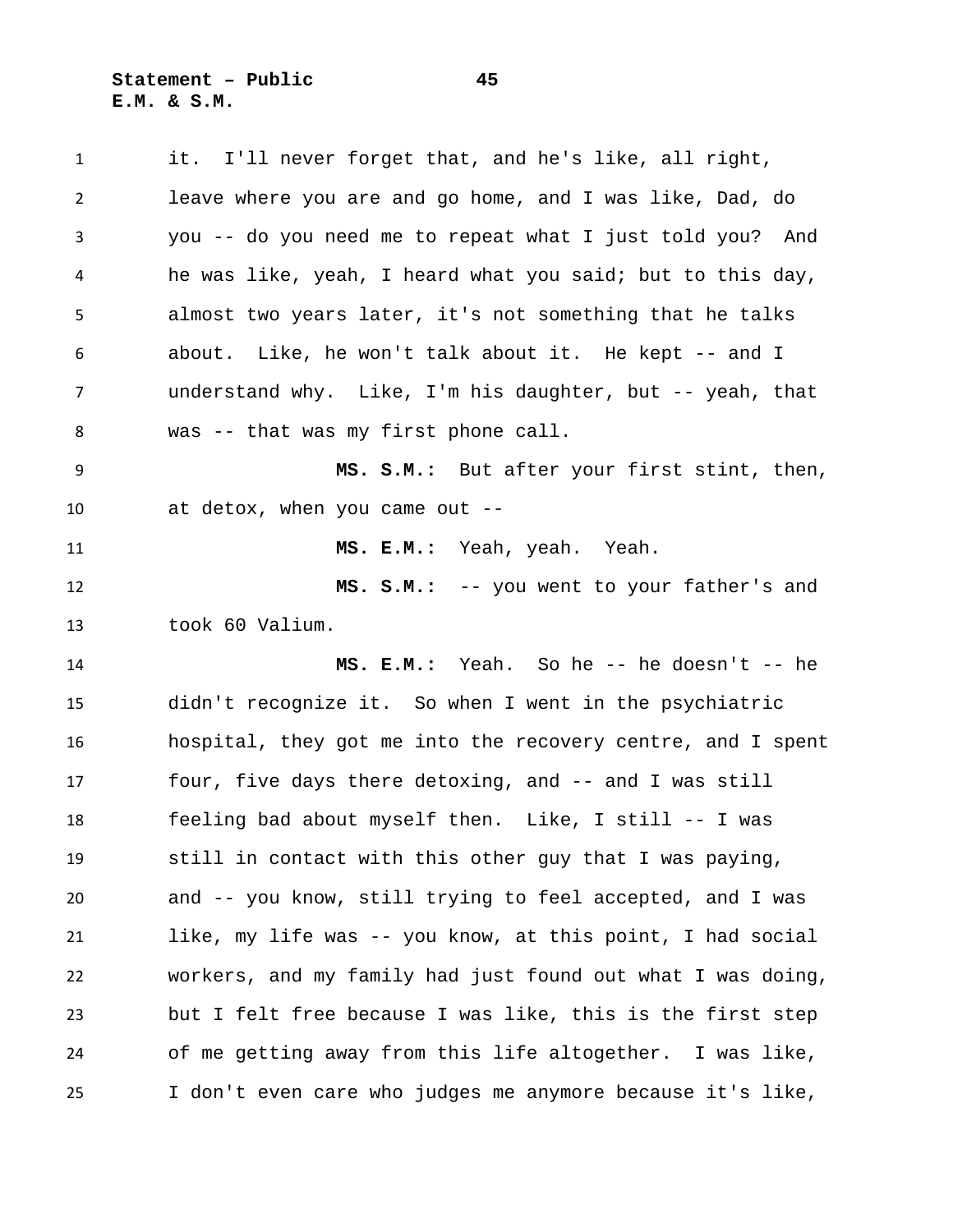it. I'll never forget that, and he's like, all right, leave where you are and go home, and I was like, Dad, do you -- do you need me to repeat what I just told you? And he was like, yeah, I heard what you said; but to this day, almost two years later, it's not something that he talks about. Like, he won't talk about it. He kept -- and I understand why. Like, I'm his daughter, but -- yeah, that was -- that was my first phone call.

**MS. S.M.:** But after your first stint, then, at detox, when you came out --

**MS. E.M.:** Yeah, yeah. Yeah.

**MS. S.M.:** -- you went to your father's and took 60 Valium.

**MS. E.M.:** Yeah. So he -- he doesn't -- he didn't recognize it. So when I went in the psychiatric hospital, they got me into the recovery centre, and I spent four, five days there detoxing, and -- and I was still feeling bad about myself then. Like, I still -- I was still in contact with this other guy that I was paying, and -- you know, still trying to feel accepted, and I was like, my life was -- you know, at this point, I had social workers, and my family had just found out what I was doing, but I felt free because I was like, this is the first step of me getting away from this life altogether. I was like, I don't even care who judges me anymore because it's like,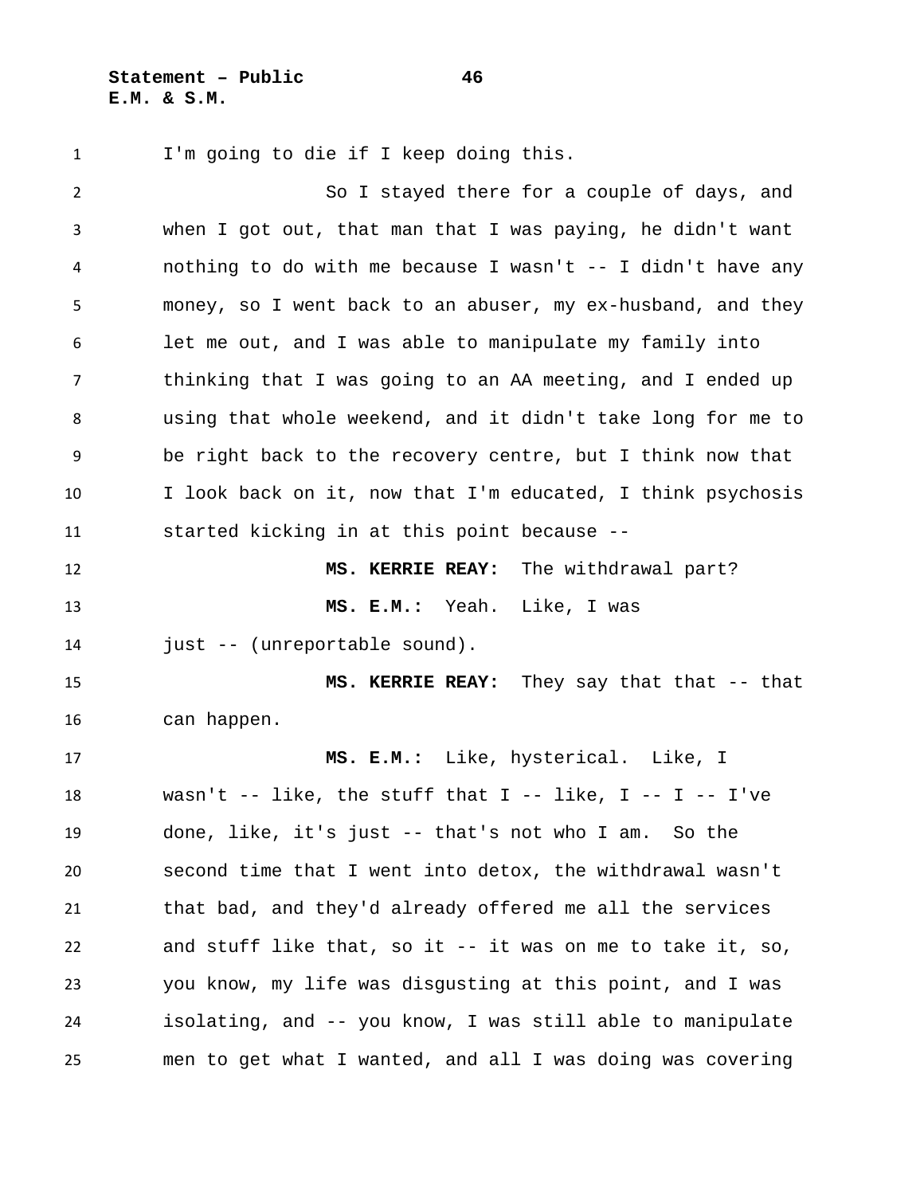I'm going to die if I keep doing this.

So I stayed there for a couple of days, and when I got out, that man that I was paying, he didn't want nothing to do with me because I wasn't -- I didn't have any money, so I went back to an abuser, my ex-husband, and they let me out, and I was able to manipulate my family into thinking that I was going to an AA meeting, and I ended up using that whole weekend, and it didn't take long for me to be right back to the recovery centre, but I think now that I look back on it, now that I'm educated, I think psychosis started kicking in at this point because --

**MS. KERRIE REAY:** The withdrawal part?

**MS. E.M.:** Yeah. Like, I was just -- (unreportable sound).

**MS. KERRIE REAY:** They say that that -- that can happen.

**MS. E.M.:** Like, hysterical. Like, I wasn't -- like, the stuff that I -- like, I -- I -- I've done, like, it's just -- that's not who I am. So the second time that I went into detox, the withdrawal wasn't that bad, and they'd already offered me all the services and stuff like that, so it -- it was on me to take it, so, you know, my life was disgusting at this point, and I was isolating, and -- you know, I was still able to manipulate men to get what I wanted, and all I was doing was covering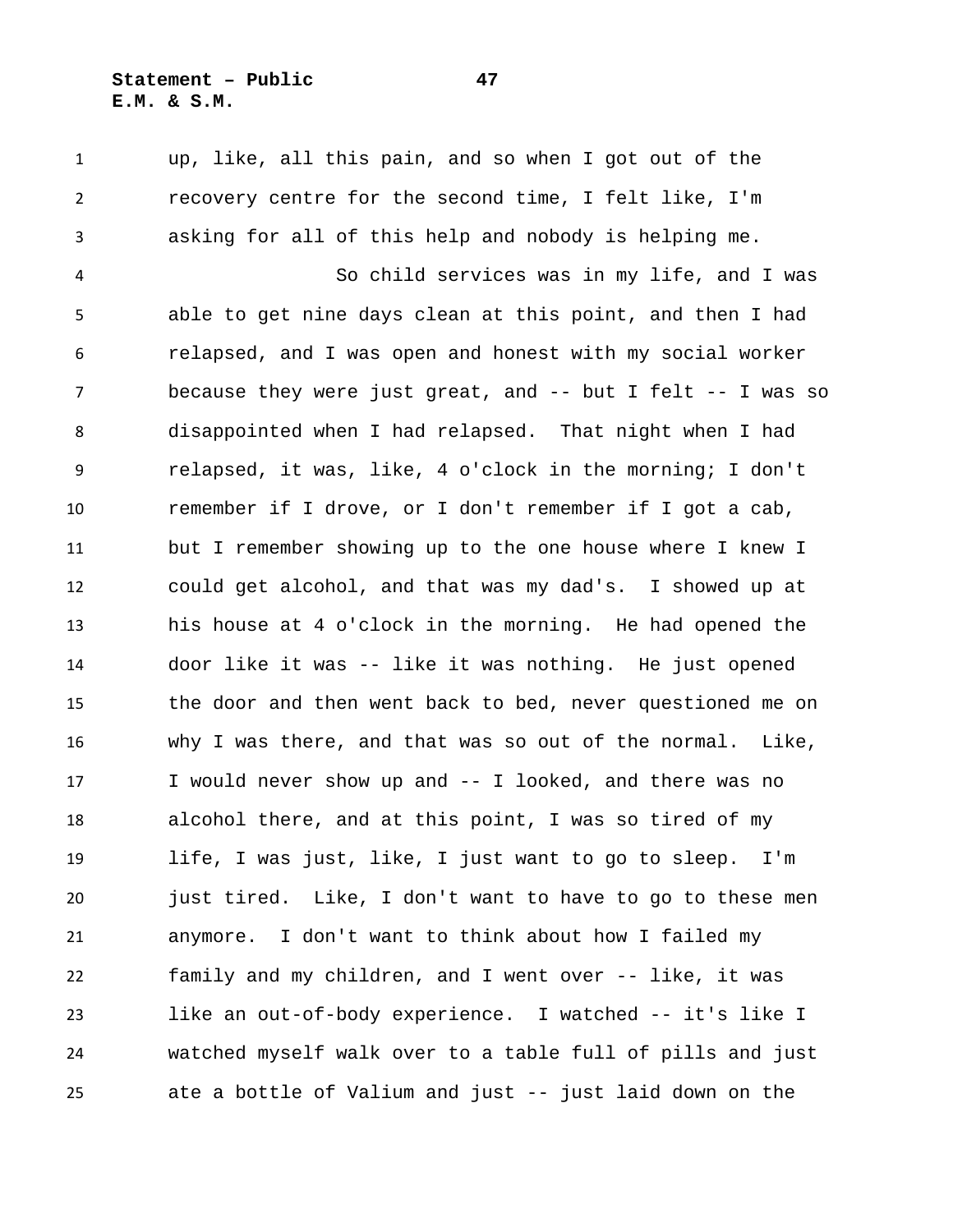up, like, all this pain, and so when I got out of the recovery centre for the second time, I felt like, I'm asking for all of this help and nobody is helping me.

So child services was in my life, and I was able to get nine days clean at this point, and then I had relapsed, and I was open and honest with my social worker because they were just great, and -- but I felt -- I was so disappointed when I had relapsed. That night when I had relapsed, it was, like, 4 o'clock in the morning; I don't remember if I drove, or I don't remember if I got a cab, but I remember showing up to the one house where I knew I could get alcohol, and that was my dad's. I showed up at his house at 4 o'clock in the morning. He had opened the door like it was -- like it was nothing. He just opened the door and then went back to bed, never questioned me on why I was there, and that was so out of the normal. Like, I would never show up and -- I looked, and there was no alcohol there, and at this point, I was so tired of my life, I was just, like, I just want to go to sleep. I'm just tired. Like, I don't want to have to go to these men anymore. I don't want to think about how I failed my family and my children, and I went over -- like, it was like an out-of-body experience. I watched -- it's like I watched myself walk over to a table full of pills and just ate a bottle of Valium and just -- just laid down on the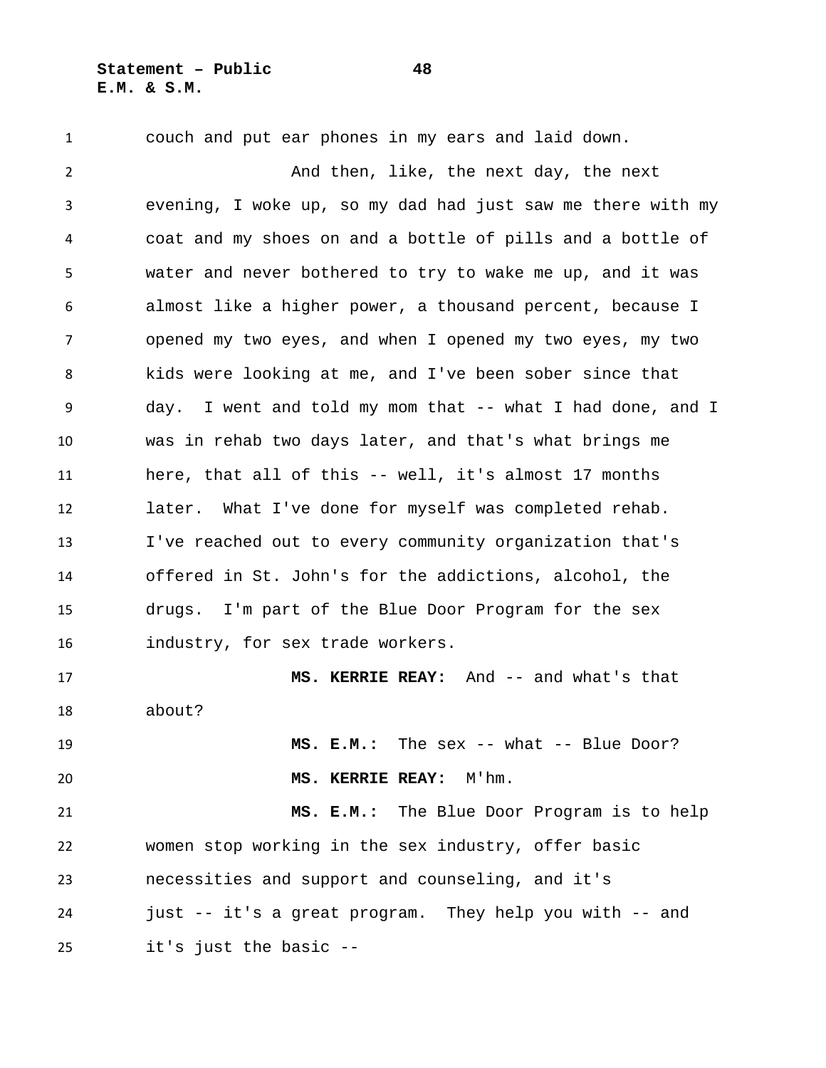couch and put ear phones in my ears and laid down.

And then, like, the next day, the next evening, I woke up, so my dad had just saw me there with my coat and my shoes on and a bottle of pills and a bottle of water and never bothered to try to wake me up, and it was almost like a higher power, a thousand percent, because I opened my two eyes, and when I opened my two eyes, my two kids were looking at me, and I've been sober since that day. I went and told my mom that -- what I had done, and I was in rehab two days later, and that's what brings me here, that all of this -- well, it's almost 17 months later. What I've done for myself was completed rehab. I've reached out to every community organization that's offered in St. John's for the addictions, alcohol, the drugs. I'm part of the Blue Door Program for the sex industry, for sex trade workers.

**MS. KERRIE REAY:** And -- and what's that about?

**MS. E.M.:** The sex -- what -- Blue Door?

**MS. KERRIE REAY:** M'hm.

**MS. E.M.:** The Blue Door Program is to help women stop working in the sex industry, offer basic necessities and support and counseling, and it's just -- it's a great program. They help you with -- and it's just the basic --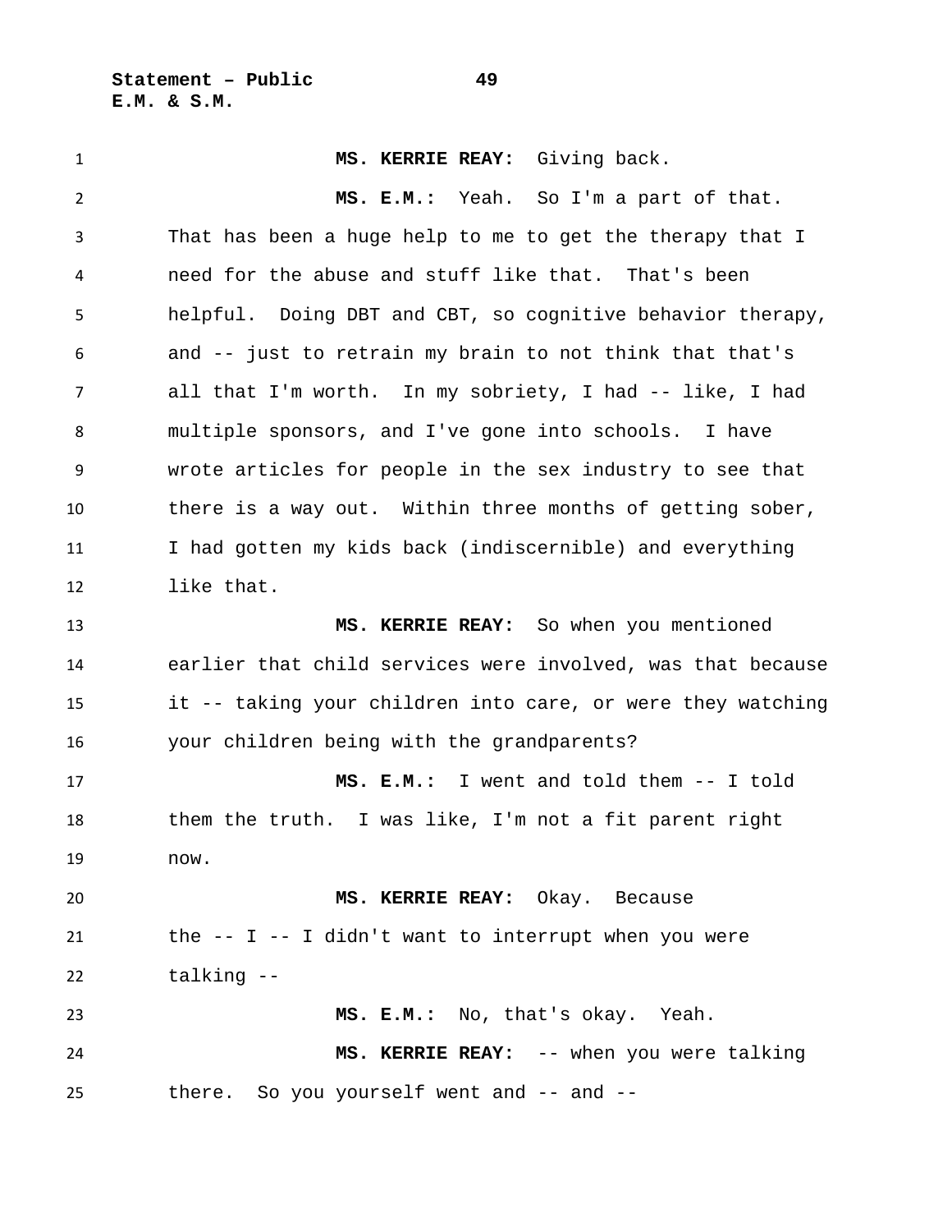**MS. KERRIE REAY:** Giving back.

**MS. E.M.:** Yeah. So I'm a part of that. That has been a huge help to me to get the therapy that I need for the abuse and stuff like that. That's been helpful. Doing DBT and CBT, so cognitive behavior therapy, and -- just to retrain my brain to not think that that's all that I'm worth. In my sobriety, I had -- like, I had multiple sponsors, and I've gone into schools. I have wrote articles for people in the sex industry to see that there is a way out. Within three months of getting sober, I had gotten my kids back (indiscernible) and everything like that.

**MS. KERRIE REAY:** So when you mentioned earlier that child services were involved, was that because it -- taking your children into care, or were they watching your children being with the grandparents?

**MS. E.M.:** I went and told them -- I told them the truth. I was like, I'm not a fit parent right now.

**MS. KERRIE REAY:** Okay. Because the -- I -- I didn't want to interrupt when you were talking --

**MS. E.M.:** No, that's okay. Yeah.

**MS. KERRIE REAY:** -- when you were talking there. So you yourself went and -- and --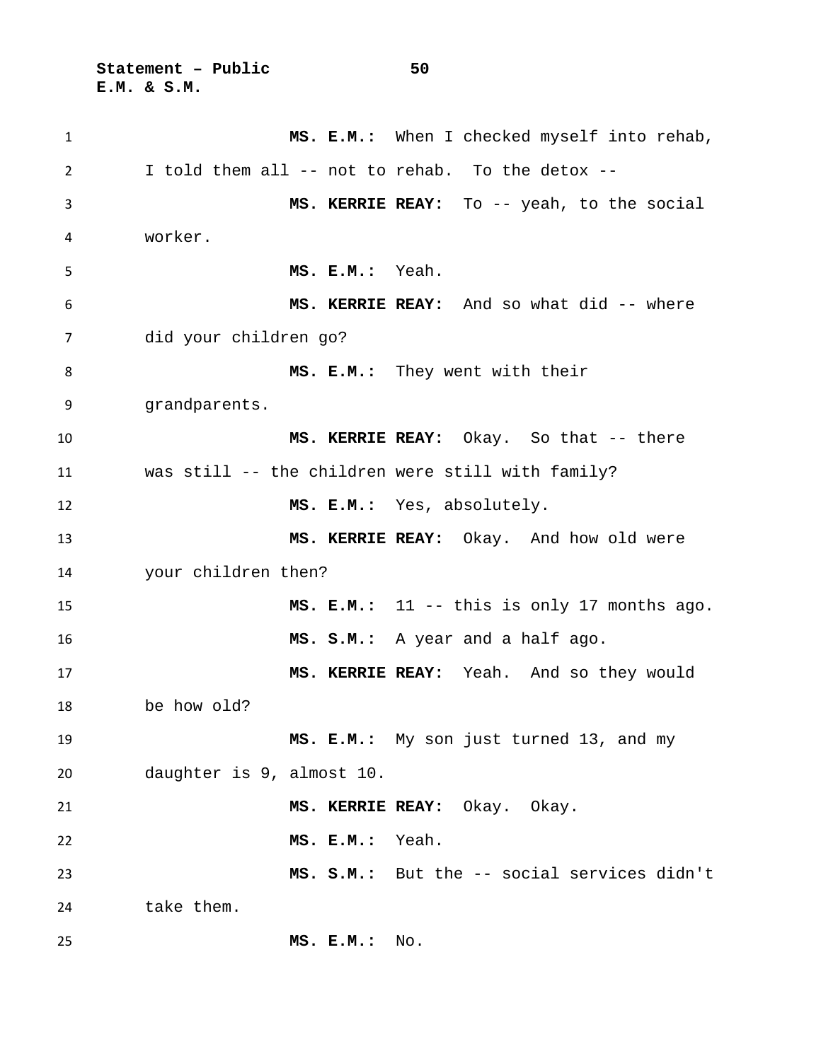**MS. E.M.:** When I checked myself into rehab, I told them all -- not to rehab. To the detox --

**MS. KERRIE REAY:** To -- yeah, to the social worker.

**MS. E.M.:** Yeah.

**MS. KERRIE REAY:** And so what did -- where did your children go?

**MS. E.M.:** They went with their grandparents.

**MS. KERRIE REAY:** Okay. So that -- there was still -- the children were still with family?

**MS. E.M.:** Yes, absolutely.

**MS. KERRIE REAY:** Okay. And how old were your children then?

**MS. E.M.:** 11 -- this is only 17 months ago.

**MS. S.M.:** A year and a half ago.

**MS. KERRIE REAY:** Yeah. And so they would be how old?

**MS. E.M.:** My son just turned 13, and my daughter is 9, almost 10.

**MS. KERRIE REAY:** Okay. Okay.

**MS. E.M.:** Yeah.

**MS. S.M.:** But the -- social services didn't take them.

**MS. E.M.:** No.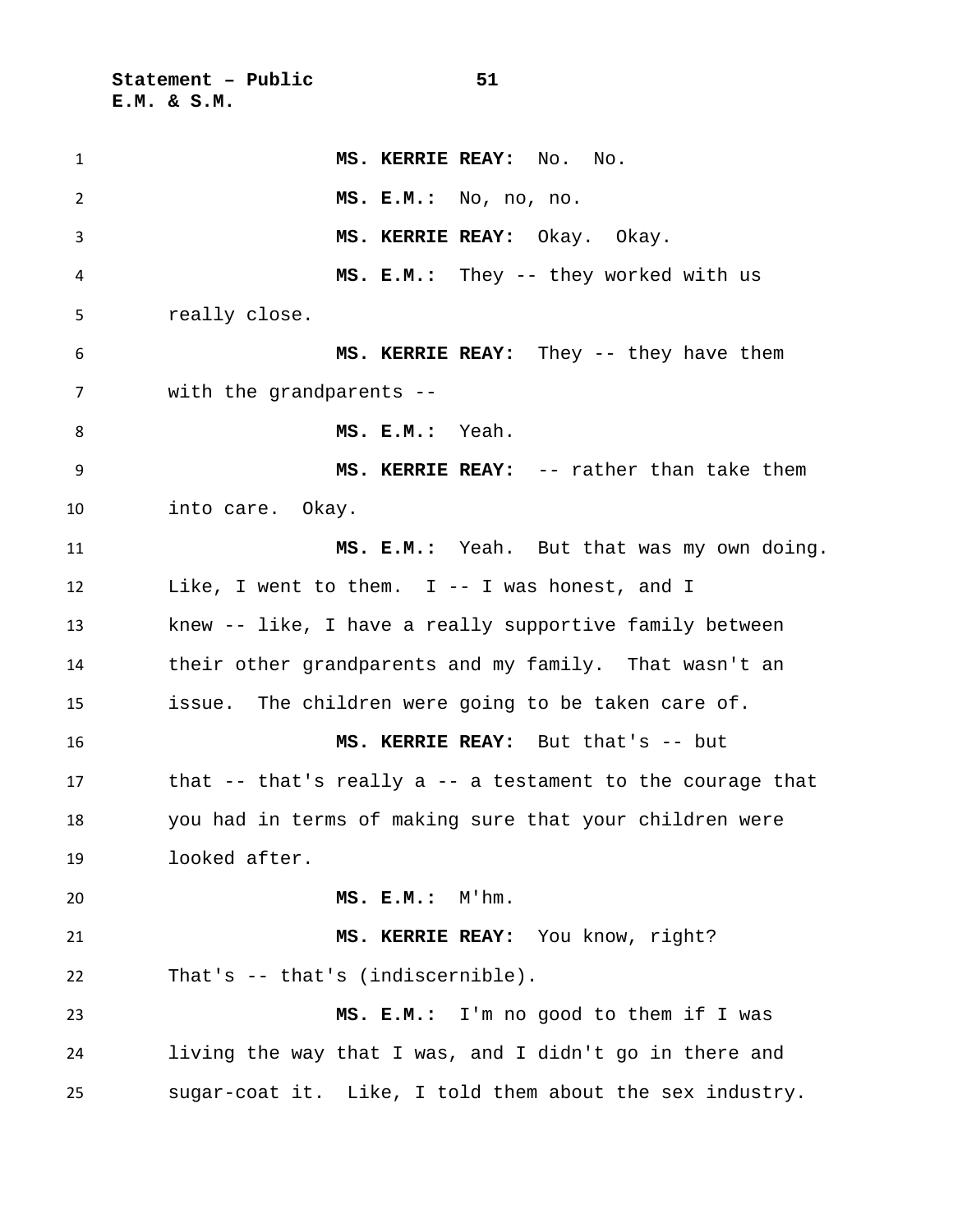**MS. KERRIE REAY:** No. No.

**MS. E.M.:** No, no, no.

**MS. KERRIE REAY:** Okay. Okay.

**MS. E.M.:** They -- they worked with us really close.

**MS. KERRIE REAY:** They -- they have them with the grandparents --

**MS. E.M.:** Yeah.

**MS. KERRIE REAY:** -- rather than take them into care. Okay.

**MS. E.M.:** Yeah. But that was my own doing. Like, I went to them. I -- I was honest, and I knew -- like, I have a really supportive family between their other grandparents and my family. That wasn't an issue. The children were going to be taken care of.

**MS. KERRIE REAY:** But that's -- but that -- that's really a -- a testament to the courage that you had in terms of making sure that your children were looked after.

**MS. E.M.:** M'hm.

**MS. KERRIE REAY:** You know, right? That's -- that's (indiscernible).

**MS. E.M.:** I'm no good to them if I was living the way that I was, and I didn't go in there and sugar-coat it. Like, I told them about the sex industry.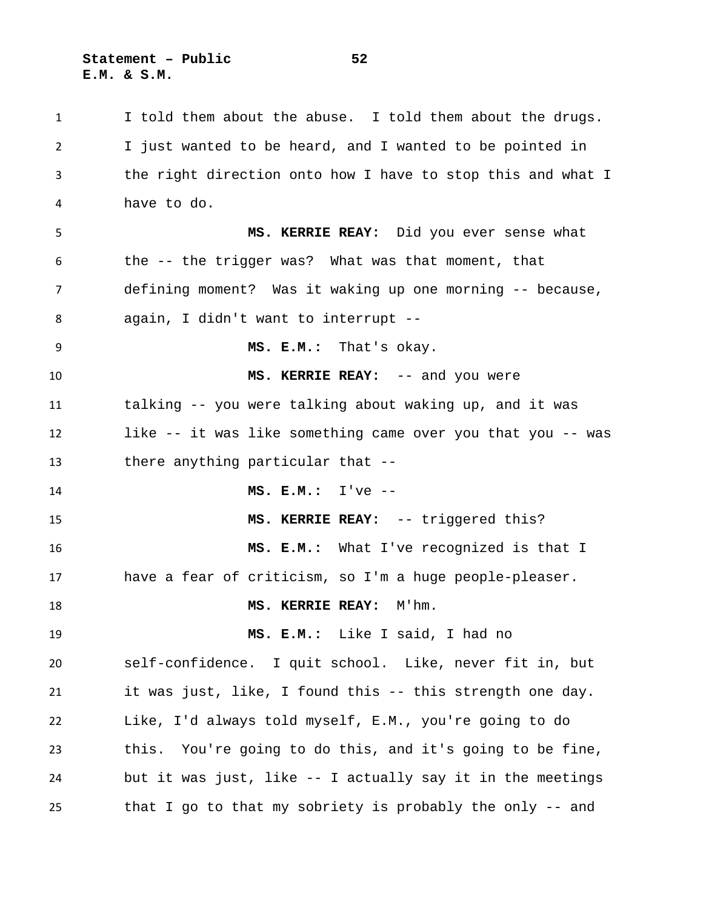I told them about the abuse. I told them about the drugs. I just wanted to be heard, and I wanted to be pointed in the right direction onto how I have to stop this and what I have to do.

**MS. KERRIE REAY:** Did you ever sense what the -- the trigger was? What was that moment, that defining moment? Was it waking up one morning -- because, again, I didn't want to interrupt --

**MS. E.M.:** That's okay.

**MS. KERRIE REAY:** -- and you were talking -- you were talking about waking up, and it was like -- it was like something came over you that you -- was there anything particular that --

**MS. E.M.:** I've --

**MS. KERRIE REAY:** -- triggered this?

**MS. E.M.:** What I've recognized is that I have a fear of criticism, so I'm a huge people-pleaser.

**MS. KERRIE REAY:** M'hm.

**MS. E.M.:** Like I said, I had no self-confidence. I quit school. Like, never fit in, but it was just, like, I found this -- this strength one day. Like, I'd always told myself, E.M., you're going to do this. You're going to do this, and it's going to be fine, but it was just, like -- I actually say it in the meetings that I go to that my sobriety is probably the only -- and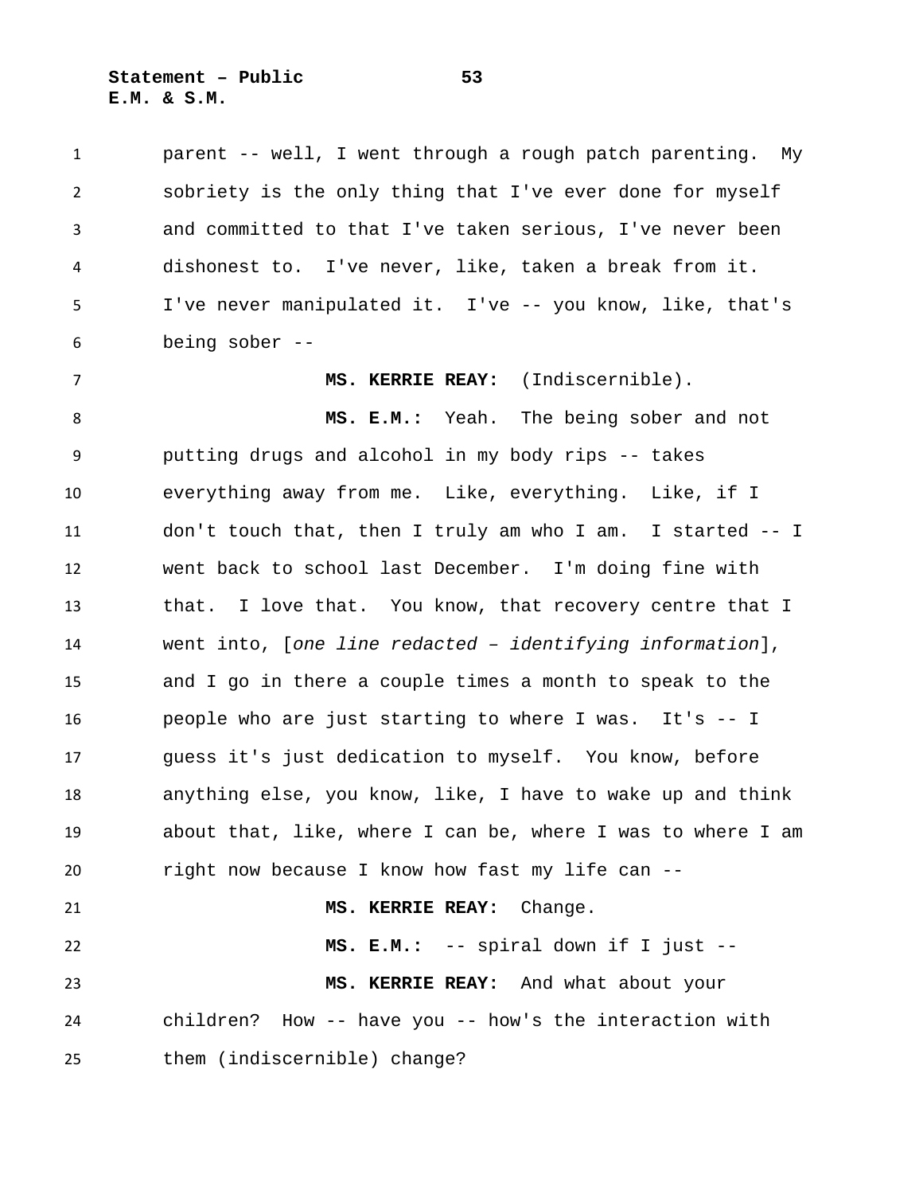parent -- well, I went through a rough patch parenting. My sobriety is the only thing that I've ever done for myself and committed to that I've taken serious, I've never been dishonest to. I've never, like, taken a break from it. I've never manipulated it. I've -- you know, like, that's being sober --

**MS. KERRIE REAY:** (Indiscernible).

**MS. E.M.:** Yeah. The being sober and not putting drugs and alcohol in my body rips -- takes everything away from me. Like, everything. Like, if I don't touch that, then I truly am who I am. I started -- I went back to school last December. I'm doing fine with that. I love that. You know, that recovery centre that I went into, [*one line redacted – identifying information*], and I go in there a couple times a month to speak to the people who are just starting to where I was. It's -- I guess it's just dedication to myself. You know, before anything else, you know, like, I have to wake up and think about that, like, where I can be, where I was to where I am right now because I know how fast my life can --

**MS. KERRIE REAY:** Change.

**MS. E.M.:** -- spiral down if I just --

**MS. KERRIE REAY:** And what about your children? How -- have you -- how's the interaction with them (indiscernible) change?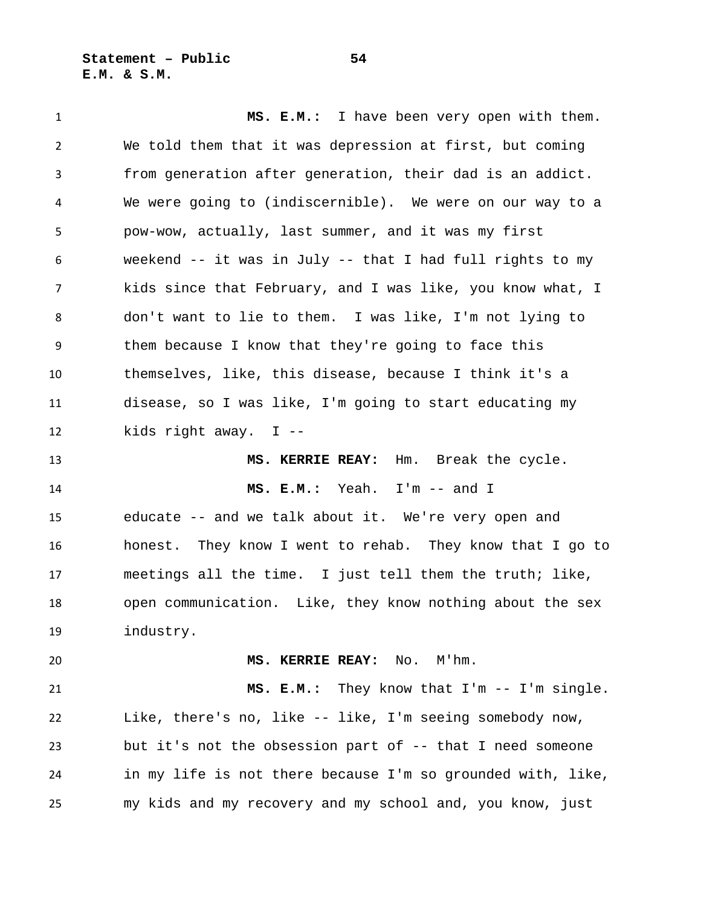**MS. E.M.:** I have been very open with them. We told them that it was depression at first, but coming from generation after generation, their dad is an addict. We were going to (indiscernible). We were on our way to a pow-wow, actually, last summer, and it was my first weekend -- it was in July -- that I had full rights to my kids since that February, and I was like, you know what, I don't want to lie to them. I was like, I'm not lying to them because I know that they're going to face this themselves, like, this disease, because I think it's a disease, so I was like, I'm going to start educating my kids right away. I --

**MS. KERRIE REAY:** Hm. Break the cycle.

**MS. E.M.:** Yeah. I'm -- and I educate -- and we talk about it. We're very open and honest. They know I went to rehab. They know that I go to meetings all the time. I just tell them the truth; like, open communication. Like, they know nothing about the sex industry.

**MS. KERRIE REAY:** No. M'hm.

**MS. E.M.:** They know that I'm -- I'm single. Like, there's no, like -- like, I'm seeing somebody now, but it's not the obsession part of -- that I need someone in my life is not there because I'm so grounded with, like, my kids and my recovery and my school and, you know, just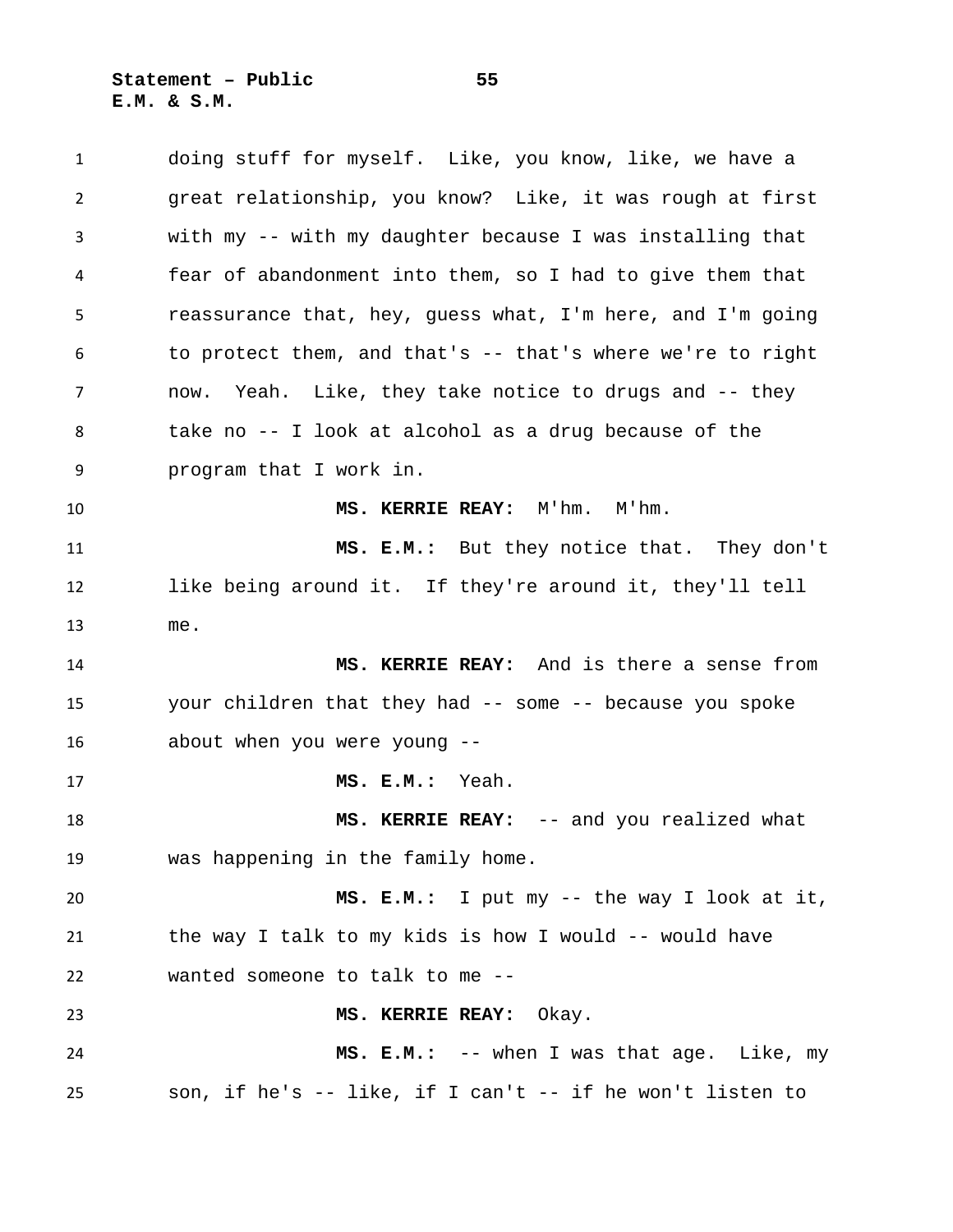doing stuff for myself. Like, you know, like, we have a great relationship, you know? Like, it was rough at first with my -- with my daughter because I was installing that fear of abandonment into them, so I had to give them that reassurance that, hey, guess what, I'm here, and I'm going to protect them, and that's -- that's where we're to right now. Yeah. Like, they take notice to drugs and -- they take no -- I look at alcohol as a drug because of the program that I work in.

**MS. KERRIE REAY:** M'hm. M'hm.

**MS. E.M.:** But they notice that. They don't like being around it. If they're around it, they'll tell me.

**MS. KERRIE REAY:** And is there a sense from your children that they had -- some -- because you spoke about when you were young --

**MS. E.M.:** Yeah.

**MS. KERRIE REAY:** -- and you realized what was happening in the family home.

**MS. E.M.:** I put my -- the way I look at it, the way I talk to my kids is how I would -- would have wanted someone to talk to me --

**MS. KERRIE REAY:** Okay.

**MS. E.M.:** -- when I was that age. Like, my son, if he's -- like, if I can't -- if he won't listen to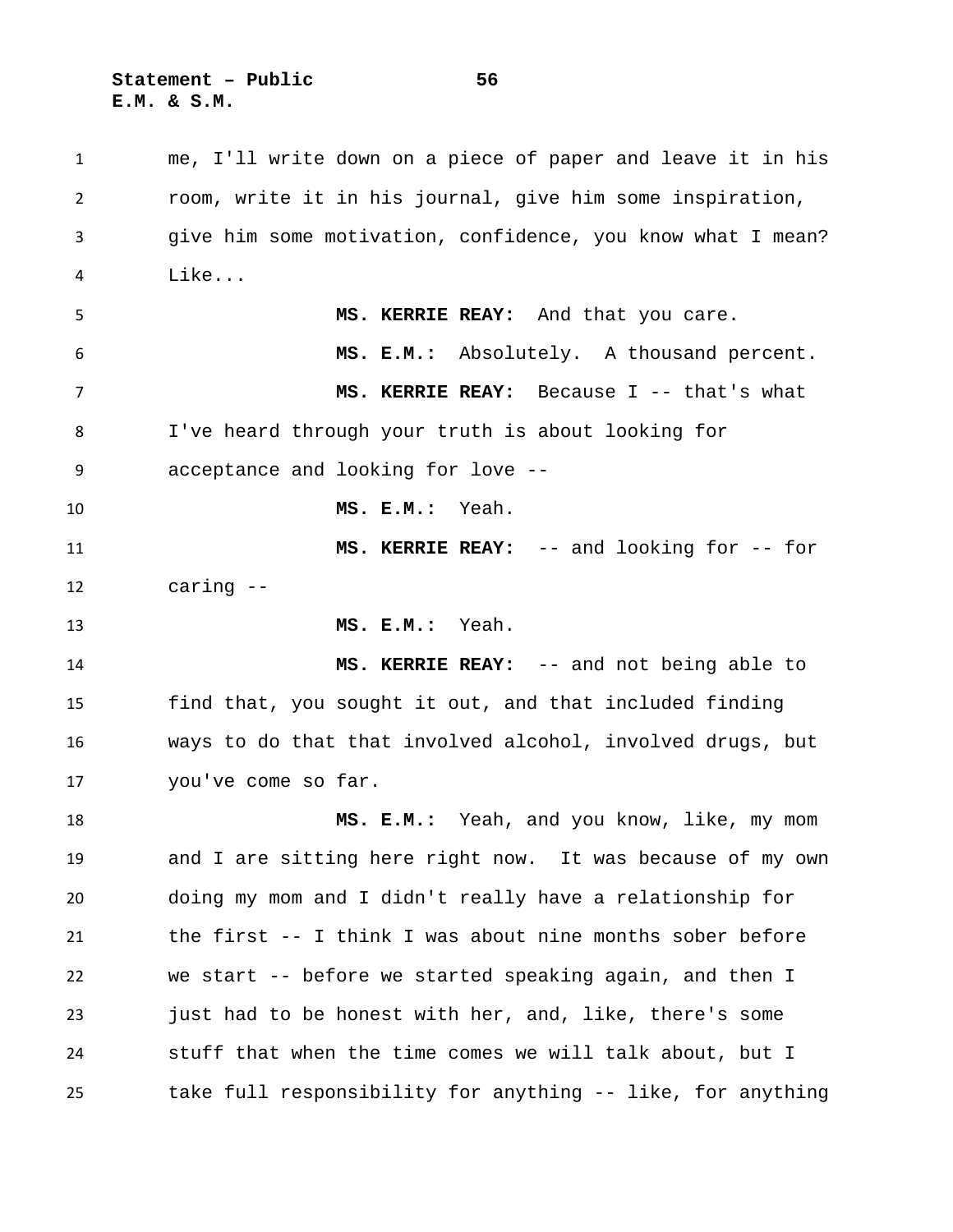me, I'll write down on a piece of paper and leave it in his room, write it in his journal, give him some inspiration, give him some motivation, confidence, you know what I mean? Like...

**MS. KERRIE REAY:** And that you care.

**MS. E.M.:** Absolutely. A thousand percent.

**MS. KERRIE REAY:** Because I -- that's what I've heard through your truth is about looking for acceptance and looking for love --

**MS. E.M.:** Yeah.

**MS. KERRIE REAY:** -- and looking for -- for caring --

**MS. E.M.:** Yeah.

**MS. KERRIE REAY:** -- and not being able to find that, you sought it out, and that included finding ways to do that that involved alcohol, involved drugs, but you've come so far.

**MS. E.M.:** Yeah, and you know, like, my mom and I are sitting here right now. It was because of my own doing my mom and I didn't really have a relationship for the first -- I think I was about nine months sober before we start -- before we started speaking again, and then I just had to be honest with her, and, like, there's some stuff that when the time comes we will talk about, but I take full responsibility for anything -- like, for anything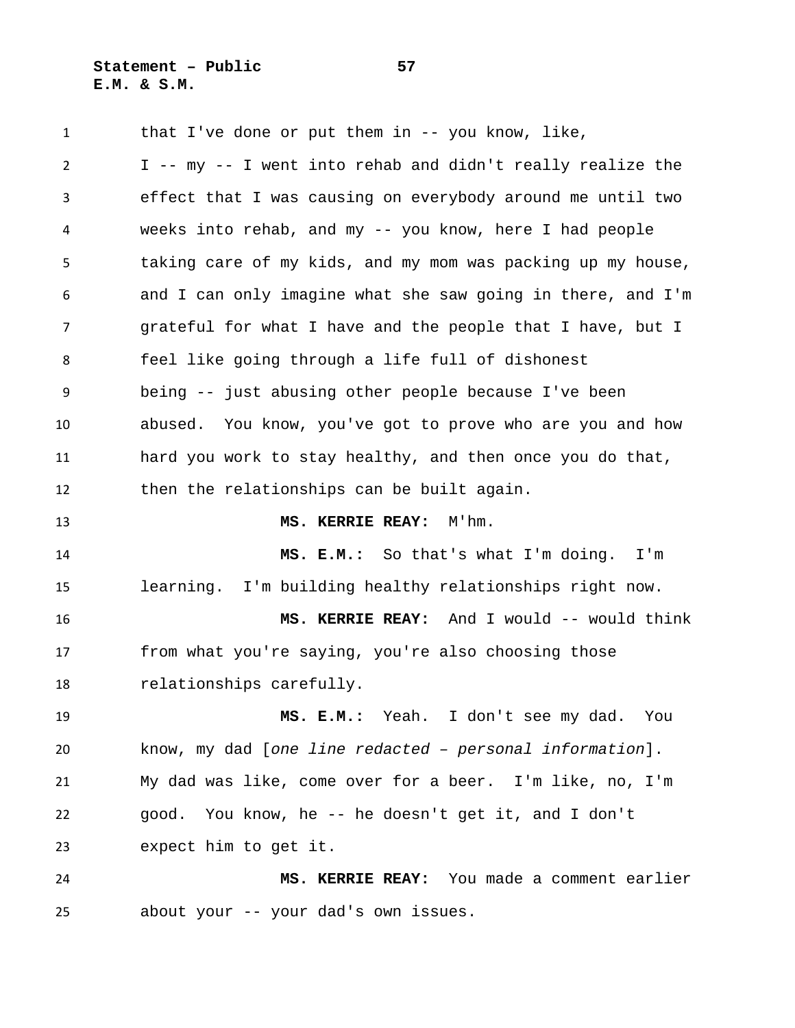that I've done or put them in -- you know, like, I -- my -- I went into rehab and didn't really realize the effect that I was causing on everybody around me until two weeks into rehab, and my -- you know, here I had people taking care of my kids, and my mom was packing up my house, and I can only imagine what she saw going in there, and I'm grateful for what I have and the people that I have, but I feel like going through a life full of dishonest being -- just abusing other people because I've been abused. You know, you've got to prove who are you and how hard you work to stay healthy, and then once you do that, then the relationships can be built again.

**MS. KERRIE REAY:** M'hm.

**MS. E.M.:** So that's what I'm doing. I'm learning. I'm building healthy relationships right now.

**MS. KERRIE REAY:** And I would -- would think from what you're saying, you're also choosing those relationships carefully.

**MS. E.M.:** Yeah. I don't see my dad. You know, my dad [*one line redacted – personal information*]. My dad was like, come over for a beer. I'm like, no, I'm good. You know, he -- he doesn't get it, and I don't expect him to get it.

**MS. KERRIE REAY:** You made a comment earlier about your -- your dad's own issues.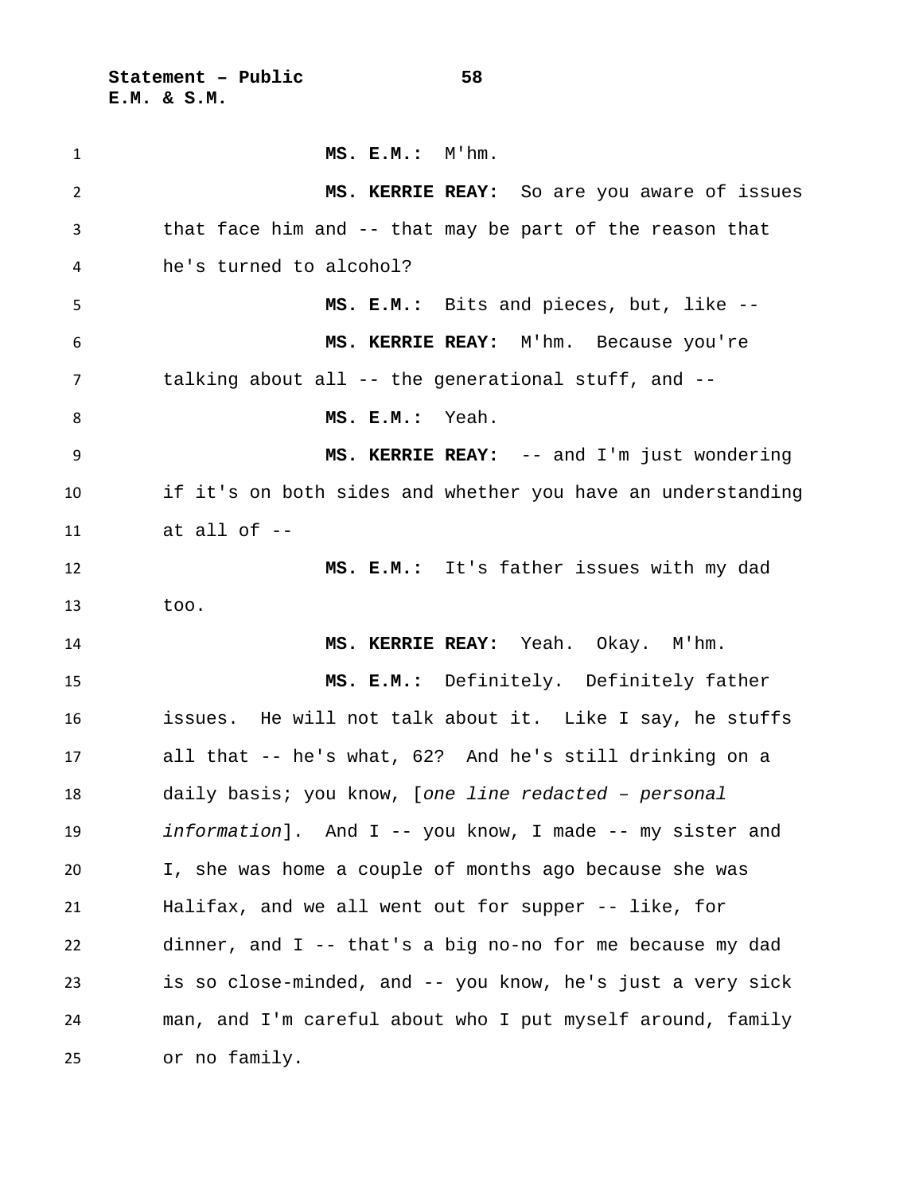**MS. E.M.:** M'hm.

**MS. KERRIE REAY:** So are you aware of issues that face him and -- that may be part of the reason that he's turned to alcohol?

**MS. E.M.:** Bits and pieces, but, like --

**MS. KERRIE REAY:** M'hm. Because you're talking about all -- the generational stuff, and --

**MS. E.M.:** Yeah.

**MS. KERRIE REAY:** -- and I'm just wondering if it's on both sides and whether you have an understanding at all of --

**MS. E.M.:** It's father issues with my dad too.

**MS. KERRIE REAY:** Yeah. Okay. M'hm.

**MS. E.M.:** Definitely. Definitely father issues. He will not talk about it. Like I say, he stuffs all that -- he's what, 62? And he's still drinking on a daily basis; you know, [*one line redacted – personal information*]. And I -- you know, I made -- my sister and I, she was home a couple of months ago because she was Halifax, and we all went out for supper -- like, for dinner, and I -- that's a big no-no for me because my dad is so close-minded, and -- you know, he's just a very sick man, and I'm careful about who I put myself around, family or no family.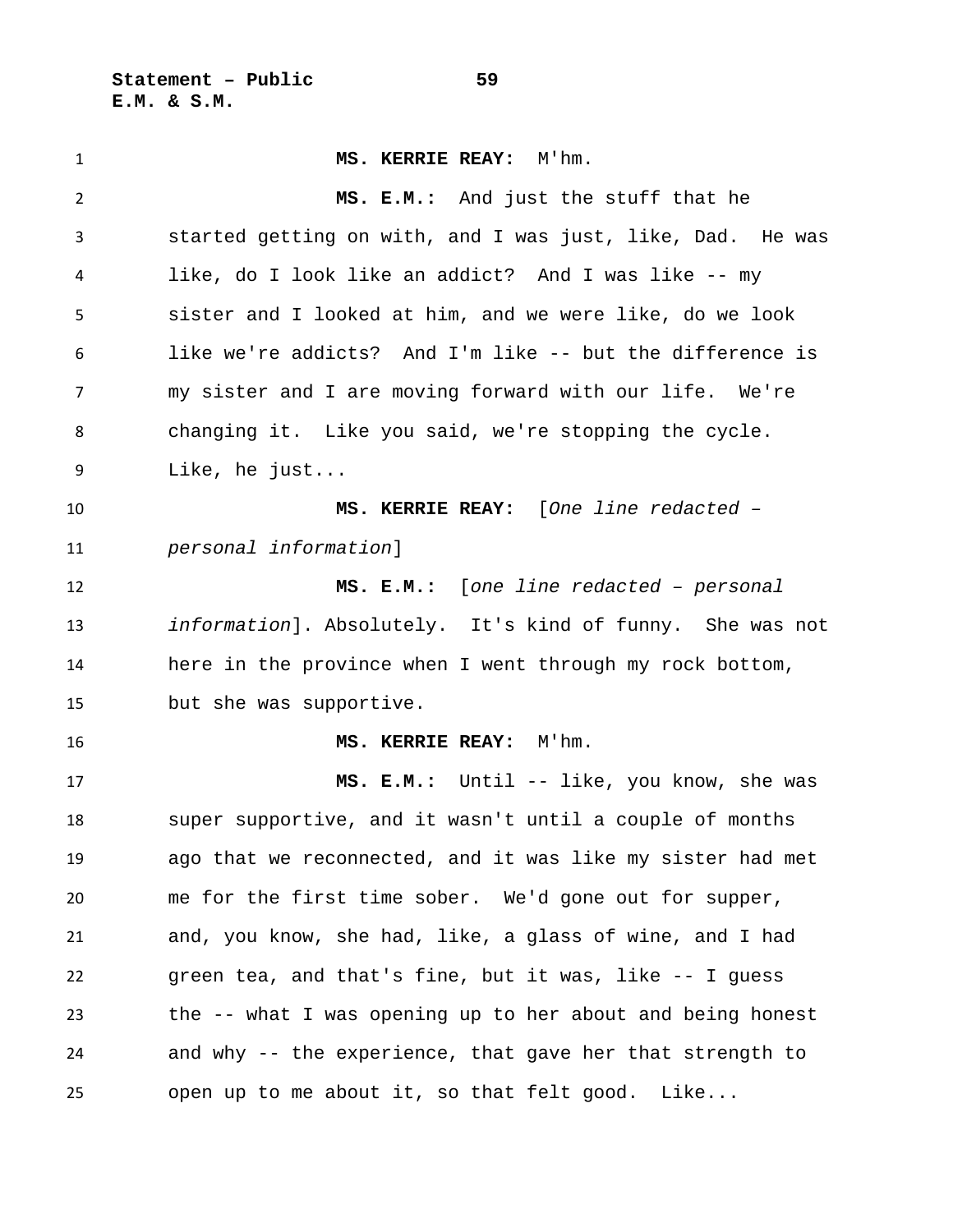**MS. KERRIE REAY:** M'hm.

**MS. E.M.:** And just the stuff that he started getting on with, and I was just, like, Dad. He was like, do I look like an addict? And I was like -- my sister and I looked at him, and we were like, do we look like we're addicts? And I'm like -- but the difference is my sister and I are moving forward with our life. We're changing it. Like you said, we're stopping the cycle. Like, he just...

**MS. KERRIE REAY:** [*One line redacted – personal information*]

**MS. E.M.:** [*one line redacted – personal information*]. Absolutely. It's kind of funny. She was not here in the province when I went through my rock bottom, but she was supportive.

**MS. KERRIE REAY:** M'hm.

**MS. E.M.:** Until -- like, you know, she was super supportive, and it wasn't until a couple of months ago that we reconnected, and it was like my sister had met me for the first time sober. We'd gone out for supper, and, you know, she had, like, a glass of wine, and I had green tea, and that's fine, but it was, like -- I guess the -- what I was opening up to her about and being honest and why -- the experience, that gave her that strength to open up to me about it, so that felt good. Like...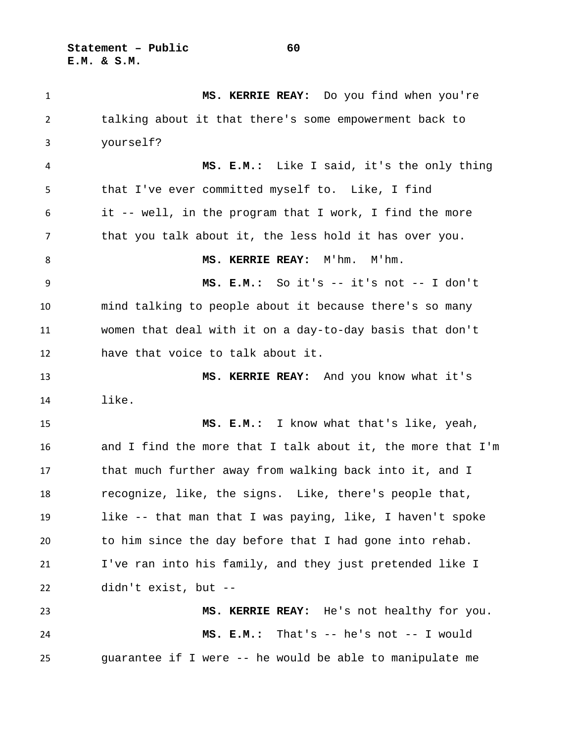**MS. KERRIE REAY:** Do you find when you're talking about it that there's some empowerment back to yourself?

**MS. E.M.:** Like I said, it's the only thing that I've ever committed myself to. Like, I find it -- well, in the program that I work, I find the more that you talk about it, the less hold it has over you.

**MS. KERRIE REAY:** M'hm. M'hm.

**MS. E.M.:** So it's -- it's not -- I don't mind talking to people about it because there's so many women that deal with it on a day-to-day basis that don't have that voice to talk about it.

**MS. KERRIE REAY:** And you know what it's like.

**MS. E.M.:** I know what that's like, yeah, and I find the more that I talk about it, the more that I'm that much further away from walking back into it, and I recognize, like, the signs. Like, there's people that, like -- that man that I was paying, like, I haven't spoke to him since the day before that I had gone into rehab. I've ran into his family, and they just pretended like I didn't exist, but --

**MS. KERRIE REAY:** He's not healthy for you.

**MS. E.M.:** That's -- he's not -- I would guarantee if I were -- he would be able to manipulate me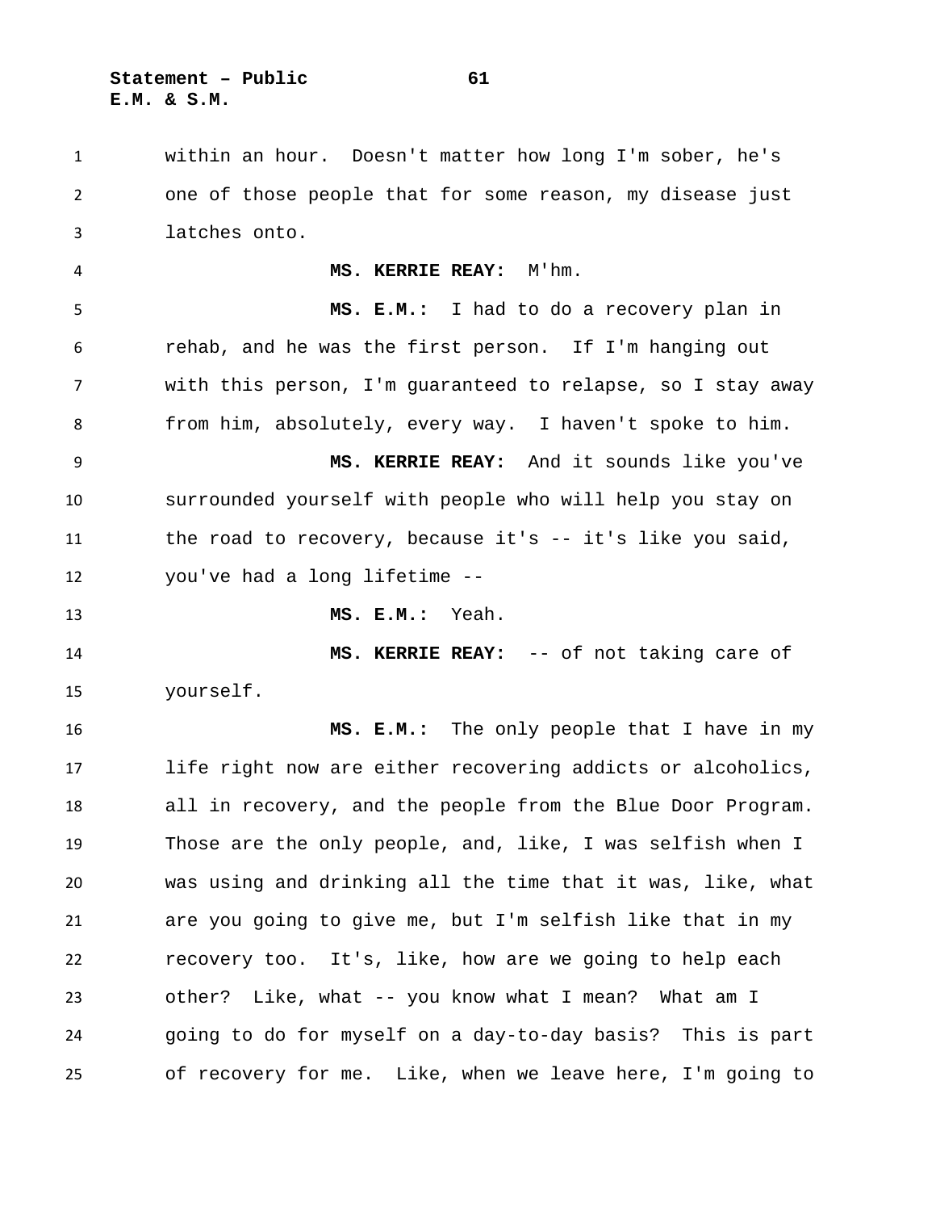within an hour. Doesn't matter how long I'm sober, he's one of those people that for some reason, my disease just latches onto.

**MS. KERRIE REAY:** M'hm.

**MS. E.M.:** I had to do a recovery plan in rehab, and he was the first person. If I'm hanging out with this person, I'm guaranteed to relapse, so I stay away from him, absolutely, every way. I haven't spoke to him.

**MS. KERRIE REAY:** And it sounds like you've surrounded yourself with people who will help you stay on the road to recovery, because it's -- it's like you said, you've had a long lifetime --

**MS. E.M.:** Yeah.

**MS. KERRIE REAY:** -- of not taking care of yourself.

**MS. E.M.:** The only people that I have in my life right now are either recovering addicts or alcoholics, all in recovery, and the people from the Blue Door Program. Those are the only people, and, like, I was selfish when I was using and drinking all the time that it was, like, what are you going to give me, but I'm selfish like that in my recovery too. It's, like, how are we going to help each other? Like, what -- you know what I mean? What am I going to do for myself on a day-to-day basis? This is part of recovery for me. Like, when we leave here, I'm going to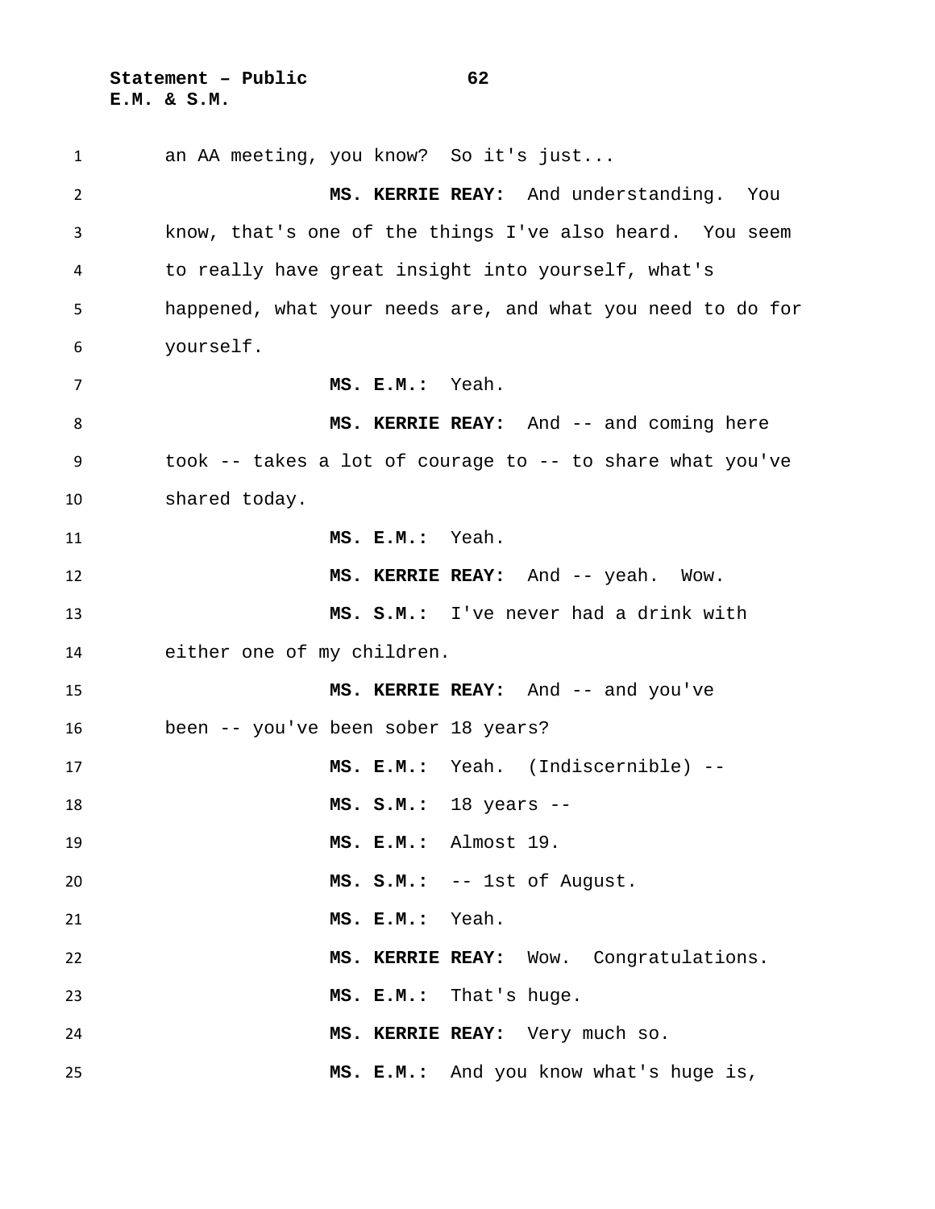an AA meeting, you know? So it's just...

**MS. KERRIE REAY:** And understanding. You know, that's one of the things I've also heard. You seem to really have great insight into yourself, what's happened, what your needs are, and what you need to do for yourself.

**MS. E.M.:** Yeah.

**MS. KERRIE REAY:** And -- and coming here took -- takes a lot of courage to -- to share what you've shared today.

**MS. E.M.:** Yeah.

**MS. KERRIE REAY:** And -- yeah. Wow.

**MS. S.M.:** I've never had a drink with either one of my children.

**MS. KERRIE REAY:** And -- and you've been -- you've been sober 18 years?

**MS. E.M.:** Yeah. (Indiscernible) --

**MS. S.M.:** 18 years --

**MS. E.M.:** Almost 19.

**MS. S.M.:** -- 1st of August.

**MS. E.M.:** Yeah.

**MS. KERRIE REAY:** Wow. Congratulations.

**MS. E.M.:** That's huge.

**MS. KERRIE REAY:** Very much so.

**MS. E.M.:** And you know what's huge is,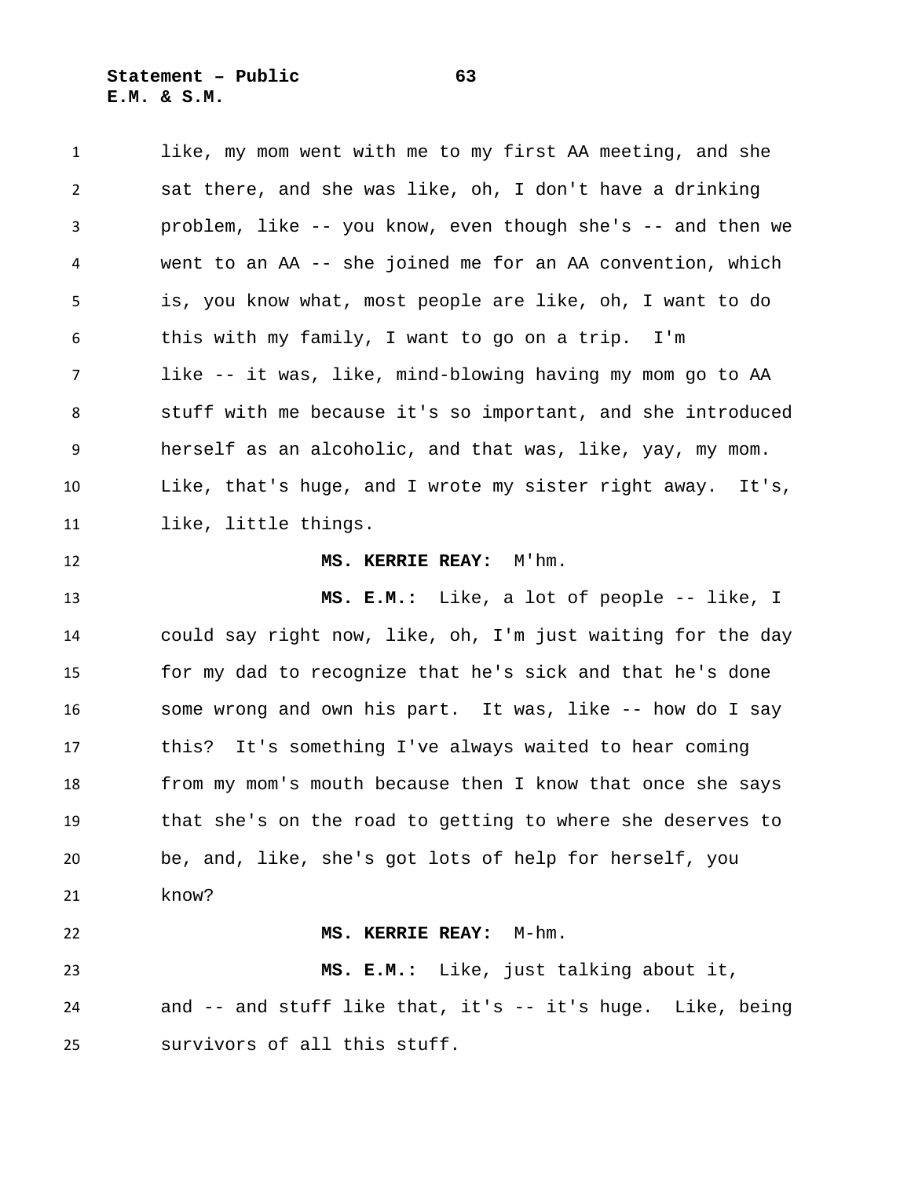like, my mom went with me to my first AA meeting, and she sat there, and she was like, oh, I don't have a drinking problem, like -- you know, even though she's -- and then we went to an AA -- she joined me for an AA convention, which is, you know what, most people are like, oh, I want to do this with my family, I want to go on a trip. I'm like -- it was, like, mind-blowing having my mom go to AA stuff with me because it's so important, and she introduced herself as an alcoholic, and that was, like, yay, my mom. Like, that's huge, and I wrote my sister right away. It's, like, little things.

**MS. KERRIE REAY:** M'hm.

**MS. E.M.:** Like, a lot of people -- like, I could say right now, like, oh, I'm just waiting for the day for my dad to recognize that he's sick and that he's done some wrong and own his part. It was, like -- how do I say this? It's something I've always waited to hear coming from my mom's mouth because then I know that once she says that she's on the road to getting to where she deserves to be, and, like, she's got lots of help for herself, you know?

**MS. KERRIE REAY:** M-hm.

**MS. E.M.:** Like, just talking about it, and -- and stuff like that, it's -- it's huge. Like, being survivors of all this stuff.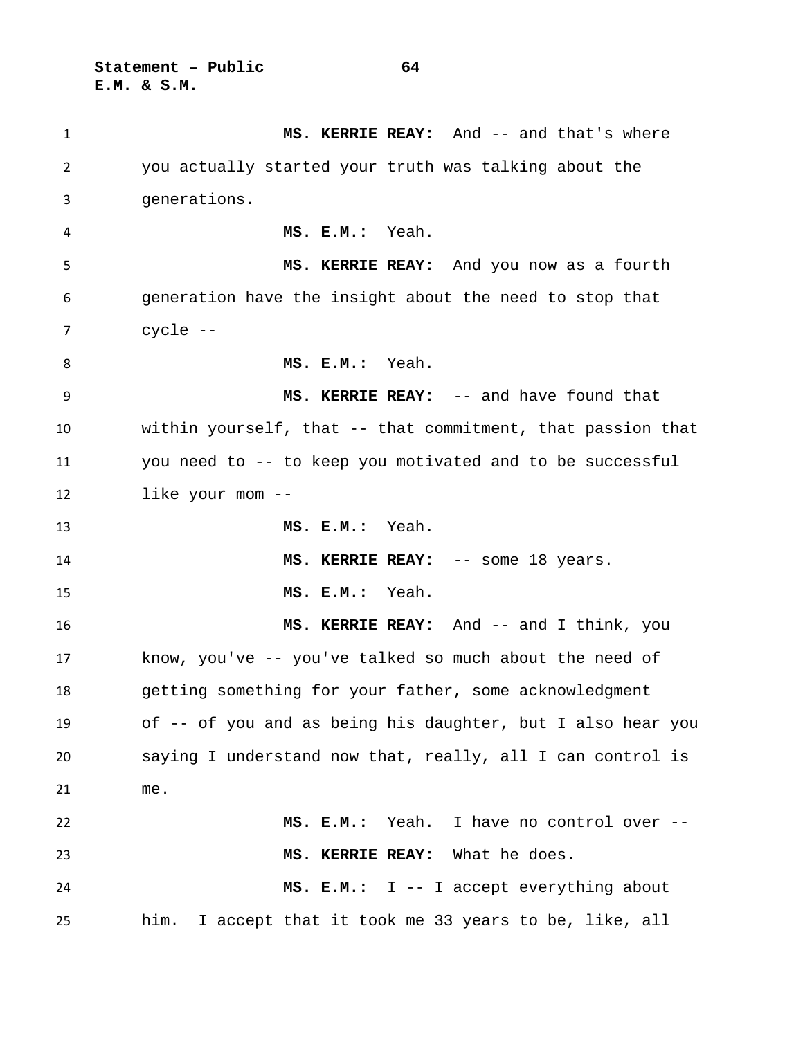**MS. KERRIE REAY:** And -- and that's where you actually started your truth was talking about the generations.

**MS. E.M.:** Yeah.

**MS. KERRIE REAY:** And you now as a fourth generation have the insight about the need to stop that cycle --

**MS. E.M.:** Yeah.

**MS. KERRIE REAY:** -- and have found that within yourself, that -- that commitment, that passion that you need to -- to keep you motivated and to be successful like your mom --

**MS. E.M.:** Yeah.

**MS. KERRIE REAY:** -- some 18 years.

**MS. E.M.:** Yeah.

**MS. KERRIE REAY:** And -- and I think, you know, you've -- you've talked so much about the need of getting something for your father, some acknowledgment of -- of you and as being his daughter, but I also hear you saying I understand now that, really, all I can control is me.

**MS. E.M.:** Yeah. I have no control over --

**MS. KERRIE REAY:** What he does.

**MS. E.M.:** I -- I accept everything about him. I accept that it took me 33 years to be, like, all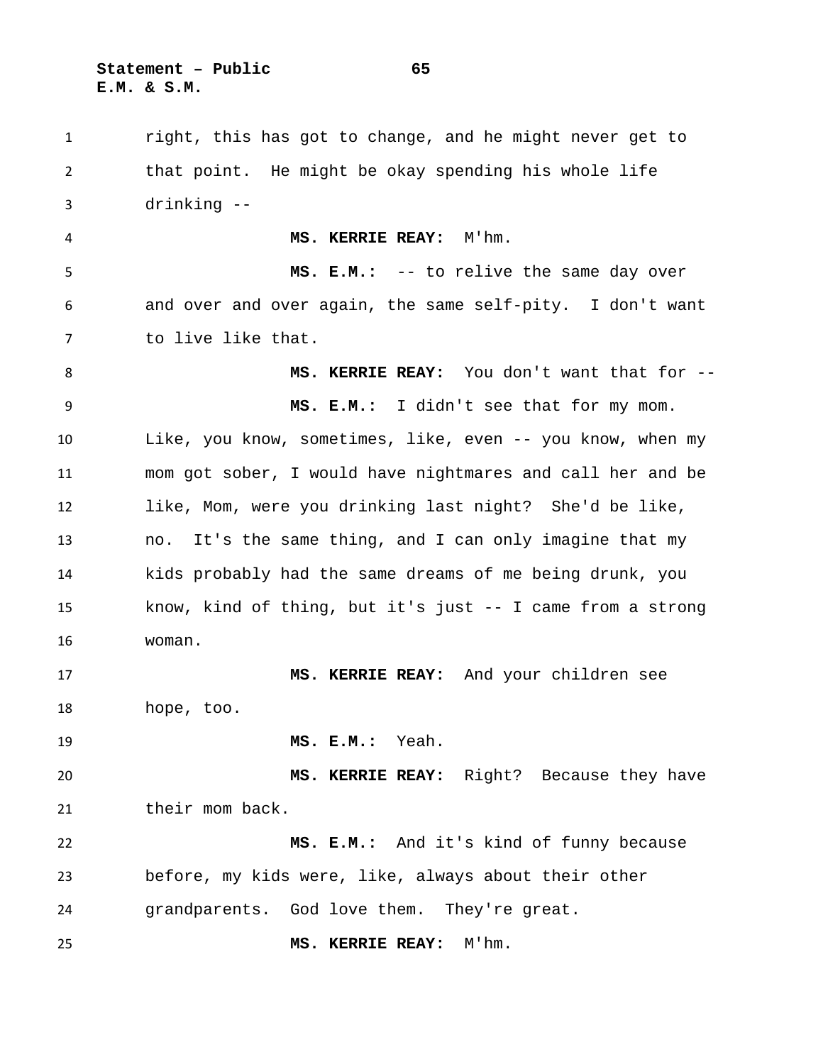right, this has got to change, and he might never get to that point. He might be okay spending his whole life drinking --

**MS. KERRIE REAY:** M'hm.

**MS. E.M.:** -- to relive the same day over and over and over again, the same self-pity. I don't want to live like that.

**MS. KERRIE REAY:** You don't want that for --

**MS. E.M.:** I didn't see that for my mom. Like, you know, sometimes, like, even -- you know, when my mom got sober, I would have nightmares and call her and be like, Mom, were you drinking last night? She'd be like, no. It's the same thing, and I can only imagine that my kids probably had the same dreams of me being drunk, you know, kind of thing, but it's just -- I came from a strong woman.

**MS. KERRIE REAY:** And your children see hope, too.

**MS. E.M.:** Yeah.

**MS. KERRIE REAY:** Right? Because they have their mom back.

**MS. E.M.:** And it's kind of funny because before, my kids were, like, always about their other grandparents. God love them. They're great.

**MS. KERRIE REAY:** M'hm.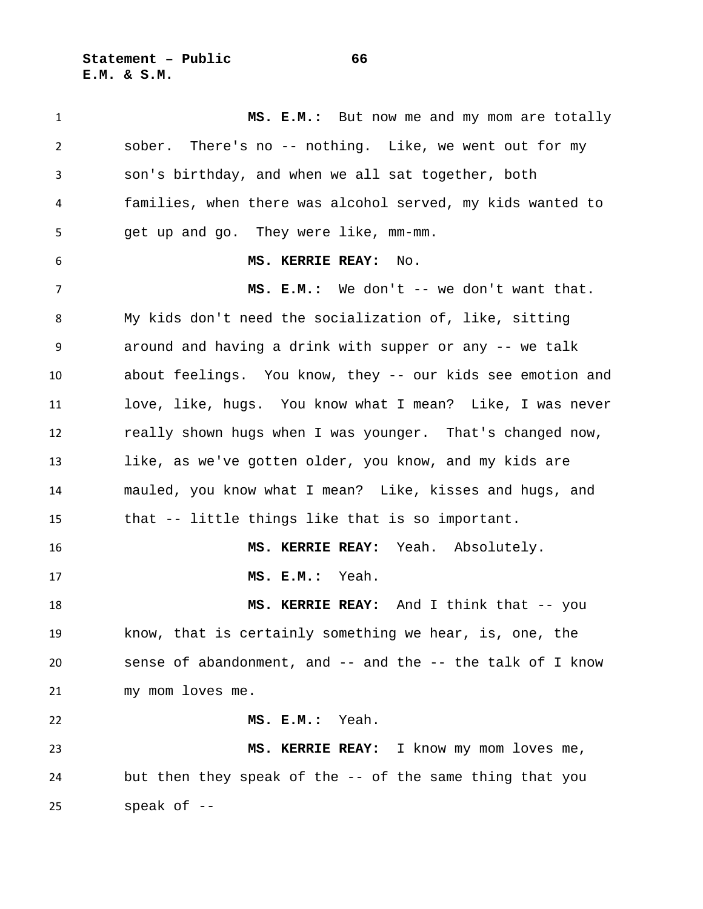**MS. E.M.:** But now me and my mom are totally sober. There's no -- nothing. Like, we went out for my son's birthday, and when we all sat together, both families, when there was alcohol served, my kids wanted to get up and go. They were like, mm-mm.

**MS. KERRIE REAY:** No.

**MS. E.M.:** We don't -- we don't want that. My kids don't need the socialization of, like, sitting around and having a drink with supper or any -- we talk about feelings. You know, they -- our kids see emotion and love, like, hugs. You know what I mean? Like, I was never really shown hugs when I was younger. That's changed now, like, as we've gotten older, you know, and my kids are mauled, you know what I mean? Like, kisses and hugs, and that -- little things like that is so important.

**MS. KERRIE REAY:** Yeah. Absolutely.

**MS. E.M.:** Yeah.

**MS. KERRIE REAY:** And I think that -- you know, that is certainly something we hear, is, one, the sense of abandonment, and -- and the -- the talk of I know my mom loves me.

**MS. E.M.:** Yeah.

**MS. KERRIE REAY:** I know my mom loves me, but then they speak of the -- of the same thing that you speak of --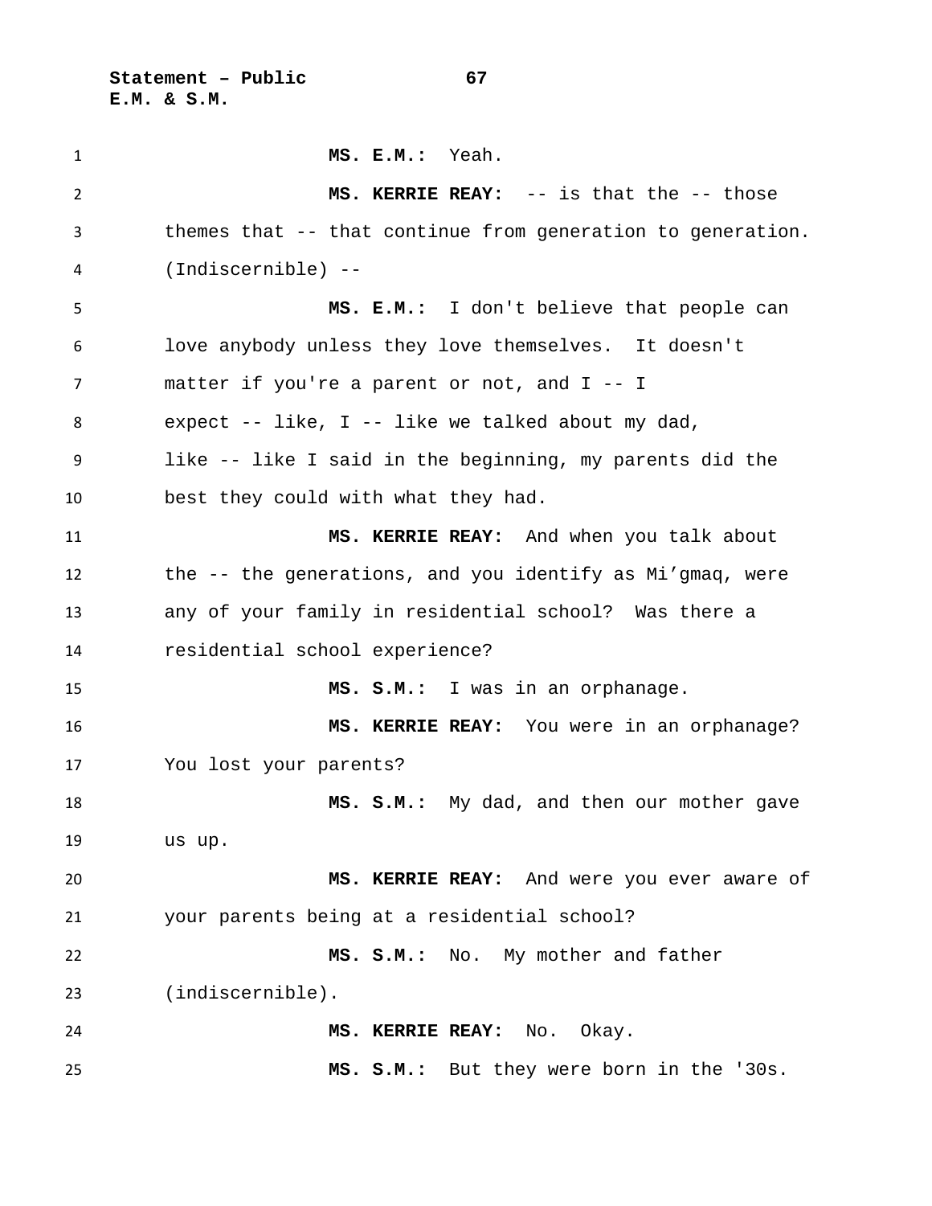**MS. E.M.:** Yeah.

**MS. KERRIE REAY:** -- is that the -- those themes that -- that continue from generation to generation. (Indiscernible) --

**MS. E.M.:** I don't believe that people can love anybody unless they love themselves. It doesn't matter if you're a parent or not, and I -- I expect -- like, I -- like we talked about my dad, like -- like I said in the beginning, my parents did the best they could with what they had.

**MS. KERRIE REAY:** And when you talk about the -- the generations, and you identify as Mi'gmaq, were any of your family in residential school? Was there a residential school experience?

**MS. S.M.:** I was in an orphanage.

**MS. KERRIE REAY:** You were in an orphanage? You lost your parents?

**MS. S.M.:** My dad, and then our mother gave us up.

**MS. KERRIE REAY:** And were you ever aware of your parents being at a residential school?

**MS. S.M.:** No. My mother and father (indiscernible).

**MS. KERRIE REAY:** No. Okay.

**MS. S.M.:** But they were born in the '30s.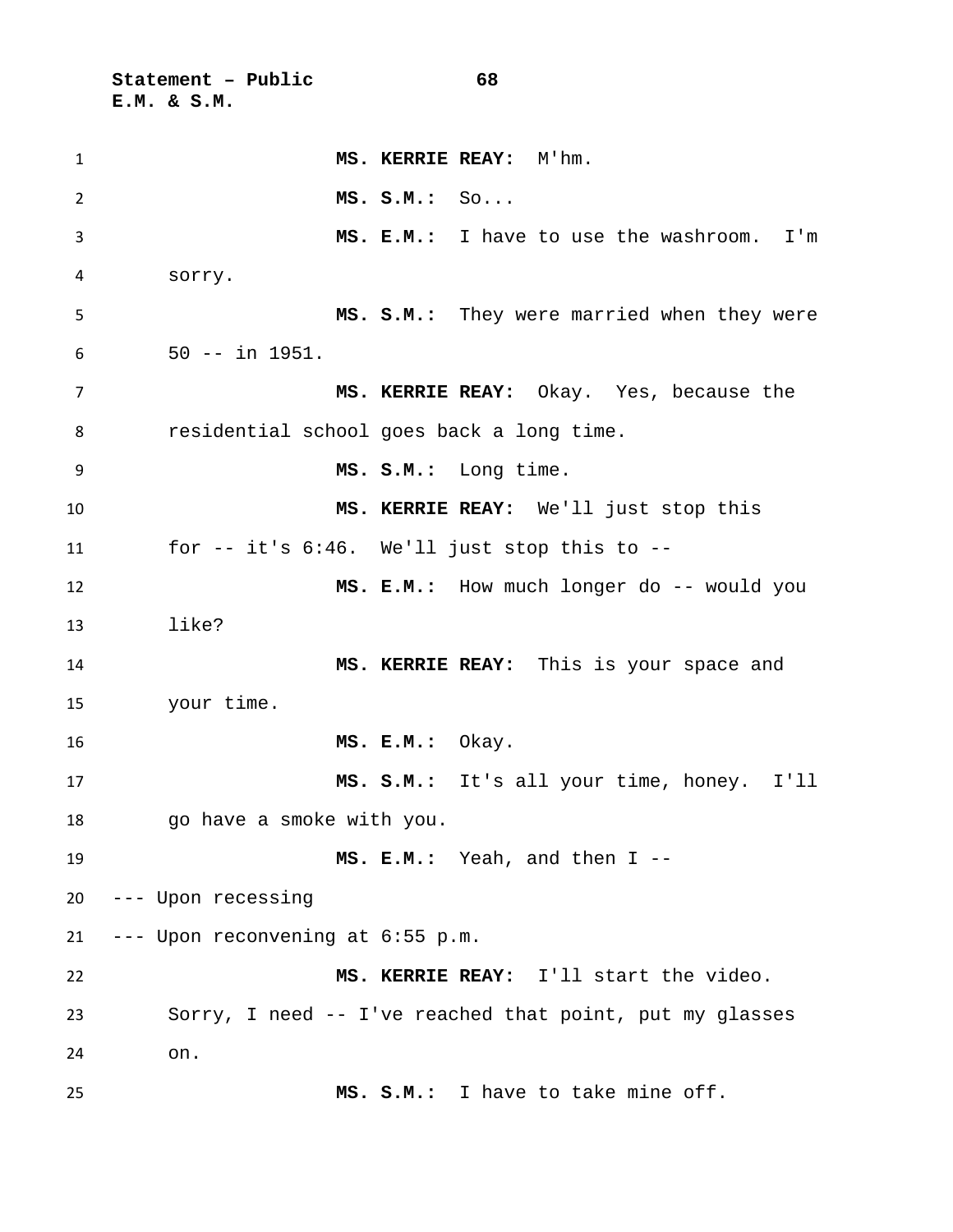**MS. KERRIE REAY:** M'hm.

**MS. S.M.:** So...

**MS. E.M.:** I have to use the washroom. I'm sorry.

**MS. S.M.:** They were married when they were 50 -- in 1951.

**MS. KERRIE REAY:** Okay. Yes, because the residential school goes back a long time.

**MS. S.M.:** Long time.

**MS. KERRIE REAY:** We'll just stop this for -- it's 6:46. We'll just stop this to --

**MS. E.M.:** How much longer do -- would you like?

**MS. KERRIE REAY:** This is your space and your time.

**MS. E.M.:** Okay.

**MS. S.M.:** It's all your time, honey. I'll go have a smoke with you.

**MS. E.M.:** Yeah, and then I --

--- Upon recessing

--- Upon reconvening at 6:55 p.m.

**MS. KERRIE REAY:** I'll start the video. Sorry, I need -- I've reached that point, put my glasses on.

**MS. S.M.:** I have to take mine off.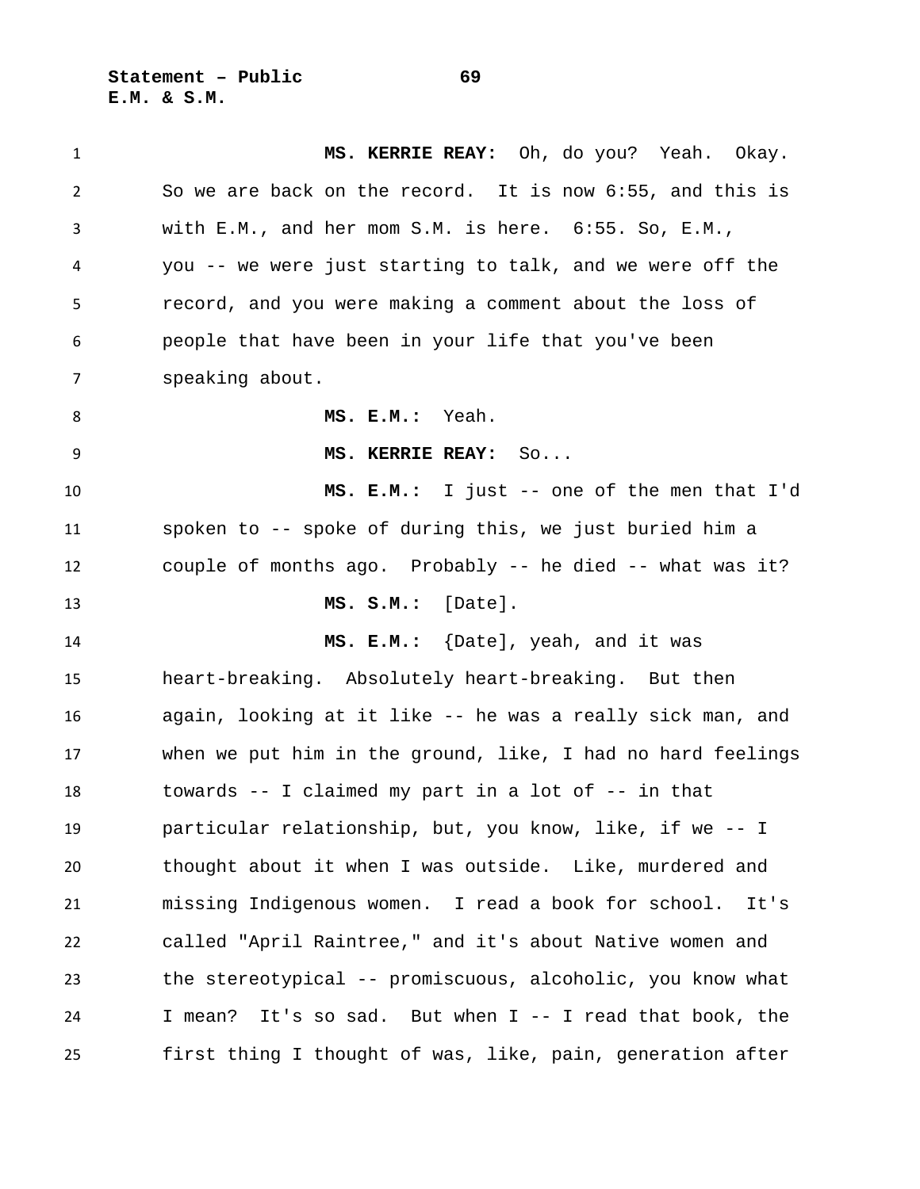**MS. KERRIE REAY:** Oh, do you? Yeah. Okay. So we are back on the record. It is now 6:55, and this is with E.M., and her mom S.M. is here. 6:55. So, E.M., you -- we were just starting to talk, and we were off the record, and you were making a comment about the loss of people that have been in your life that you've been speaking about.

**MS. E.M.:** Yeah.

**MS. KERRIE REAY:** So...

**MS. E.M.:** I just -- one of the men that I'd spoken to -- spoke of during this, we just buried him a couple of months ago. Probably -- he died -- what was it?

**MS. S.M.:** [Date].

**MS. E.M.:** {Date], yeah, and it was heart-breaking. Absolutely heart-breaking. But then again, looking at it like -- he was a really sick man, and when we put him in the ground, like, I had no hard feelings towards -- I claimed my part in a lot of -- in that particular relationship, but, you know, like, if we -- I thought about it when I was outside. Like, murdered and missing Indigenous women. I read a book for school. It's called "April Raintree," and it's about Native women and the stereotypical -- promiscuous, alcoholic, you know what I mean? It's so sad. But when I -- I read that book, the first thing I thought of was, like, pain, generation after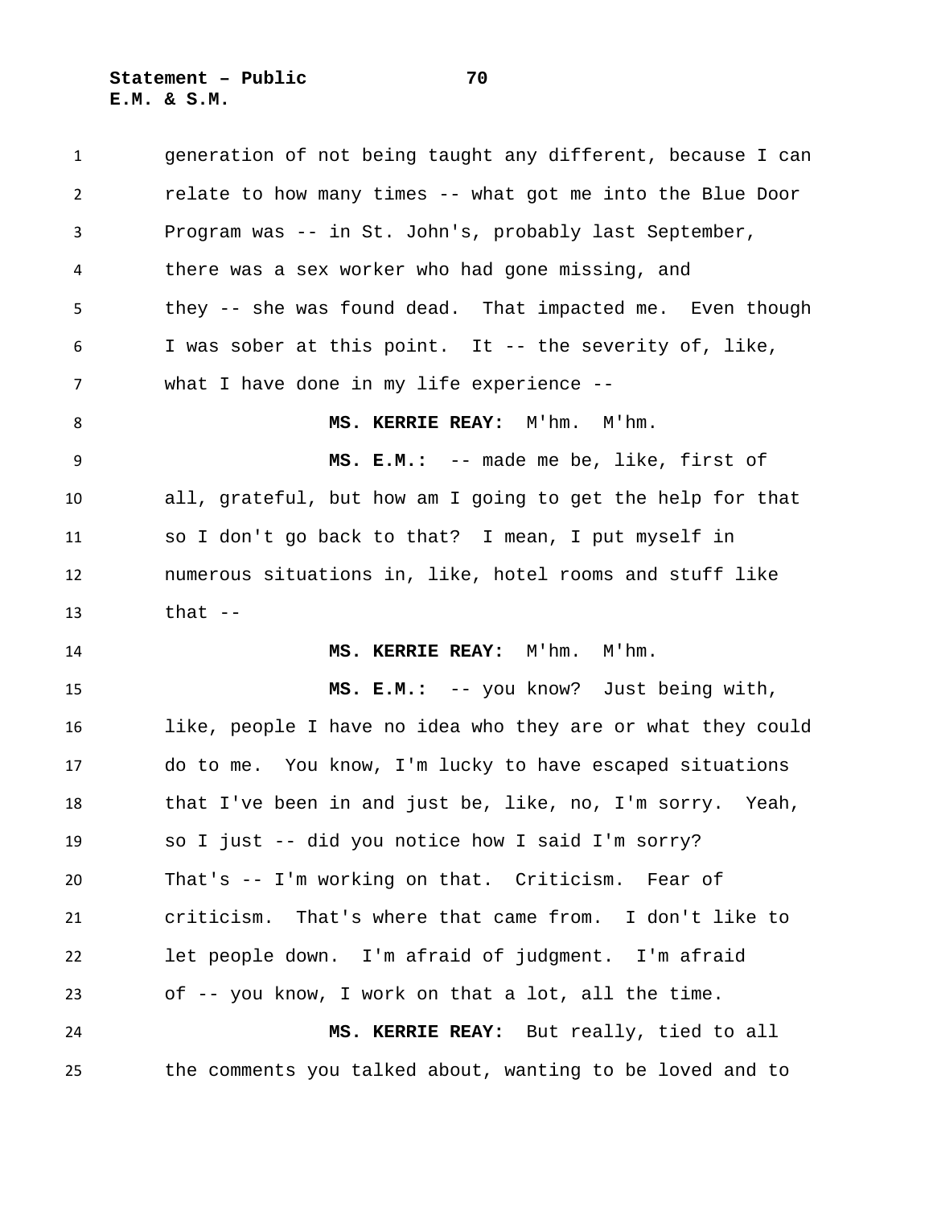generation of not being taught any different, because I can relate to how many times -- what got me into the Blue Door Program was -- in St. John's, probably last September, there was a sex worker who had gone missing, and they -- she was found dead. That impacted me. Even though I was sober at this point. It -- the severity of, like, what I have done in my life experience --

**MS. KERRIE REAY:** M'hm. M'hm.

**MS. E.M.:** -- made me be, like, first of all, grateful, but how am I going to get the help for that so I don't go back to that? I mean, I put myself in numerous situations in, like, hotel rooms and stuff like that --

**MS. KERRIE REAY:** M'hm. M'hm.

**MS. E.M.:** -- you know? Just being with, like, people I have no idea who they are or what they could do to me. You know, I'm lucky to have escaped situations that I've been in and just be, like, no, I'm sorry. Yeah, so I just -- did you notice how I said I'm sorry? That's -- I'm working on that. Criticism. Fear of criticism. That's where that came from. I don't like to let people down. I'm afraid of judgment. I'm afraid of -- you know, I work on that a lot, all the time.

**MS. KERRIE REAY:** But really, tied to all the comments you talked about, wanting to be loved and to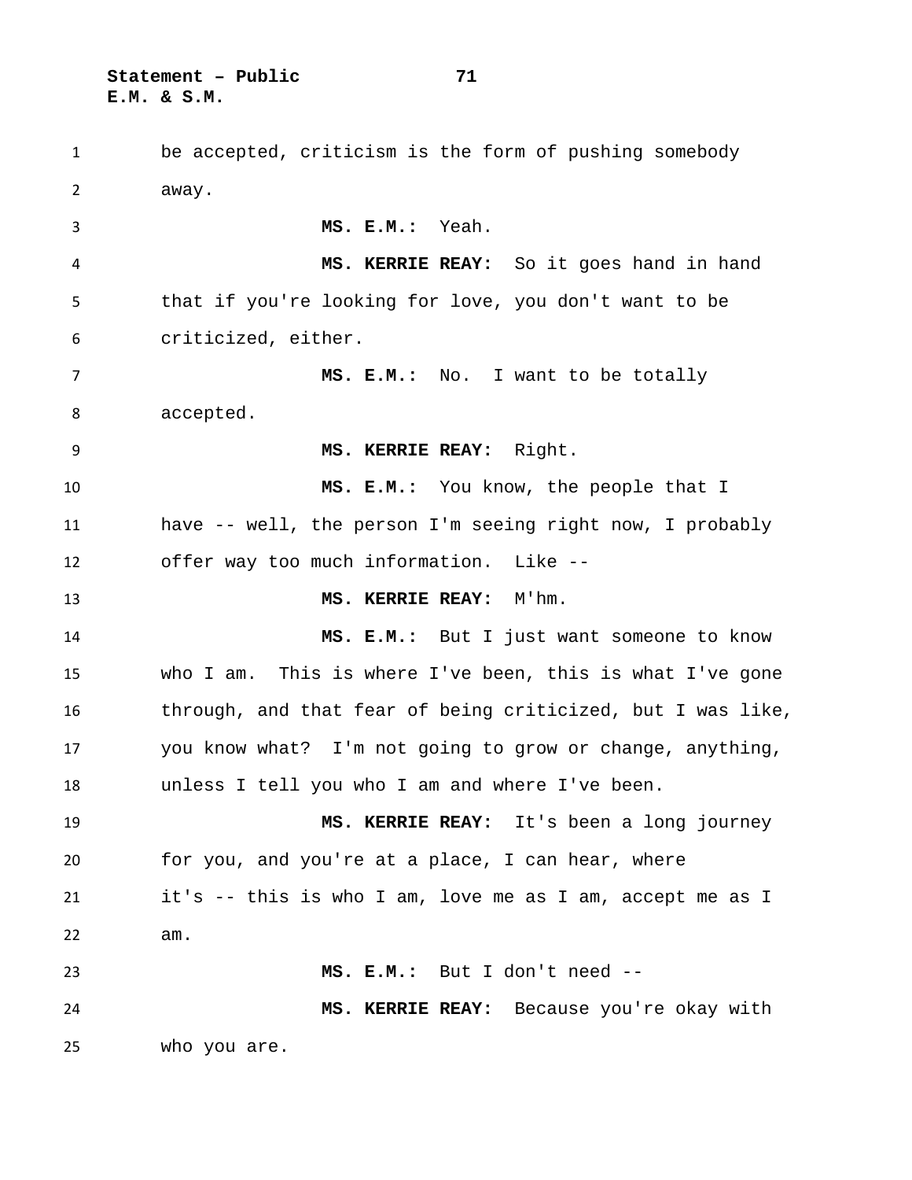be accepted, criticism is the form of pushing somebody away.

**MS. E.M.:** Yeah.

**MS. KERRIE REAY:** So it goes hand in hand that if you're looking for love, you don't want to be criticized, either.

**MS. E.M.:** No. I want to be totally accepted.

**MS. KERRIE REAY:** Right.

**MS. E.M.:** You know, the people that I have -- well, the person I'm seeing right now, I probably offer way too much information. Like --

**MS. KERRIE REAY:** M'hm.

**MS. E.M.:** But I just want someone to know who I am. This is where I've been, this is what I've gone through, and that fear of being criticized, but I was like, you know what? I'm not going to grow or change, anything, unless I tell you who I am and where I've been.

**MS. KERRIE REAY:** It's been a long journey for you, and you're at a place, I can hear, where it's -- this is who I am, love me as I am, accept me as I am.

**MS. E.M.:** But I don't need --

**MS. KERRIE REAY:** Because you're okay with who you are.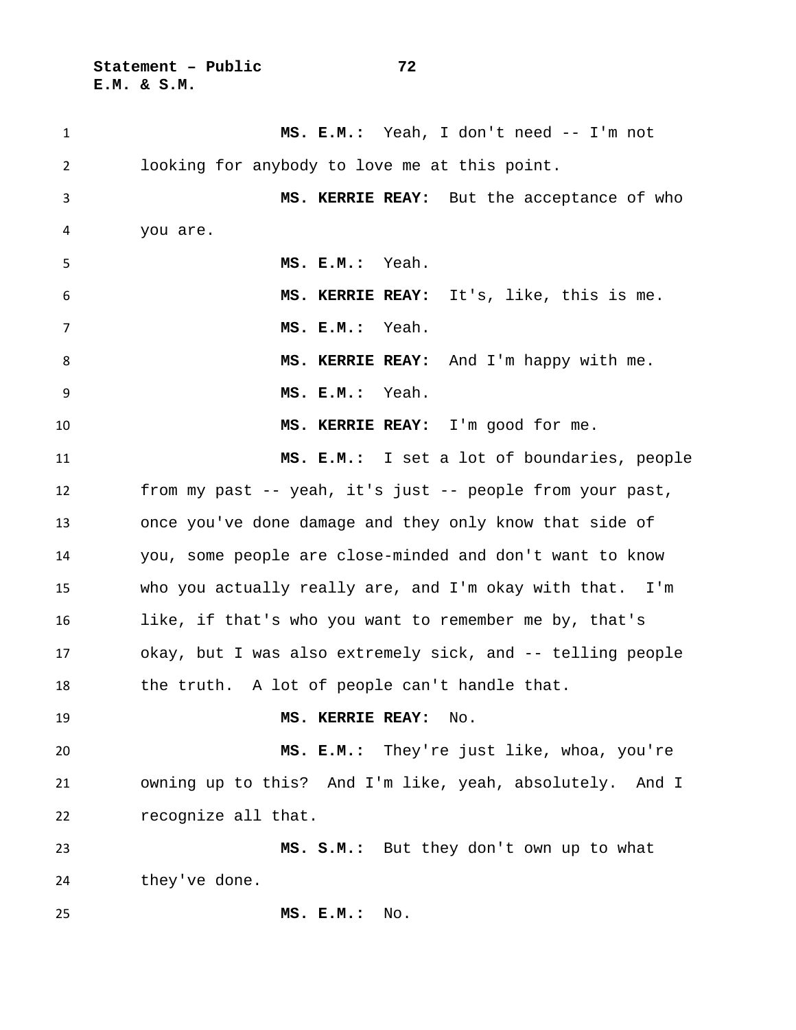**MS. E.M.:** Yeah, I don't need -- I'm not looking for anybody to love me at this point.

**MS. KERRIE REAY:** But the acceptance of who you are.

**MS. E.M.:** Yeah.

**MS. KERRIE REAY:** It's, like, this is me.

**MS. E.M.:** Yeah.

**MS. KERRIE REAY:** And I'm happy with me.

**MS. E.M.:** Yeah.

**MS. KERRIE REAY:** I'm good for me.

**MS. E.M.:** I set a lot of boundaries, people from my past -- yeah, it's just -- people from your past, once you've done damage and they only know that side of you, some people are close-minded and don't want to know who you actually really are, and I'm okay with that. I'm like, if that's who you want to remember me by, that's okay, but I was also extremely sick, and -- telling people the truth. A lot of people can't handle that.

**MS. KERRIE REAY:** No.

**MS. E.M.:** They're just like, whoa, you're owning up to this? And I'm like, yeah, absolutely. And I recognize all that.

**MS. S.M.:** But they don't own up to what they've done.

**MS. E.M.:** No.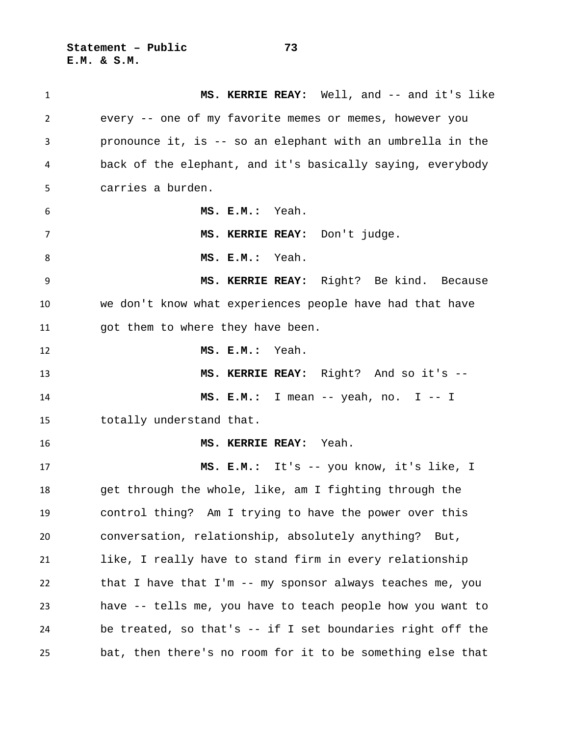**MS. KERRIE REAY:** Well, and -- and it's like every -- one of my favorite memes or memes, however you pronounce it, is -- so an elephant with an umbrella in the back of the elephant, and it's basically saying, everybody carries a burden.

**MS. E.M.:** Yeah.

**MS. KERRIE REAY:** Don't judge.

**MS. E.M.:** Yeah.

**MS. KERRIE REAY:** Right? Be kind. Because we don't know what experiences people have had that have got them to where they have been.

**MS. E.M.:** Yeah.

**MS. KERRIE REAY:** Right? And so it's --

**MS. E.M.:** I mean -- yeah, no. I -- I totally understand that.

**MS. KERRIE REAY:** Yeah.

**MS. E.M.:** It's -- you know, it's like, I get through the whole, like, am I fighting through the control thing? Am I trying to have the power over this conversation, relationship, absolutely anything? But, like, I really have to stand firm in every relationship that I have that I'm -- my sponsor always teaches me, you have -- tells me, you have to teach people how you want to be treated, so that's -- if I set boundaries right off the bat, then there's no room for it to be something else that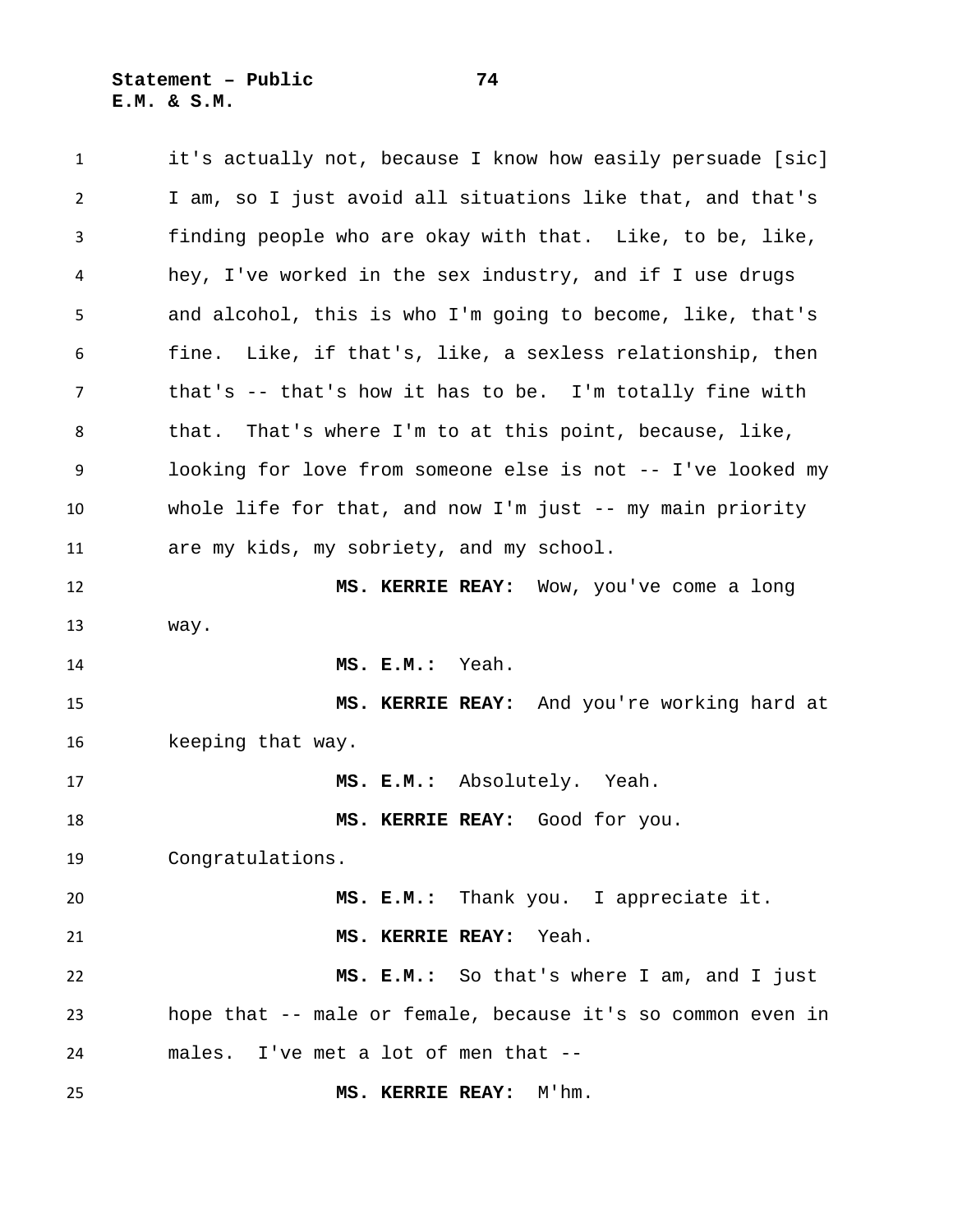it's actually not, because I know how easily persuade [sic] I am, so I just avoid all situations like that, and that's finding people who are okay with that. Like, to be, like, hey, I've worked in the sex industry, and if I use drugs and alcohol, this is who I'm going to become, like, that's fine. Like, if that's, like, a sexless relationship, then that's -- that's how it has to be. I'm totally fine with that. That's where I'm to at this point, because, like, looking for love from someone else is not -- I've looked my whole life for that, and now I'm just -- my main priority are my kids, my sobriety, and my school.

**MS. KERRIE REAY:** Wow, you've come a long way.

**MS. E.M.:** Yeah.

**MS. KERRIE REAY:** And you're working hard at keeping that way.

**MS. E.M.:** Absolutely. Yeah.

**MS. KERRIE REAY:** Good for you. Congratulations.

**MS. E.M.:** Thank you. I appreciate it.

**MS. KERRIE REAY:** Yeah.

**MS. E.M.:** So that's where I am, and I just hope that -- male or female, because it's so common even in males. I've met a lot of men that --

**MS. KERRIE REAY:** M'hm.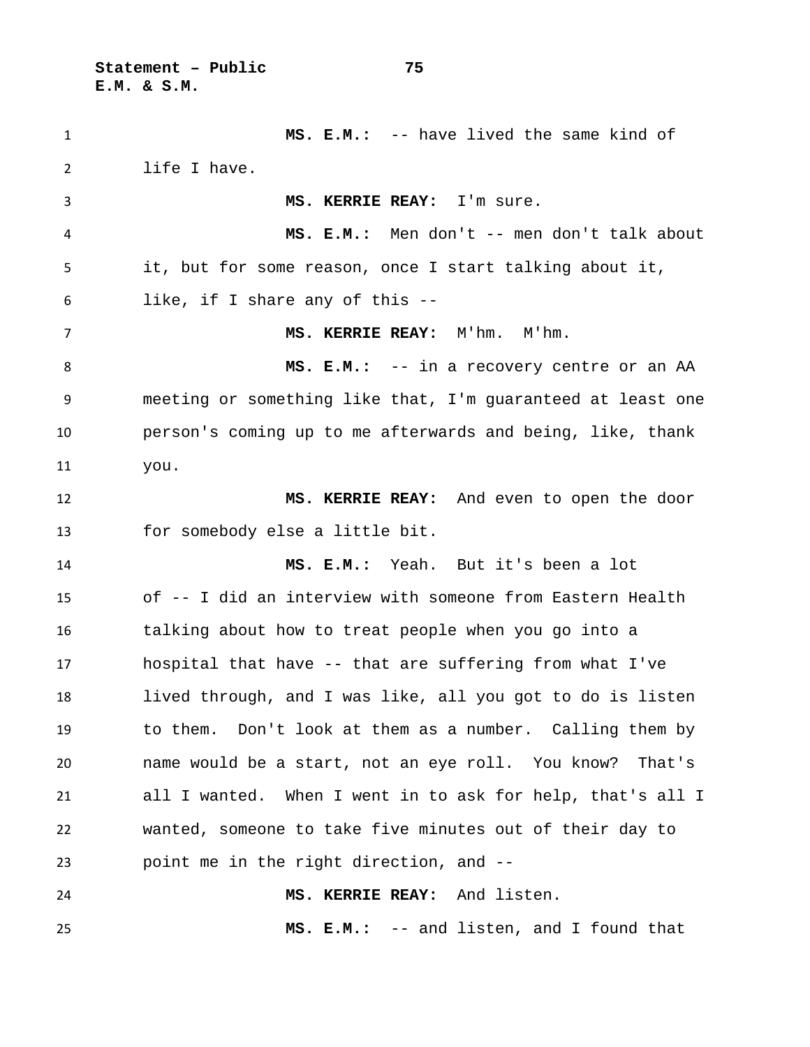**MS. E.M.:** -- have lived the same kind of life I have.

**MS. KERRIE REAY:** I'm sure.

**MS. E.M.:** Men don't -- men don't talk about it, but for some reason, once I start talking about it, like, if I share any of this --

**MS. KERRIE REAY:** M'hm. M'hm.

**MS. E.M.:** -- in a recovery centre or an AA meeting or something like that, I'm guaranteed at least one person's coming up to me afterwards and being, like, thank you.

**MS. KERRIE REAY:** And even to open the door for somebody else a little bit.

**MS. E.M.:** Yeah. But it's been a lot of -- I did an interview with someone from Eastern Health talking about how to treat people when you go into a hospital that have -- that are suffering from what I've lived through, and I was like, all you got to do is listen to them. Don't look at them as a number. Calling them by name would be a start, not an eye roll. You know? That's all I wanted. When I went in to ask for help, that's all I wanted, someone to take five minutes out of their day to point me in the right direction, and --

**MS. KERRIE REAY:** And listen.

**MS. E.M.:** -- and listen, and I found that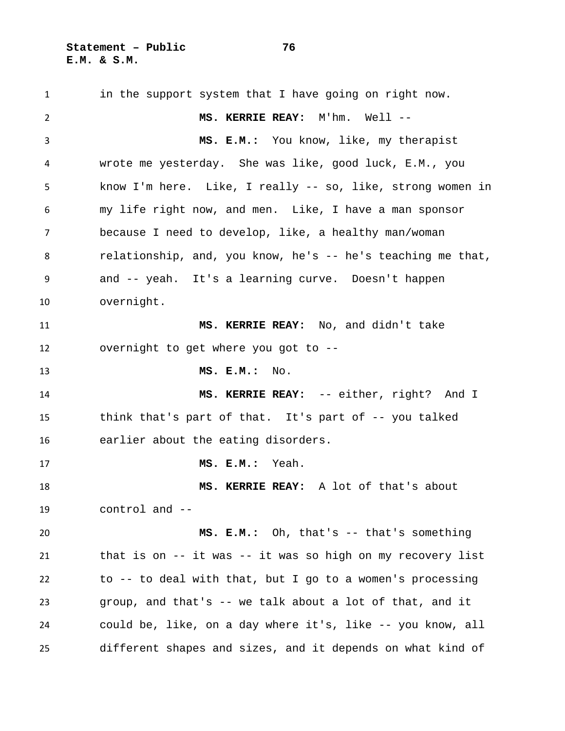in the support system that I have going on right now.

**MS. KERRIE REAY:** M'hm. Well --

**MS. E.M.:** You know, like, my therapist wrote me yesterday. She was like, good luck, E.M., you know I'm here. Like, I really -- so, like, strong women in my life right now, and men. Like, I have a man sponsor because I need to develop, like, a healthy man/woman relationship, and, you know, he's -- he's teaching me that, and -- yeah. It's a learning curve. Doesn't happen overnight.

**MS. KERRIE REAY:** No, and didn't take overnight to get where you got to --

**MS. E.M.:** No.

**MS. KERRIE REAY:** -- either, right? And I think that's part of that. It's part of -- you talked earlier about the eating disorders.

**MS. E.M.:** Yeah.

**MS. KERRIE REAY:** A lot of that's about control and --

**MS. E.M.:** Oh, that's -- that's something that is on -- it was -- it was so high on my recovery list to -- to deal with that, but I go to a women's processing group, and that's -- we talk about a lot of that, and it could be, like, on a day where it's, like -- you know, all different shapes and sizes, and it depends on what kind of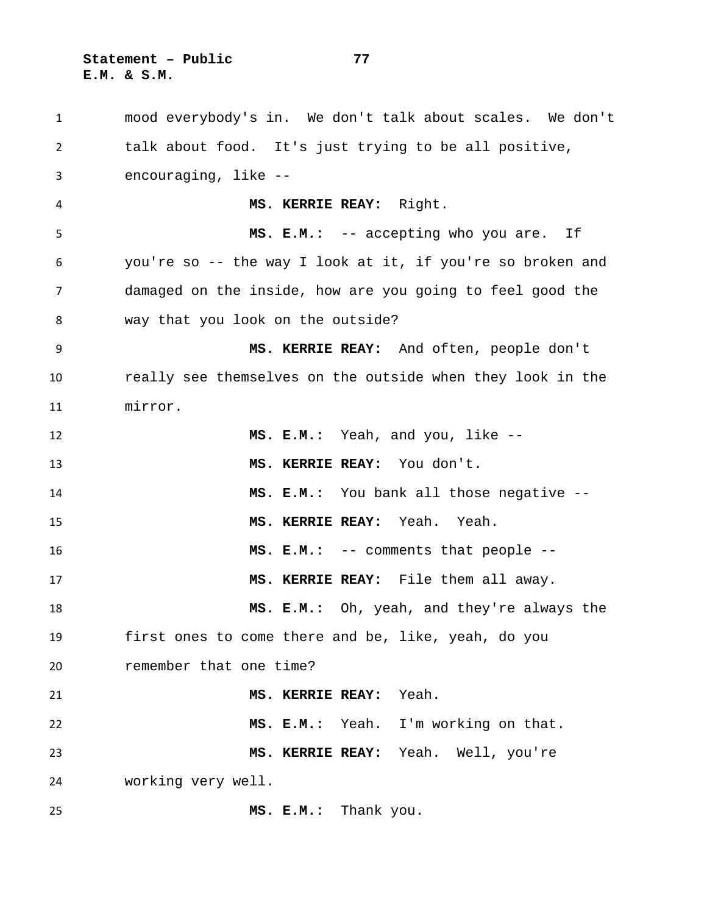mood everybody's in. We don't talk about scales. We don't talk about food. It's just trying to be all positive, encouraging, like --

**MS. KERRIE REAY:** Right.

**MS. E.M.:** -- accepting who you are. If you're so -- the way I look at it, if you're so broken and damaged on the inside, how are you going to feel good the way that you look on the outside?

**MS. KERRIE REAY:** And often, people don't really see themselves on the outside when they look in the mirror.

**MS. E.M.:** Yeah, and you, like --

**MS. KERRIE REAY:** You don't.

**MS. E.M.:** You bank all those negative --

**MS. KERRIE REAY:** Yeah. Yeah.

**MS. E.M.:** -- comments that people --

**MS. KERRIE REAY:** File them all away.

**MS. E.M.:** Oh, yeah, and they're always the first ones to come there and be, like, yeah, do you remember that one time?

**MS. KERRIE REAY:** Yeah.

**MS. E.M.:** Yeah. I'm working on that.

**MS. KERRIE REAY:** Yeah. Well, you're working very well.

**MS. E.M.:** Thank you.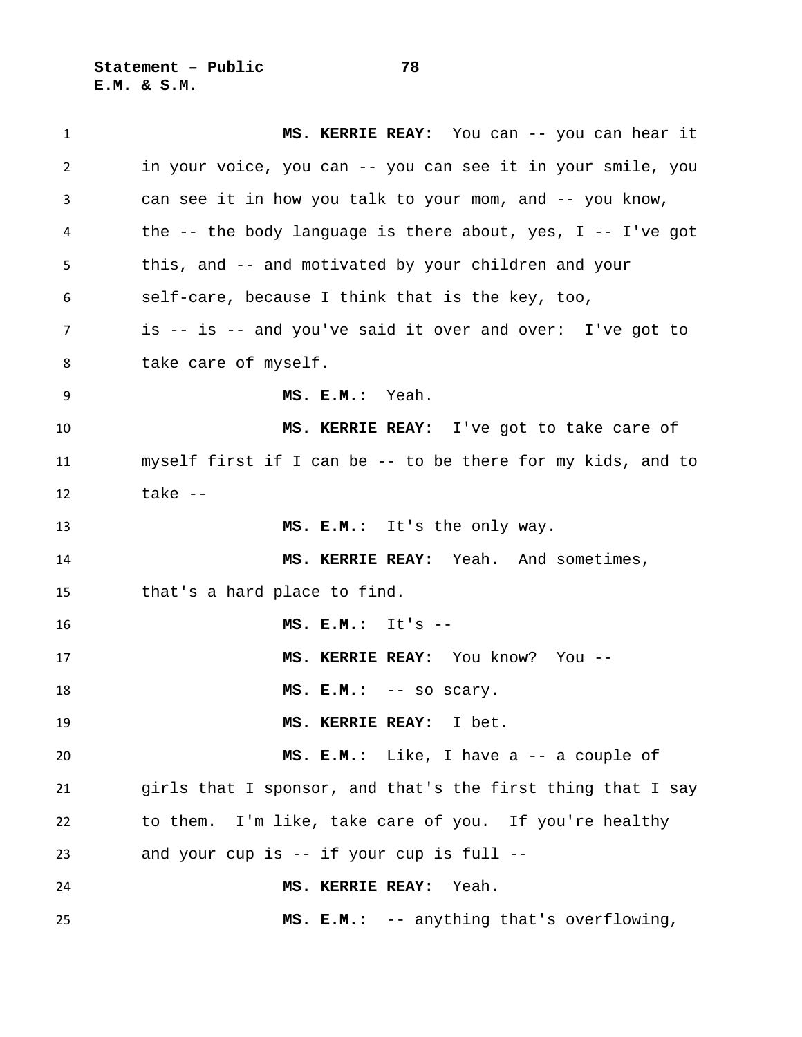**MS. KERRIE REAY:** You can -- you can hear it in your voice, you can -- you can see it in your smile, you can see it in how you talk to your mom, and -- you know, the -- the body language is there about, yes, I -- I've got this, and -- and motivated by your children and your self-care, because I think that is the key, too, is -- is -- and you've said it over and over: I've got to take care of myself.

**MS. E.M.:** Yeah.

**MS. KERRIE REAY:** I've got to take care of myself first if I can be -- to be there for my kids, and to take --

**MS. E.M.:** It's the only way.

**MS. KERRIE REAY:** Yeah. And sometimes, that's a hard place to find.

**MS. E.M.:** It's --

**MS. KERRIE REAY:** You know? You --

**MS. E.M.:** -- so scary.

**MS. KERRIE REAY:** I bet.

**MS. E.M.:** Like, I have a -- a couple of girls that I sponsor, and that's the first thing that I say to them. I'm like, take care of you. If you're healthy and your cup is -- if your cup is full --

**MS. KERRIE REAY:** Yeah.

**MS. E.M.:** -- anything that's overflowing,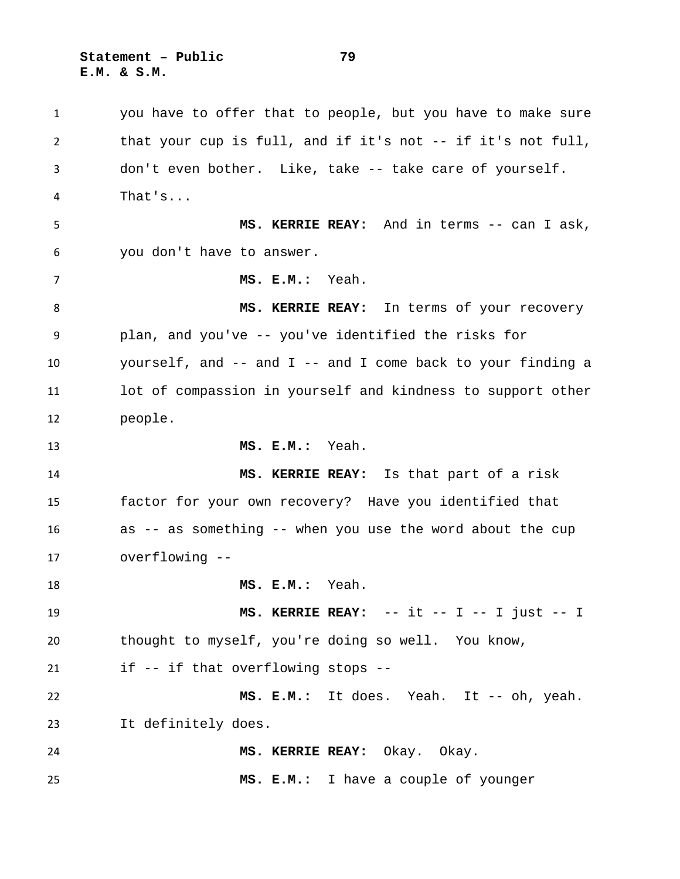you have to offer that to people, but you have to make sure that your cup is full, and if it's not -- if it's not full, don't even bother. Like, take -- take care of yourself. That's...

**MS. KERRIE REAY:** And in terms -- can I ask, you don't have to answer.

**MS. E.M.:** Yeah.

**MS. KERRIE REAY:** In terms of your recovery plan, and you've -- you've identified the risks for yourself, and -- and I -- and I come back to your finding a lot of compassion in yourself and kindness to support other people.

**MS. E.M.:** Yeah.

**MS. KERRIE REAY:** Is that part of a risk factor for your own recovery? Have you identified that as -- as something -- when you use the word about the cup overflowing --

**MS. E.M.:** Yeah.

**MS. KERRIE REAY:** -- it -- I -- I just -- I thought to myself, you're doing so well. You know, if -- if that overflowing stops --

**MS. E.M.:** It does. Yeah. It -- oh, yeah. It definitely does.

**MS. KERRIE REAY:** Okay. Okay.

**MS. E.M.:** I have a couple of younger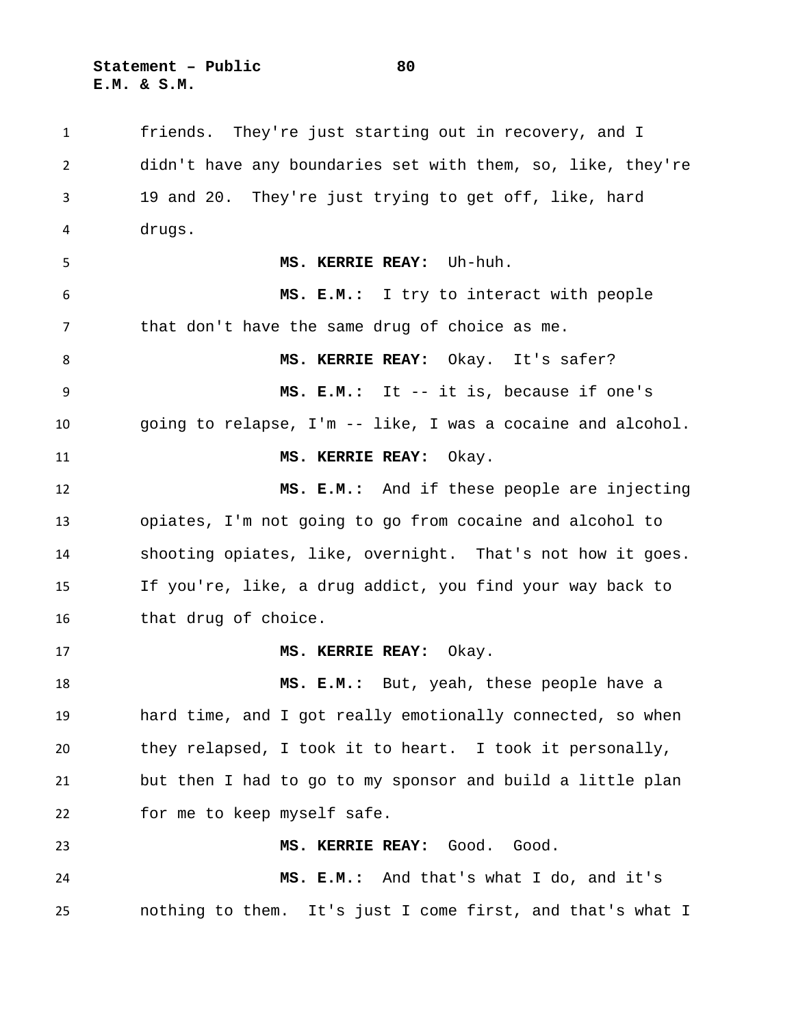friends. They're just starting out in recovery, and I didn't have any boundaries set with them, so, like, they're 19 and 20. They're just trying to get off, like, hard drugs.

**MS. KERRIE REAY:** Uh-huh.

**MS. E.M.:** I try to interact with people that don't have the same drug of choice as me.

**MS. KERRIE REAY:** Okay. It's safer?

**MS. E.M.:** It -- it is, because if one's going to relapse, I'm -- like, I was a cocaine and alcohol.

**MS. KERRIE REAY:** Okay.

**MS. E.M.:** And if these people are injecting opiates, I'm not going to go from cocaine and alcohol to shooting opiates, like, overnight. That's not how it goes. If you're, like, a drug addict, you find your way back to that drug of choice.

**MS. KERRIE REAY:** Okay.

**MS. E.M.:** But, yeah, these people have a hard time, and I got really emotionally connected, so when they relapsed, I took it to heart. I took it personally, but then I had to go to my sponsor and build a little plan for me to keep myself safe.

**MS. KERRIE REAY:** Good. Good.

**MS. E.M.:** And that's what I do, and it's nothing to them. It's just I come first, and that's what I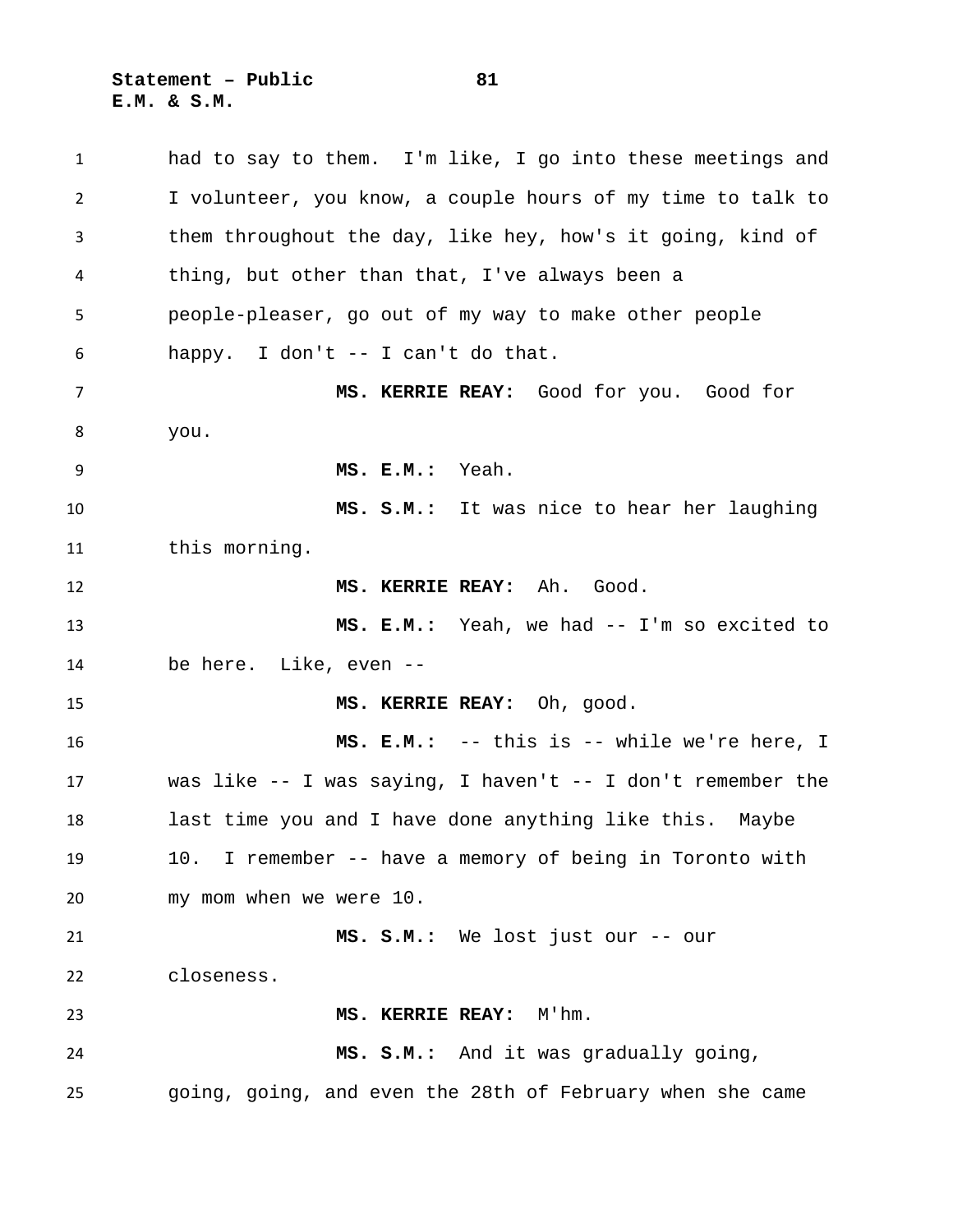had to say to them. I'm like, I go into these meetings and I volunteer, you know, a couple hours of my time to talk to them throughout the day, like hey, how's it going, kind of thing, but other than that, I've always been a people-pleaser, go out of my way to make other people happy. I don't -- I can't do that.

**MS. KERRIE REAY:** Good for you. Good for you.

**MS. E.M.:** Yeah.

**MS. S.M.:** It was nice to hear her laughing this morning.

**MS. KERRIE REAY:** Ah. Good.

**MS. E.M.:** Yeah, we had -- I'm so excited to be here. Like, even --

**MS. KERRIE REAY:** Oh, good.

**MS. E.M.:** -- this is -- while we're here, I was like -- I was saying, I haven't -- I don't remember the last time you and I have done anything like this. Maybe 10. I remember -- have a memory of being in Toronto with my mom when we were 10.

**MS. S.M.:** We lost just our -- our closeness.

**MS. KERRIE REAY:** M'hm.

**MS. S.M.:** And it was gradually going, going, going, and even the 28th of February when she came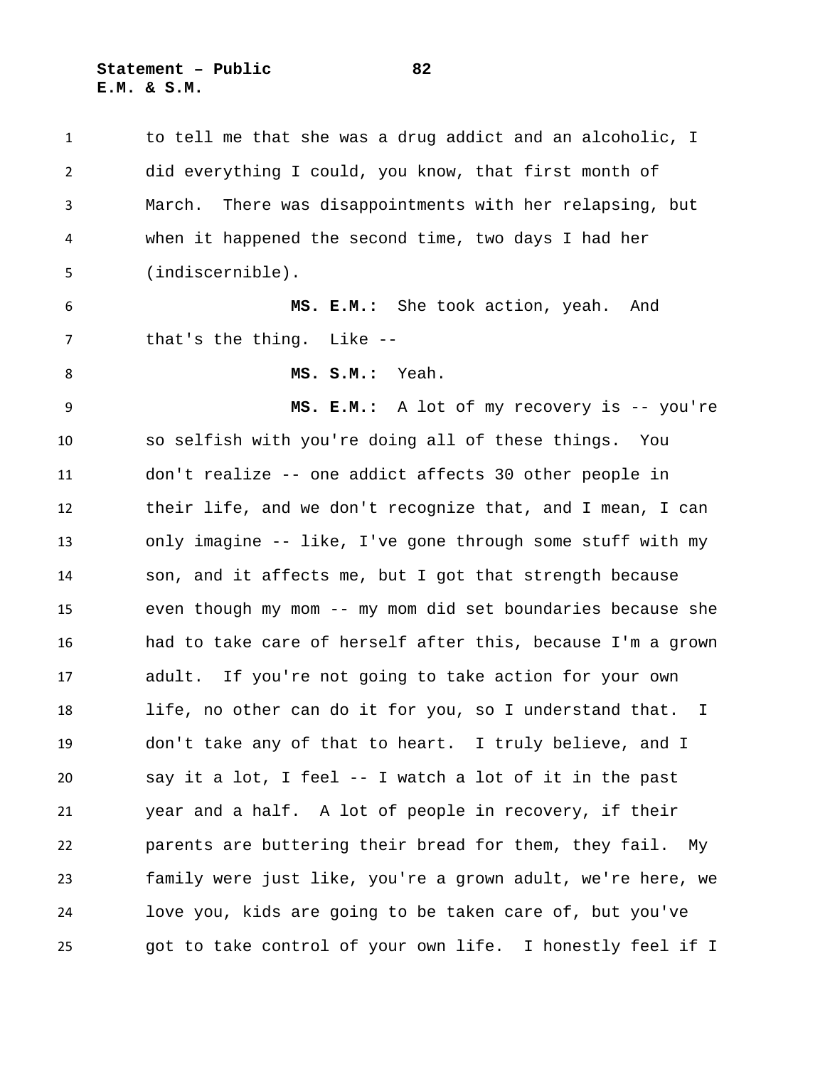to tell me that she was a drug addict and an alcoholic, I did everything I could, you know, that first month of March. There was disappointments with her relapsing, but when it happened the second time, two days I had her (indiscernible).

**MS. E.M.:** She took action, yeah. And that's the thing. Like --

**MS. S.M.:** Yeah.

**MS. E.M.:** A lot of my recovery is -- you're so selfish with you're doing all of these things. You don't realize -- one addict affects 30 other people in their life, and we don't recognize that, and I mean, I can only imagine -- like, I've gone through some stuff with my son, and it affects me, but I got that strength because even though my mom -- my mom did set boundaries because she had to take care of herself after this, because I'm a grown adult. If you're not going to take action for your own life, no other can do it for you, so I understand that. I don't take any of that to heart. I truly believe, and I say it a lot, I feel -- I watch a lot of it in the past year and a half. A lot of people in recovery, if their parents are buttering their bread for them, they fail. My family were just like, you're a grown adult, we're here, we love you, kids are going to be taken care of, but you've got to take control of your own life. I honestly feel if I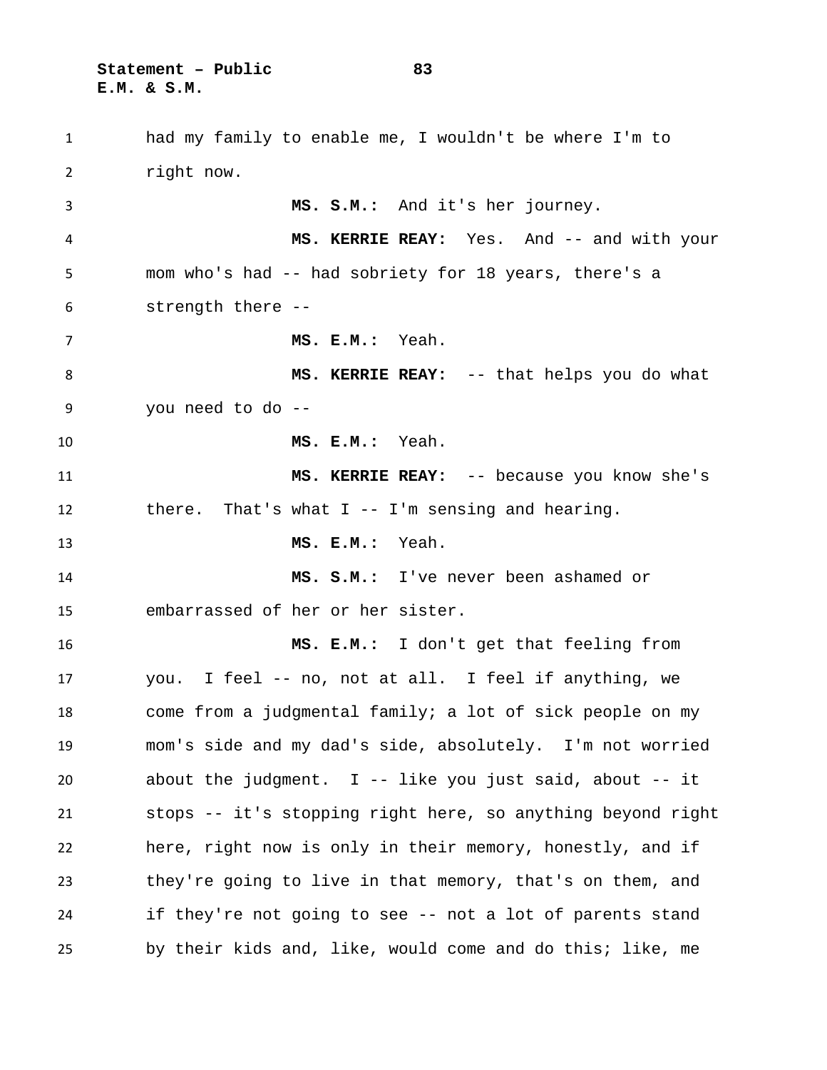had my family to enable me, I wouldn't be where I'm to right now.

**MS. S.M.:** And it's her journey.

**MS. KERRIE REAY:** Yes. And -- and with your mom who's had -- had sobriety for 18 years, there's a strength there --

**MS. E.M.:** Yeah.

**MS. KERRIE REAY:** -- that helps you do what you need to do --

**MS. E.M.:** Yeah.

**MS. KERRIE REAY:** -- because you know she's there. That's what I -- I'm sensing and hearing.

**MS. E.M.:** Yeah.

**MS. S.M.:** I've never been ashamed or embarrassed of her or her sister.

**MS. E.M.:** I don't get that feeling from you. I feel -- no, not at all. I feel if anything, we come from a judgmental family; a lot of sick people on my mom's side and my dad's side, absolutely. I'm not worried about the judgment. I -- like you just said, about -- it stops -- it's stopping right here, so anything beyond right here, right now is only in their memory, honestly, and if they're going to live in that memory, that's on them, and if they're not going to see -- not a lot of parents stand by their kids and, like, would come and do this; like, me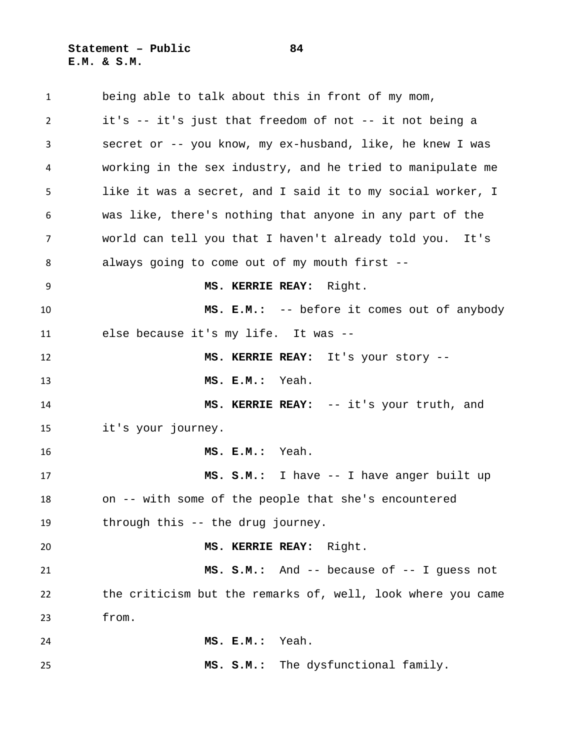being able to talk about this in front of my mom, it's -- it's just that freedom of not -- it not being a secret or -- you know, my ex-husband, like, he knew I was working in the sex industry, and he tried to manipulate me like it was a secret, and I said it to my social worker, I was like, there's nothing that anyone in any part of the world can tell you that I haven't already told you. It's always going to come out of my mouth first --

**MS. KERRIE REAY:** Right.

**MS. E.M.:** -- before it comes out of anybody else because it's my life. It was --

**MS. KERRIE REAY:** It's your story --

**MS. E.M.:** Yeah.

**MS. KERRIE REAY:** -- it's your truth, and it's your journey.

**MS. E.M.:** Yeah.

**MS. S.M.:** I have -- I have anger built up on -- with some of the people that she's encountered through this -- the drug journey.

**MS. KERRIE REAY:** Right.

**MS. S.M.:** And -- because of -- I guess not the criticism but the remarks of, well, look where you came from.

**MS. E.M.:** Yeah.

**MS. S.M.:** The dysfunctional family.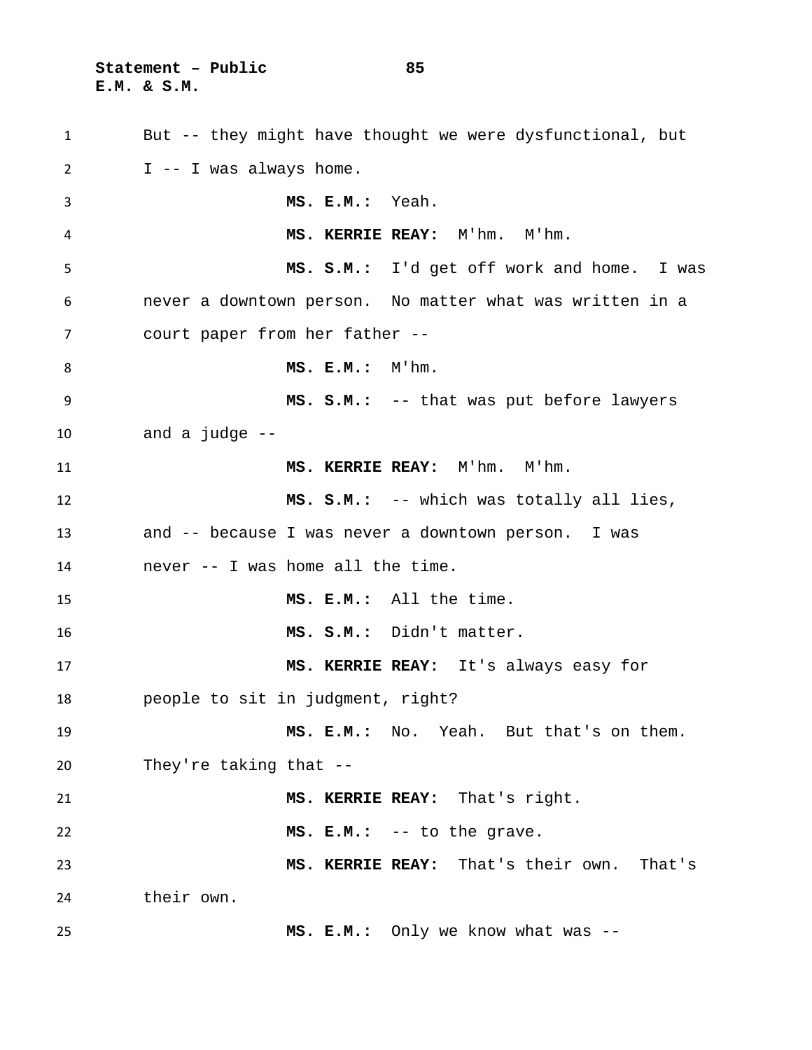But -- they might have thought we were dysfunctional, but I -- I was always home.

**MS. E.M.:** Yeah.

**MS. KERRIE REAY:** M'hm. M'hm.

**MS. S.M.:** I'd get off work and home. I was never a downtown person. No matter what was written in a court paper from her father --

**MS. E.M.:** M'hm.

**MS. S.M.:** -- that was put before lawyers and a judge --

**MS. KERRIE REAY:** M'hm. M'hm.

**MS. S.M.:** -- which was totally all lies, and -- because I was never a downtown person. I was never -- I was home all the time.

**MS. E.M.:** All the time.

**MS. S.M.:** Didn't matter.

**MS. KERRIE REAY:** It's always easy for people to sit in judgment, right?

**MS. E.M.:** No. Yeah. But that's on them. They're taking that --

**MS. KERRIE REAY:** That's right.

**MS. E.M.:** -- to the grave.

**MS. KERRIE REAY:** That's their own. That's their own.

**MS. E.M.:** Only we know what was --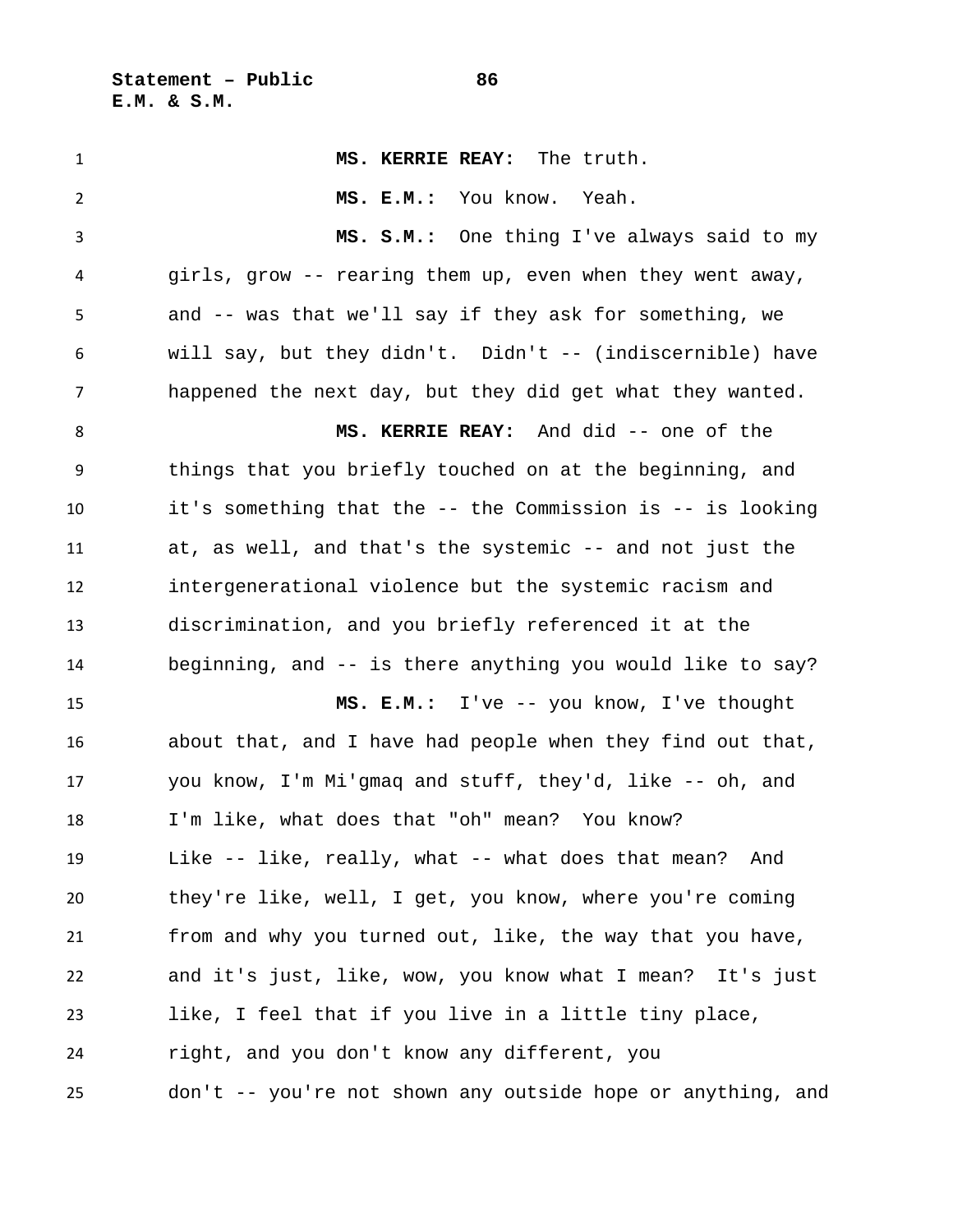**MS. KERRIE REAY:** The truth.

**MS. E.M.:** You know. Yeah.

**MS. S.M.:** One thing I've always said to my girls, grow -- rearing them up, even when they went away, and -- was that we'll say if they ask for something, we will say, but they didn't. Didn't -- (indiscernible) have happened the next day, but they did get what they wanted.

**MS. KERRIE REAY:** And did -- one of the things that you briefly touched on at the beginning, and it's something that the -- the Commission is -- is looking at, as well, and that's the systemic -- and not just the intergenerational violence but the systemic racism and discrimination, and you briefly referenced it at the beginning, and -- is there anything you would like to say?

**MS. E.M.:** I've -- you know, I've thought about that, and I have had people when they find out that, you know, I'm Mi'gmaq and stuff, they'd, like -- oh, and I'm like, what does that "oh" mean? You know? Like -- like, really, what -- what does that mean? And they're like, well, I get, you know, where you're coming from and why you turned out, like, the way that you have, and it's just, like, wow, you know what I mean? It's just like, I feel that if you live in a little tiny place, right, and you don't know any different, you don't -- you're not shown any outside hope or anything, and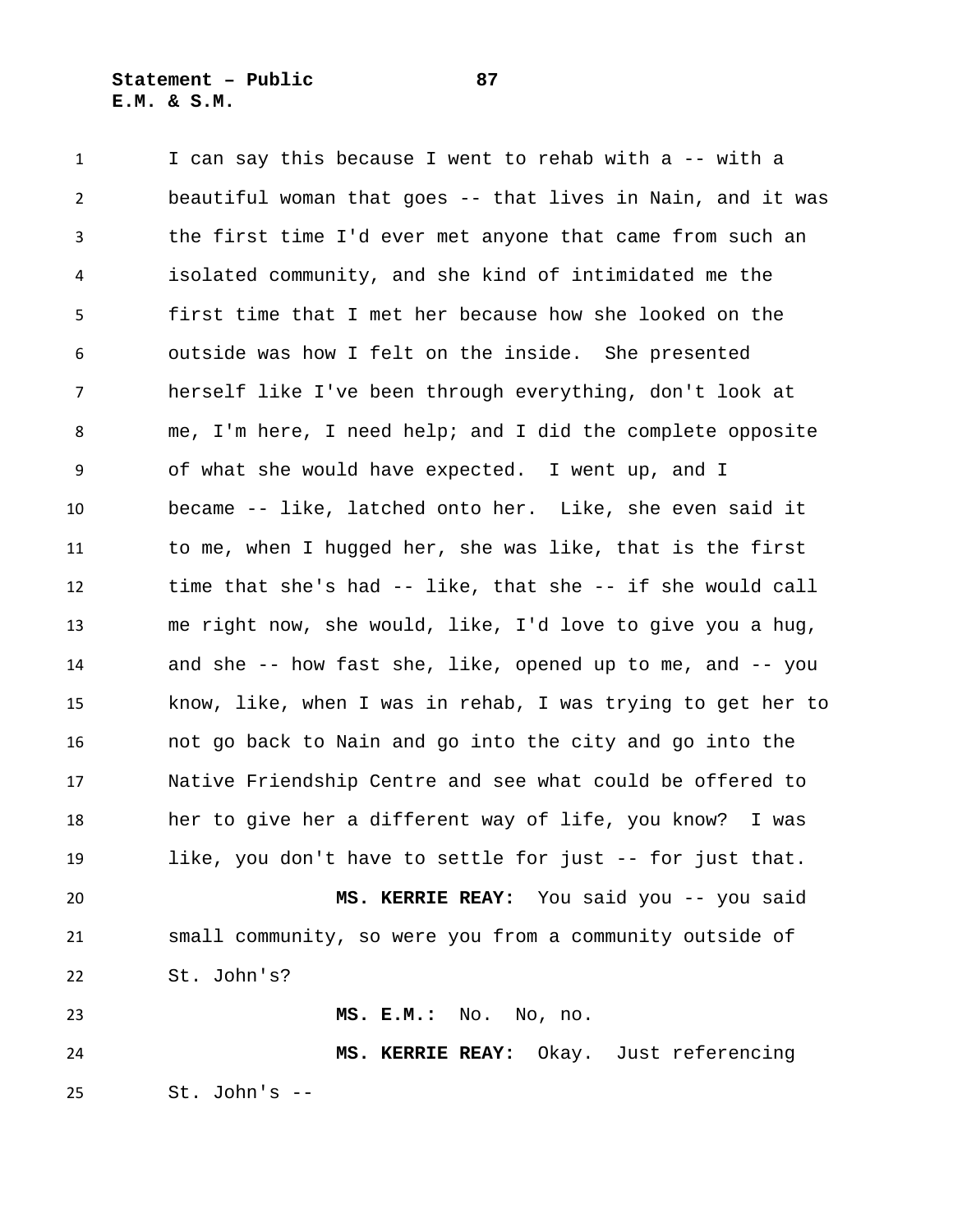I can say this because I went to rehab with a -- with a beautiful woman that goes -- that lives in Nain, and it was the first time I'd ever met anyone that came from such an isolated community, and she kind of intimidated me the first time that I met her because how she looked on the outside was how I felt on the inside. She presented herself like I've been through everything, don't look at me, I'm here, I need help; and I did the complete opposite of what she would have expected. I went up, and I became -- like, latched onto her. Like, she even said it to me, when I hugged her, she was like, that is the first time that she's had -- like, that she -- if she would call me right now, she would, like, I'd love to give you a hug, and she -- how fast she, like, opened up to me, and -- you know, like, when I was in rehab, I was trying to get her to not go back to Nain and go into the city and go into the Native Friendship Centre and see what could be offered to her to give her a different way of life, you know? I was like, you don't have to settle for just -- for just that.

**MS. KERRIE REAY:** You said you -- you said small community, so were you from a community outside of St. John's?

**MS. E.M.:** No. No, no.

**MS. KERRIE REAY:** Okay. Just referencing St. John's --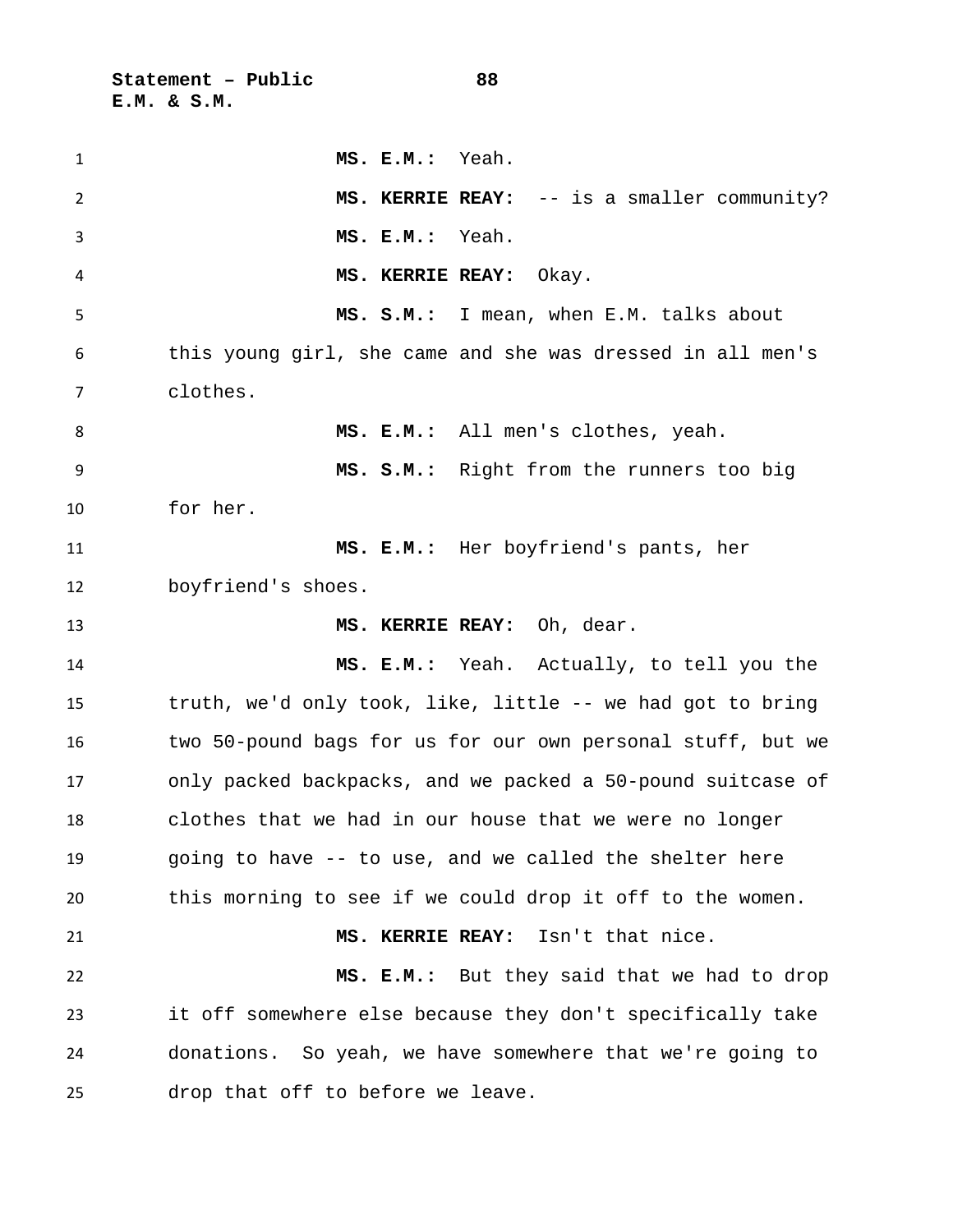**MS. E.M.:** Yeah.

**MS. KERRIE REAY:** -- is a smaller community?

**MS. E.M.:** Yeah.

**MS. KERRIE REAY:** Okay.

**MS. S.M.:** I mean, when E.M. talks about this young girl, she came and she was dressed in all men's clothes.

**MS. E.M.:** All men's clothes, yeah.

**MS. S.M.:** Right from the runners too big for her.

**MS. E.M.:** Her boyfriend's pants, her boyfriend's shoes.

**MS. KERRIE REAY:** Oh, dear.

**MS. E.M.:** Yeah. Actually, to tell you the truth, we'd only took, like, little -- we had got to bring two 50-pound bags for us for our own personal stuff, but we only packed backpacks, and we packed a 50-pound suitcase of clothes that we had in our house that we were no longer going to have -- to use, and we called the shelter here this morning to see if we could drop it off to the women.

**MS. KERRIE REAY:** Isn't that nice.

**MS. E.M.:** But they said that we had to drop it off somewhere else because they don't specifically take donations. So yeah, we have somewhere that we're going to drop that off to before we leave.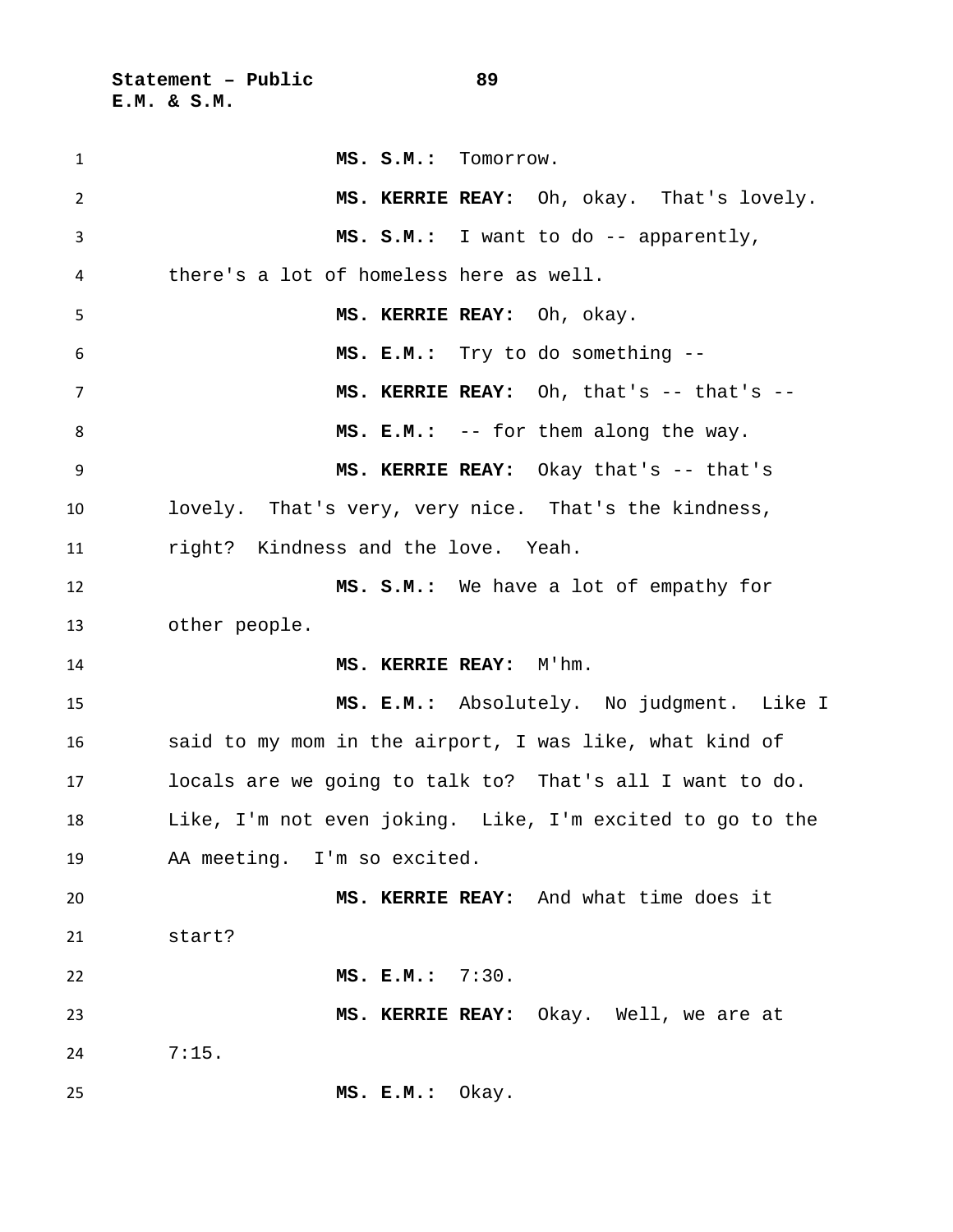**MS. S.M.:** Tomorrow.

**MS. KERRIE REAY:** Oh, okay. That's lovely.

**MS. S.M.:** I want to do -- apparently, there's a lot of homeless here as well.

**MS. KERRIE REAY:** Oh, okay.

**MS. E.M.:** Try to do something --

**MS. KERRIE REAY:** Oh, that's -- that's --

**MS. E.M.:** -- for them along the way.

**MS. KERRIE REAY:** Okay that's -- that's lovely. That's very, very nice. That's the kindness, right? Kindness and the love. Yeah.

**MS. S.M.:** We have a lot of empathy for other people.

**MS. KERRIE REAY:** M'hm.

**MS. E.M.:** Absolutely. No judgment. Like I said to my mom in the airport, I was like, what kind of locals are we going to talk to? That's all I want to do. Like, I'm not even joking. Like, I'm excited to go to the AA meeting. I'm so excited.

**MS. KERRIE REAY:** And what time does it start?

**MS. E.M.:** 7:30.

**MS. KERRIE REAY:** Okay. Well, we are at 7:15.

**MS. E.M.:** Okay.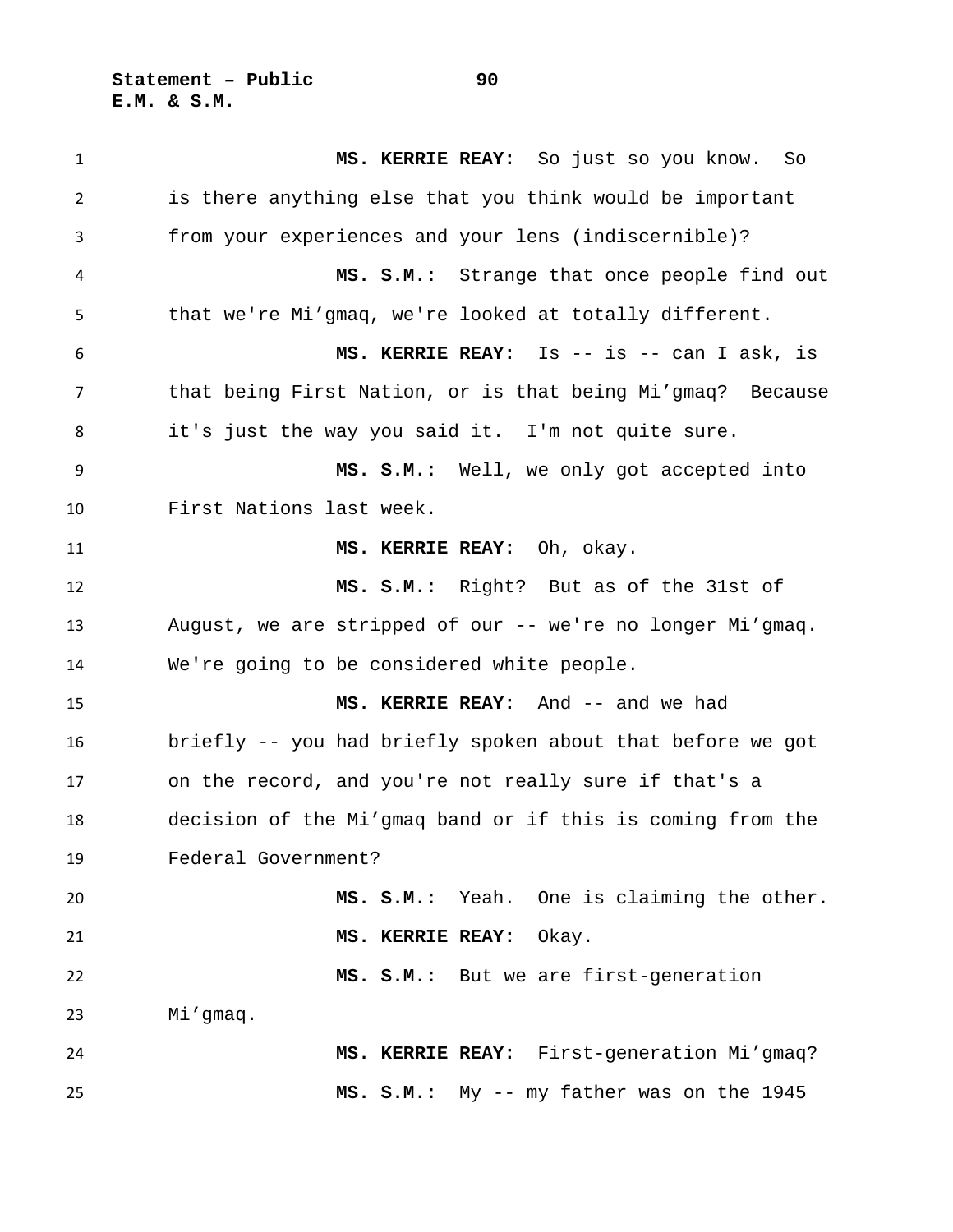**MS. KERRIE REAY:** So just so you know. So is there anything else that you think would be important from your experiences and your lens (indiscernible)?

**MS. S.M.:** Strange that once people find out that we're Mi'gmaq, we're looked at totally different.

**MS. KERRIE REAY:** Is -- is -- can I ask, is that being First Nation, or is that being Mi'gmaq? Because it's just the way you said it. I'm not quite sure.

**MS. S.M.:** Well, we only got accepted into First Nations last week.

**MS. KERRIE REAY:** Oh, okay.

**MS. S.M.:** Right? But as of the 31st of August, we are stripped of our -- we're no longer Mi'gmaq. We're going to be considered white people.

**MS. KERRIE REAY:** And -- and we had briefly -- you had briefly spoken about that before we got on the record, and you're not really sure if that's a decision of the Mi'gmaq band or if this is coming from the Federal Government?

**MS. S.M.:** Yeah. One is claiming the other.

**MS. KERRIE REAY:** Okay.

**MS. S.M.:** But we are first-generation Mi'gmaq.

**MS. KERRIE REAY:** First-generation Mi'gmaq?

**MS. S.M.:** My -- my father was on the 1945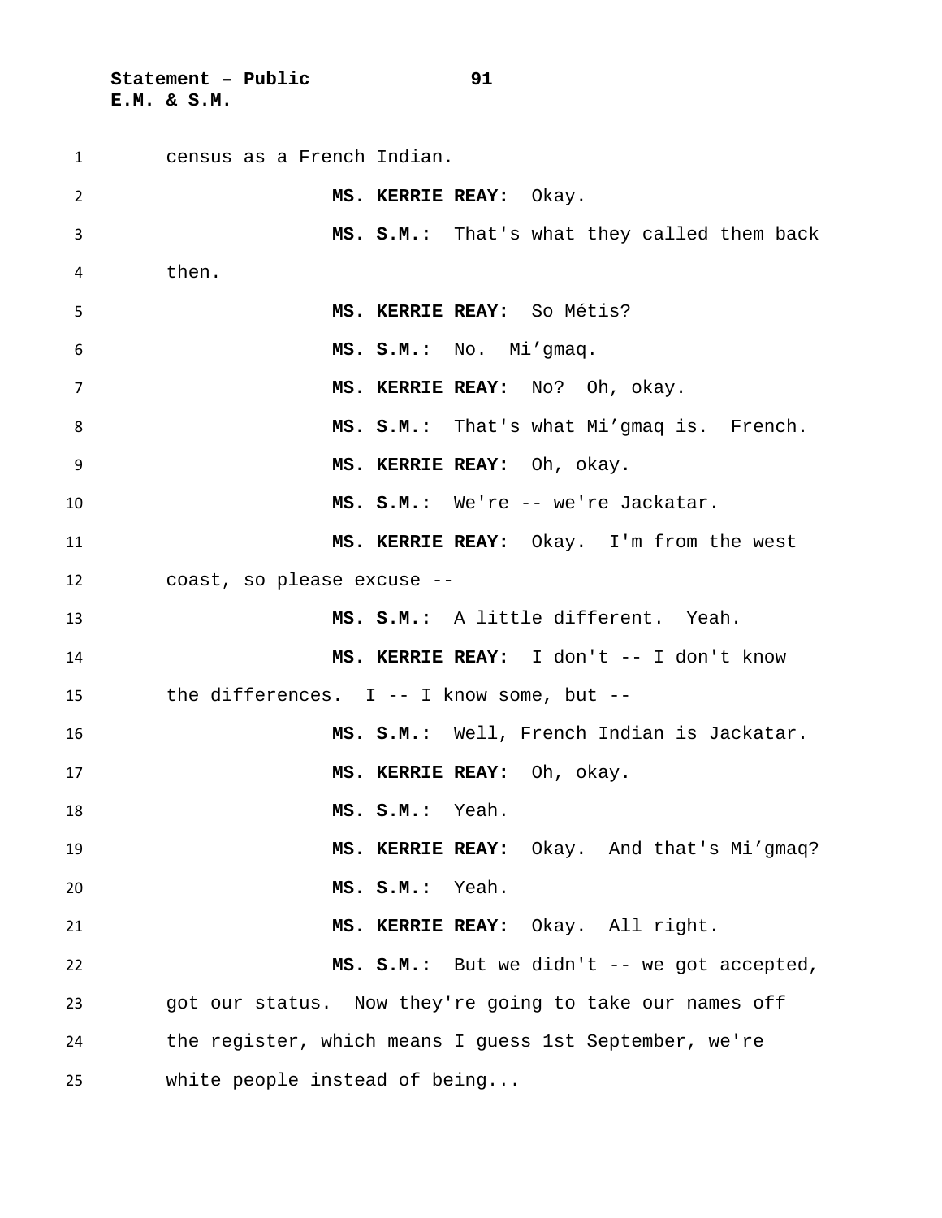census as a French Indian.

**MS. KERRIE REAY:** Okay.

**MS. S.M.:** That's what they called them back then.

**MS. KERRIE REAY:** So Métis?

**MS. S.M.:** No. Mi'gmaq.

**MS. KERRIE REAY:** No? Oh, okay.

**MS. S.M.:** That's what Mi'gmaq is. French.

**MS. KERRIE REAY:** Oh, okay.

**MS. S.M.:** We're -- we're Jackatar.

**MS. KERRIE REAY:** Okay. I'm from the west coast, so please excuse --

**MS. S.M.:** A little different. Yeah.

**MS. KERRIE REAY:** I don't -- I don't know the differences. I -- I know some, but --

**MS. S.M.:** Well, French Indian is Jackatar.

**MS. KERRIE REAY:** Oh, okay.

**MS. S.M.:** Yeah.

**MS. KERRIE REAY:** Okay. And that's Mi'gmaq?

**MS. S.M.:** Yeah.

**MS. KERRIE REAY:** Okay. All right.

**MS. S.M.:** But we didn't -- we got accepted, got our status. Now they're going to take our names off the register, which means I guess 1st September, we're white people instead of being...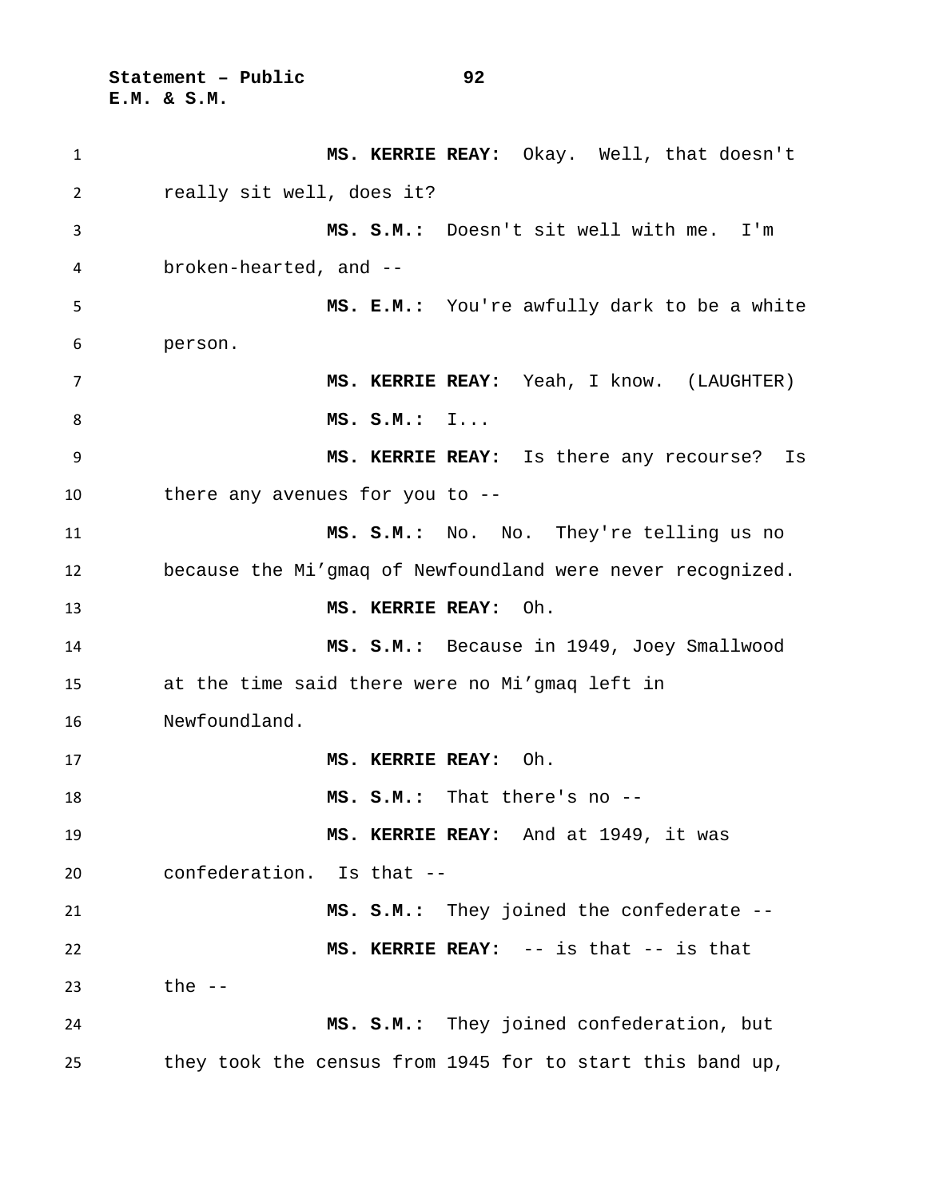**MS. KERRIE REAY:** Okay. Well, that doesn't really sit well, does it?

**MS. S.M.:** Doesn't sit well with me. I'm broken-hearted, and --

**MS. E.M.:** You're awfully dark to be a white person.

**MS. KERRIE REAY:** Yeah, I know. (LAUGHTER)

**MS. S.M.:** I...

**MS. KERRIE REAY:** Is there any recourse? Is there any avenues for you to --

**MS. S.M.:** No. No. They're telling us no because the Mi'gmaq of Newfoundland were never recognized.

**MS. KERRIE REAY:** Oh.

**MS. S.M.:** Because in 1949, Joey Smallwood at the time said there were no Mi'gmaq left in Newfoundland.

**MS. KERRIE REAY:** Oh.

**MS. S.M.:** That there's no --

**MS. KERRIE REAY:** And at 1949, it was confederation. Is that --

**MS. S.M.:** They joined the confederate --

**MS. KERRIE REAY:** -- is that -- is that the --

**MS. S.M.:** They joined confederation, but they took the census from 1945 for to start this band up,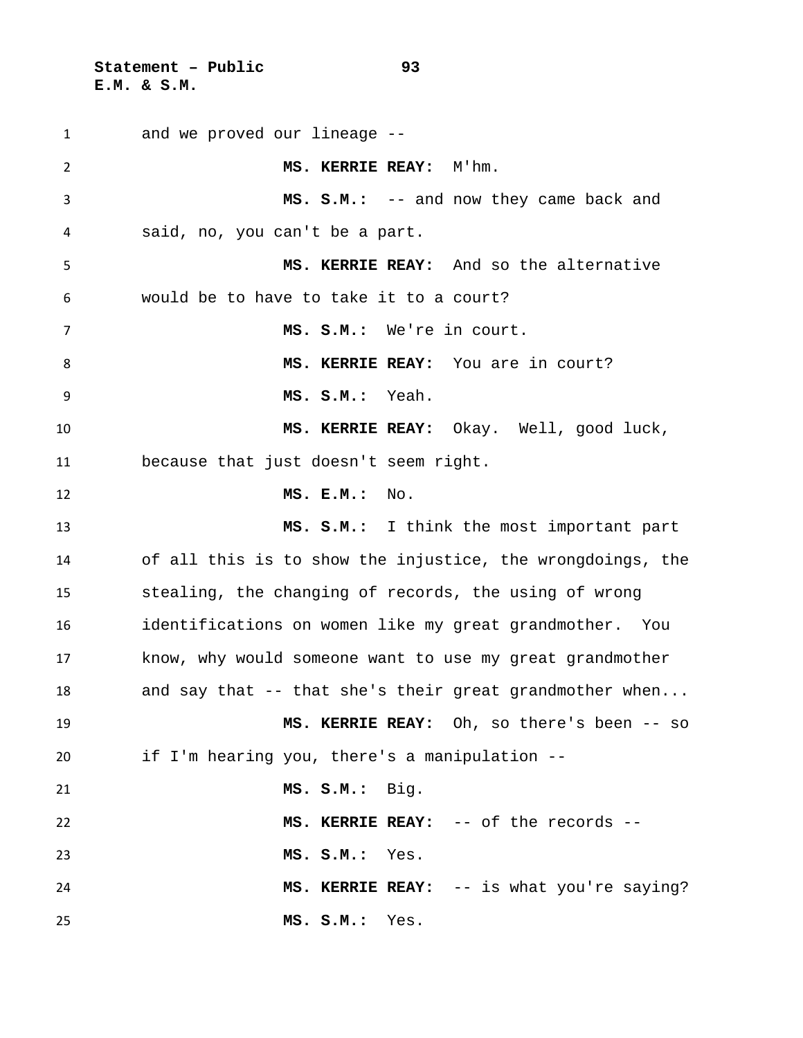and we proved our lineage --

**MS. KERRIE REAY:** M'hm.

**MS. S.M.:** -- and now they came back and said, no, you can't be a part.

**MS. KERRIE REAY:** And so the alternative would be to have to take it to a court?

**MS. S.M.:** We're in court.

**MS. KERRIE REAY:** You are in court?

**MS. S.M.:** Yeah.

**MS. KERRIE REAY:** Okay. Well, good luck, because that just doesn't seem right.

**MS. E.M.:** No.

**MS. S.M.:** I think the most important part of all this is to show the injustice, the wrongdoings, the stealing, the changing of records, the using of wrong identifications on women like my great grandmother. You know, why would someone want to use my great grandmother and say that -- that she's their great grandmother when...

**MS. KERRIE REAY:** Oh, so there's been -- so if I'm hearing you, there's a manipulation --

**MS. S.M.:** Big.

**MS. KERRIE REAY:** -- of the records --

**MS. S.M.:** Yes.

**MS. KERRIE REAY:** -- is what you're saying?

**MS. S.M.:** Yes.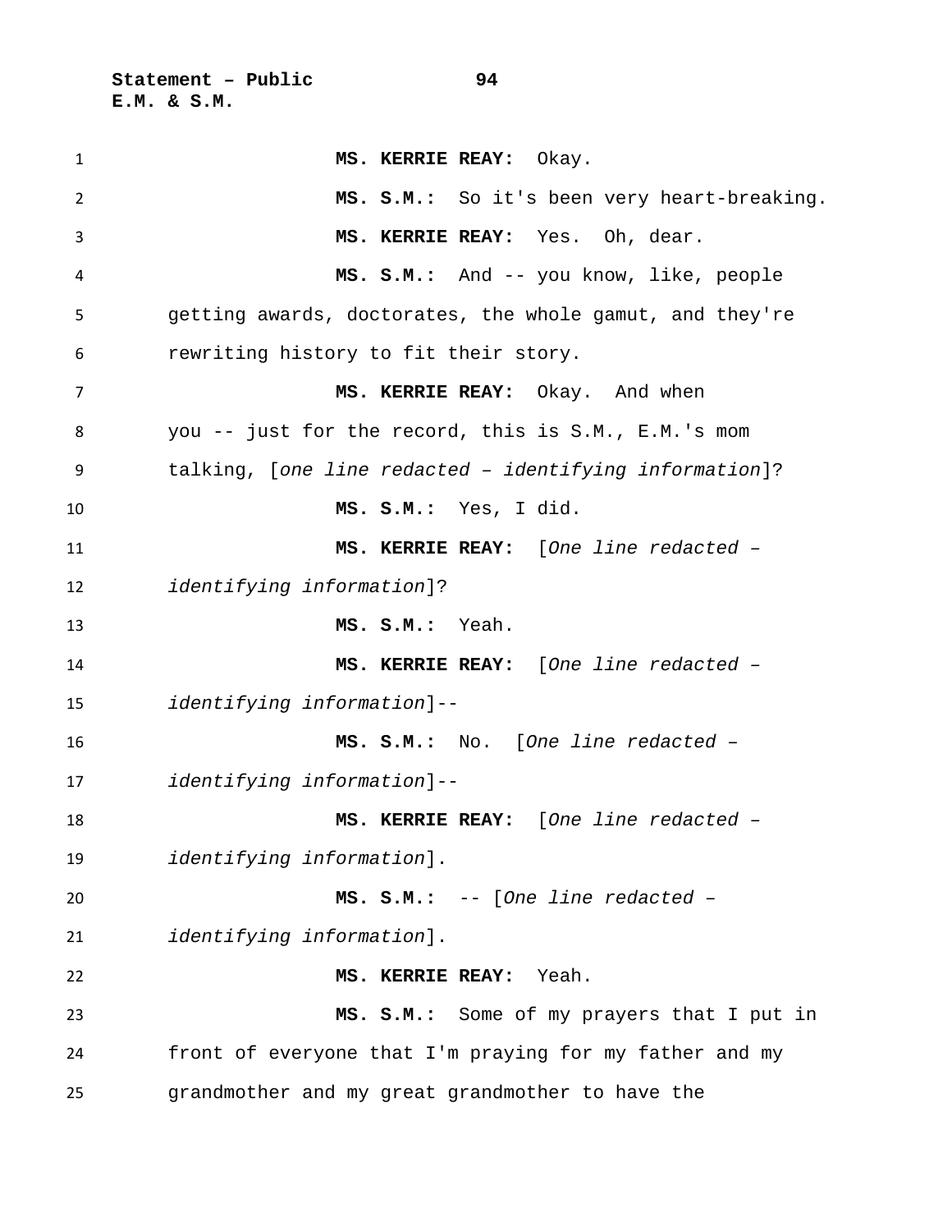**MS. KERRIE REAY:** Okay.

**MS. S.M.:** So it's been very heart-breaking.

**MS. KERRIE REAY:** Yes. Oh, dear.

**MS. S.M.:** And -- you know, like, people getting awards, doctorates, the whole gamut, and they're rewriting history to fit their story.

**MS. KERRIE REAY:** Okay. And when you -- just for the record, this is S.M., E.M.'s mom talking, [*one line redacted – identifying information*]?

**MS. S.M.:** Yes, I did.

**MS. KERRIE REAY:** [*One line redacted – identifying information*]?

**MS. S.M.:** Yeah.

**MS. KERRIE REAY:** [*One line redacted – identifying information*]--

**MS. S.M.:** No. [*One line redacted – identifying information*]--

**MS. KERRIE REAY:** [*One line redacted – identifying information*].

**MS. S.M.:** -- [*One line redacted – identifying information*].

**MS. KERRIE REAY:** Yeah.

**MS. S.M.:** Some of my prayers that I put in front of everyone that I'm praying for my father and my grandmother and my great grandmother to have the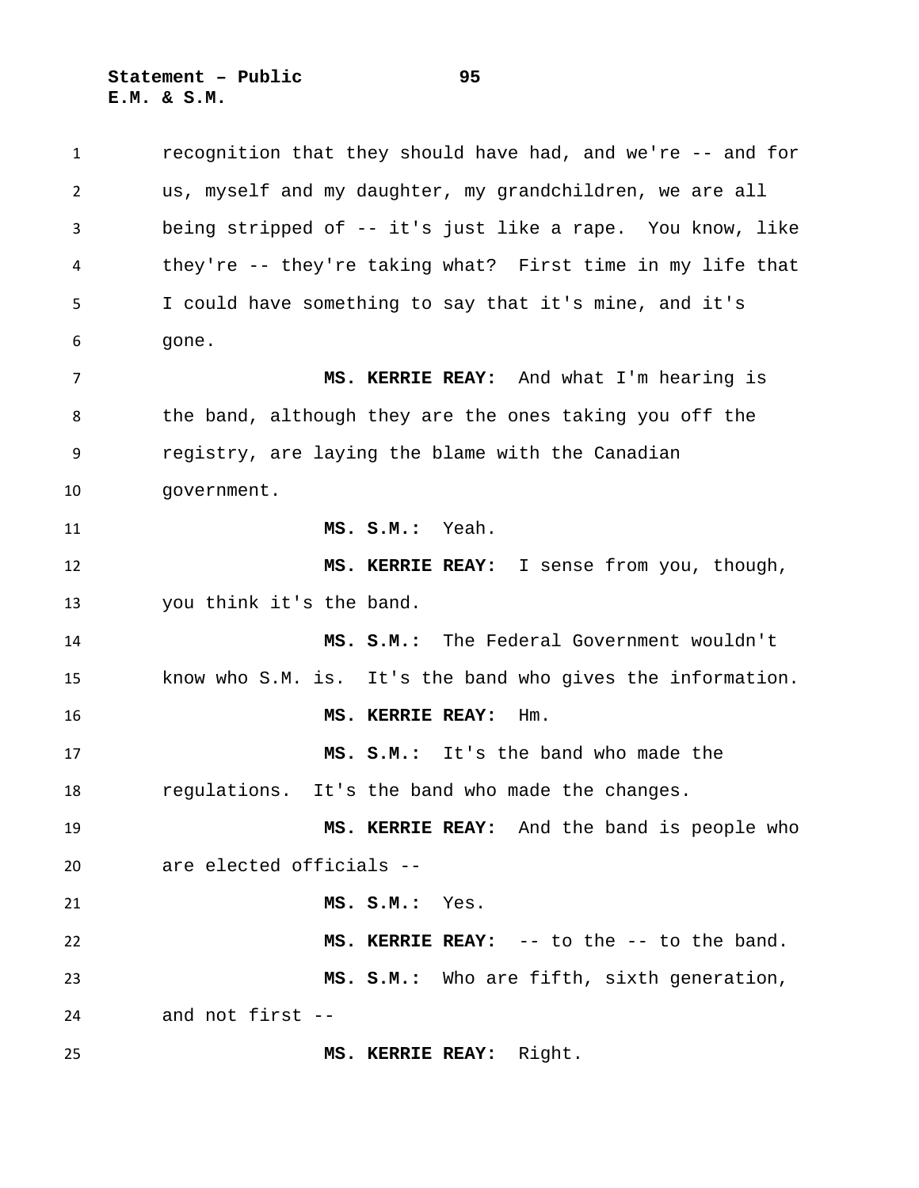recognition that they should have had, and we're -- and for us, myself and my daughter, my grandchildren, we are all being stripped of -- it's just like a rape. You know, like they're -- they're taking what? First time in my life that I could have something to say that it's mine, and it's gone.

**MS. KERRIE REAY:** And what I'm hearing is the band, although they are the ones taking you off the registry, are laying the blame with the Canadian government.

**MS. S.M.:** Yeah.

**MS. KERRIE REAY:** I sense from you, though, you think it's the band.

**MS. S.M.:** The Federal Government wouldn't know who S.M. is. It's the band who gives the information.

**MS. KERRIE REAY:** Hm.

**MS. S.M.:** It's the band who made the regulations. It's the band who made the changes.

**MS. KERRIE REAY:** And the band is people who are elected officials --

**MS. S.M.:** Yes.

**MS. KERRIE REAY:** -- to the -- to the band.

**MS. S.M.:** Who are fifth, sixth generation, and not first --

**MS. KERRIE REAY:** Right.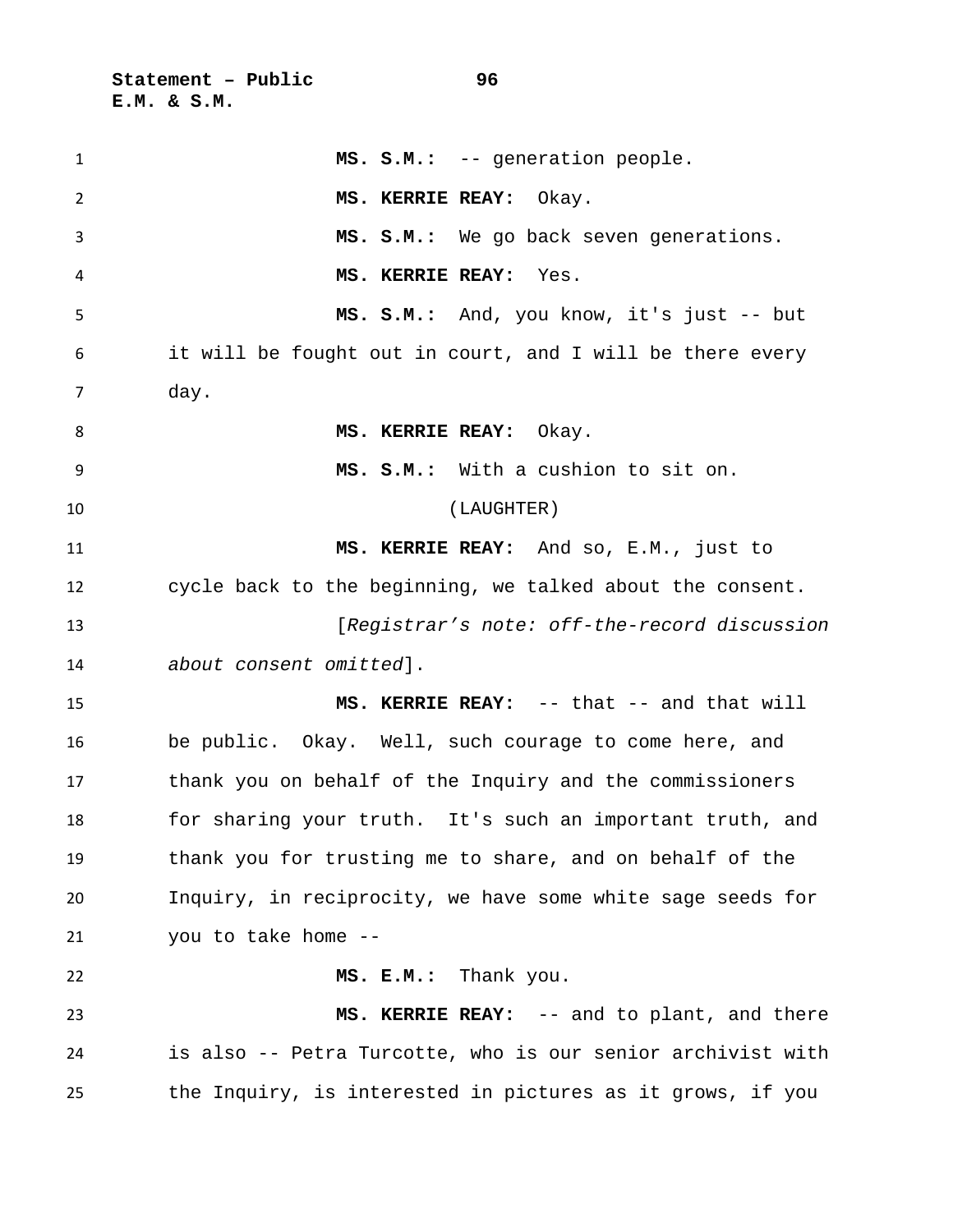**MS. S.M.:** -- generation people.

**MS. KERRIE REAY:** Okay.

**MS. S.M.:** We go back seven generations.

**MS. KERRIE REAY:** Yes.

**MS. S.M.:** And, you know, it's just -- but it will be fought out in court, and I will be there every day.

**MS. KERRIE REAY:** Okay.

**MS. S.M.:** With a cushion to sit on.

(LAUGHTER)

**MS. KERRIE REAY:** And so, E.M., just to cycle back to the beginning, we talked about the consent.

[*Registrar's note: off-the-record discussion about consent omitted*].

**MS. KERRIE REAY:** -- that -- and that will be public. Okay. Well, such courage to come here, and thank you on behalf of the Inquiry and the commissioners for sharing your truth. It's such an important truth, and thank you for trusting me to share, and on behalf of the Inquiry, in reciprocity, we have some white sage seeds for you to take home --

**MS. E.M.:** Thank you.

**MS. KERRIE REAY:** -- and to plant, and there is also -- Petra Turcotte, who is our senior archivist with the Inquiry, is interested in pictures as it grows, if you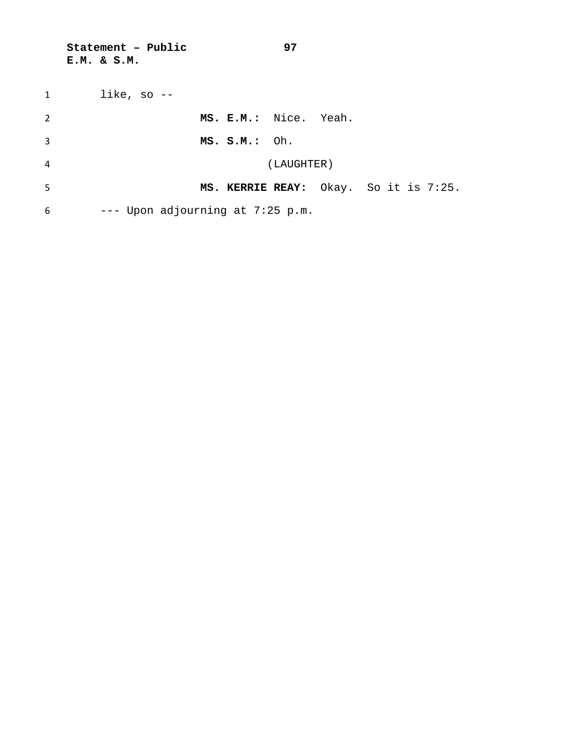like, so --

**MS. E.M.:** Nice. Yeah.

**MS. S.M.:** Oh.

(LAUGHTER)

**MS. KERRIE REAY:** Okay. So it is 7:25.

--- Upon adjourning at 7:25 p.m.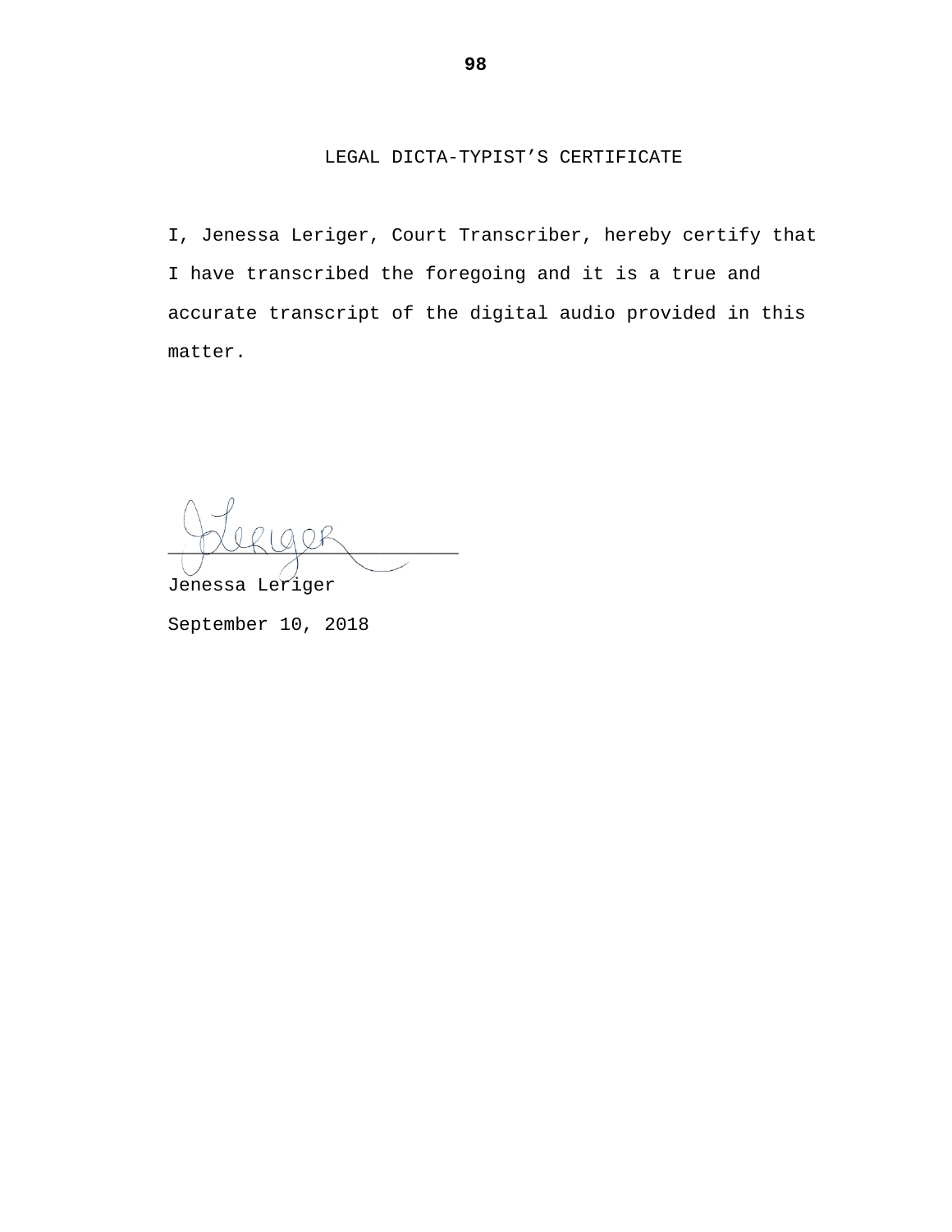LEGAL DICTA-TYPIST'S CERTIFICATE

I, Jenessa Leriger, Court Transcriber, hereby certify that I have transcribed the foregoing and it is a true and accurate transcript of the digital audio provided in this matter.

___________________________

Jenessa Leriger

September 10, 2018